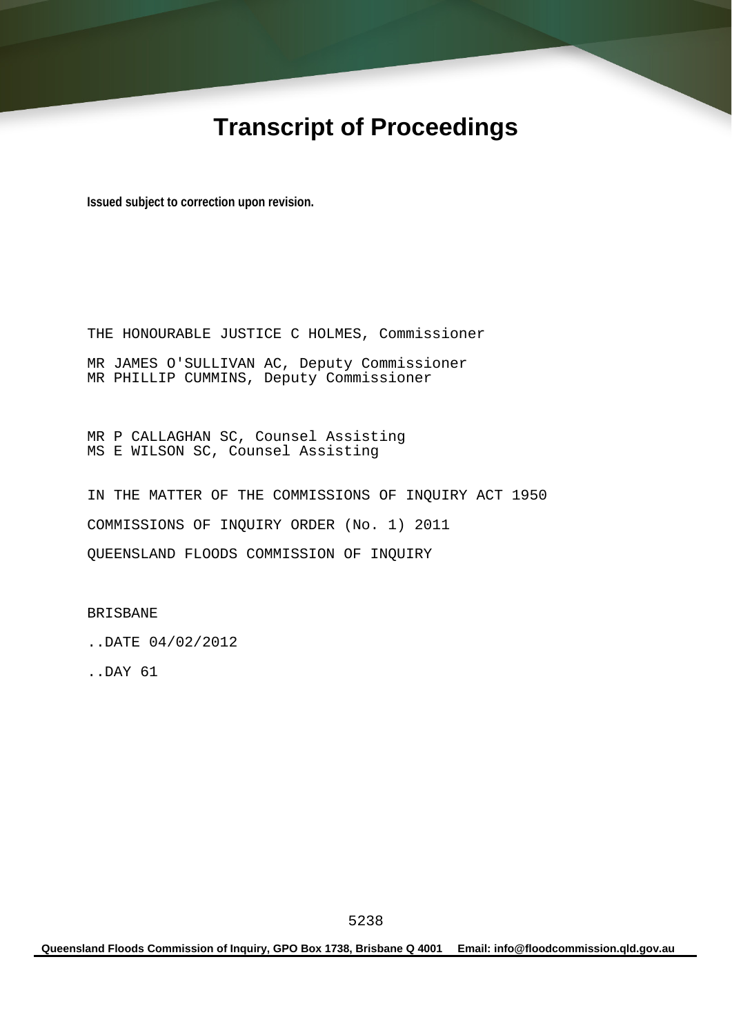# Transcript of Proceedings

**Issued subject to correction upon revision.**

THE HONOURABLE JUSTICE C HOLMES, Commissioner

MR JAMES O'SULLIVAN AC, Deputy Commissioner
MR PHILLIP CUMMINS, Deputy Commissioner

MR P CALLAGHAN SC, Counsel Assisting
MS E WILSON SC, Counsel Assisting

IN THE MATTER OF THE COMMISSIONS OF INQUIRY ACT 1950

COMMISSIONS OF INQUIRY ORDER (No. 1) 2011

QUEENSLAND FLOODS COMMISSION OF INQUIRY

BRISBANE

..DATE 04/02/2012

..DAY 61

**Queensland Floods Commission of Inquiry, GPO Box 1738, Brisbane Q 4001 Email: info@floodcommission.qld.gov.au**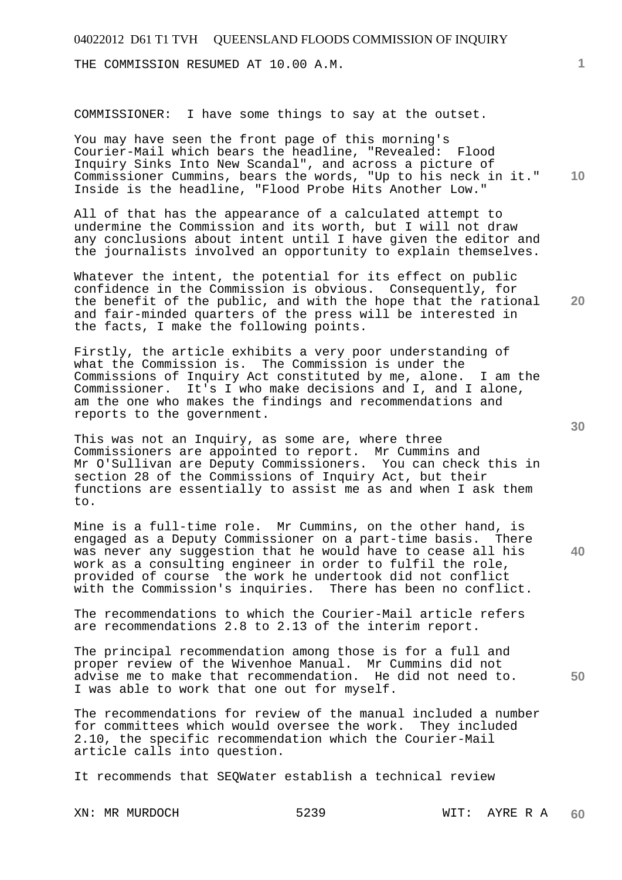THE COMMISSION RESUMED AT 10.00 A.M.

COMMISSIONER: I have some things to say at the outset.

You may have seen the front page of this morning's Courier-Mail which bears the headline, "Revealed: Flood Inquiry Sinks Into New Scandal", and across a picture of Commissioner Cummins, bears the words, "Up to his neck in it." Inside is the headline, "Flood Probe Hits Another Low."

All of that has the appearance of a calculated attempt to undermine the Commission and its worth, but I will not draw any conclusions about intent until I have given the editor and the journalists involved an opportunity to explain themselves.

Whatever the intent, the potential for its effect on public confidence in the Commission is obvious. Consequently, for the benefit of the public, and with the hope that the rational and fair-minded quarters of the press will be interested in the facts, I make the following points.

Firstly, the article exhibits a very poor understanding of what the Commission is. The Commission is under the Commissions of Inquiry Act constituted by me, alone. I am the Commissioner. It's I who make decisions and I, and I alone, am the one who makes the findings and recommendations and reports to the government.

This was not an Inquiry, as some are, where three Commissioners are appointed to report. Mr Cummins and Mr O'Sullivan are Deputy Commissioners. You can check this in section 28 of the Commissions of Inquiry Act, but their functions are essentially to assist me as and when I ask them to.

Mine is a full-time role. Mr Cummins, on the other hand, is engaged as a Deputy Commissioner on a part-time basis. There was never any suggestion that he would have to cease all his work as a consulting engineer in order to fulfil the role, provided of course the work he undertook did not conflict with the Commission's inquiries. There has been no conflict.

The recommendations to which the Courier-Mail article refers are recommendations 2.8 to 2.13 of the interim report.

The principal recommendation among those is for a full and proper review of the Wivenhoe Manual. Mr Cummins did not advise me to make that recommendation. He did not need to. I was able to work that one out for myself.

The recommendations for review of the manual included a number for committees which would oversee the work. They included 2.10, the specific recommendation which the Courier-Mail article calls into question.

It recommends that SEQWater establish a technical review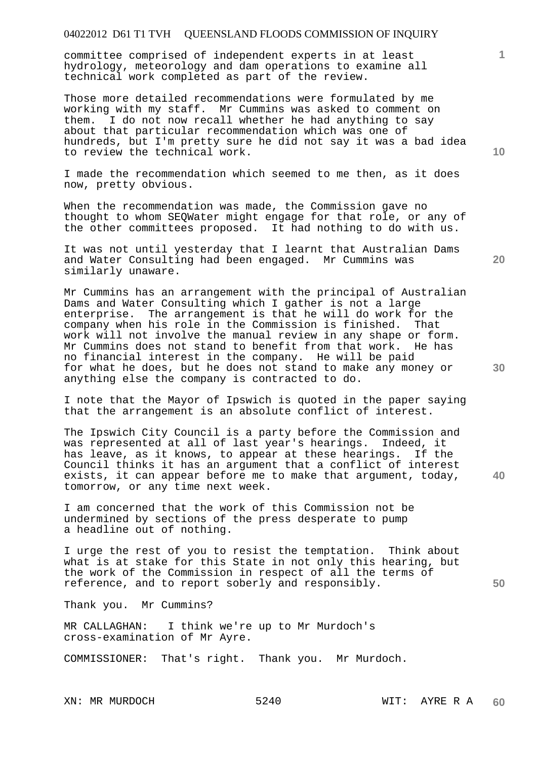committee comprised of independent experts in at least hydrology, meteorology and dam operations to examine all technical work completed as part of the review.

Those more detailed recommendations were formulated by me working with my staff. Mr Cummins was asked to comment on them. I do not now recall whether he had anything to say about that particular recommendation which was one of hundreds, but I'm pretty sure he did not say it was a bad idea to review the technical work.

I made the recommendation which seemed to me then, as it does now, pretty obvious.

When the recommendation was made, the Commission gave no thought to whom SEQWater might engage for that role, or any of the other committees proposed. It had nothing to do with us.

It was not until yesterday that I learnt that Australian Dams and Water Consulting had been engaged. Mr Cummins was similarly unaware.

Mr Cummins has an arrangement with the principal of Australian Dams and Water Consulting which I gather is not a large enterprise. The arrangement is that he will do work for the company when his role in the Commission is finished. That work will not involve the manual review in any shape or form. Mr Cummins does not stand to benefit from that work. He has no financial interest in the company. He will be paid for what he does, but he does not stand to make any money or anything else the company is contracted to do.

I note that the Mayor of Ipswich is quoted in the paper saying that the arrangement is an absolute conflict of interest.

The Ipswich City Council is a party before the Commission and was represented at all of last year's hearings. Indeed, it has leave, as it knows, to appear at these hearings. If the Council thinks it has an argument that a conflict of interest exists, it can appear before me to make that argument, today, tomorrow, or any time next week.

I am concerned that the work of this Commission not be undermined by sections of the press desperate to pump a headline out of nothing.

I urge the rest of you to resist the temptation. Think about what is at stake for this State in not only this hearing, but the work of the Commission in respect of all the terms of reference, and to report soberly and responsibly.

Thank you. Mr Cummins?

MR CALLAGHAN: I think we're up to Mr Murdoch's cross-examination of Mr Ayre.

COMMISSIONER: That's right. Thank you. Mr Murdoch.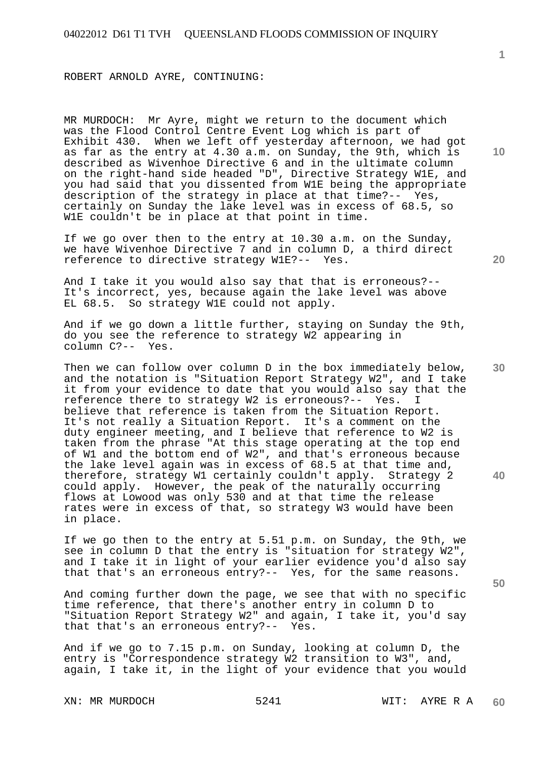ROBERT ARNOLD AYRE, CONTINUING:

MR MURDOCH: Mr Ayre, might we return to the document which was the Flood Control Centre Event Log which is part of Exhibit 430. When we left off yesterday afternoon, we had got as far as the entry at 4.30 a.m. on Sunday, the 9th, which is described as Wivenhoe Directive 6 and in the ultimate column on the right-hand side headed "D", Directive Strategy W1E, and you had said that you dissented from W1E being the appropriate description of the strategy in place at that time?-- Yes, certainly on Sunday the lake level was in excess of 68.5, so W1E couldn't be in place at that point in time.

If we go over then to the entry at 10.30 a.m. on the Sunday, we have Wivenhoe Directive 7 and in column D, a third direct reference to directive strategy W1E?-- Yes.

And I take it you would also say that that is erroneous?-- It's incorrect, yes, because again the lake level was above EL 68.5. So strategy W1E could not apply.

And if we go down a little further, staying on Sunday the 9th, do you see the reference to strategy W2 appearing in column C?-- Yes.

Then we can follow over column D in the box immediately below, and the notation is "Situation Report Strategy W2", and I take it from your evidence to date that you would also say that the reference there to strategy W2 is erroneous?-- Yes. I believe that reference is taken from the Situation Report. It's not really a Situation Report. It's a comment on the duty engineer meeting, and I believe that reference to W2 is taken from the phrase "At this stage operating at the top end of W1 and the bottom end of W2", and that's erroneous because the lake level again was in excess of 68.5 at that time and, therefore, strategy W1 certainly couldn't apply. Strategy 2 could apply. However, the peak of the naturally occurring flows at Lowood was only 530 and at that time the release rates were in excess of that, so strategy W3 would have been in place.

If we go then to the entry at 5.51 p.m. on Sunday, the 9th, we see in column D that the entry is "situation for strategy W2", and I take it in light of your earlier evidence you'd also say that that's an erroneous entry?-- Yes, for the same reasons.

And coming further down the page, we see that with no specific time reference, that there's another entry in column D to "Situation Report Strategy W2" and again, I take it, you'd say that that's an erroneous entry?-- Yes.

And if we go to 7.15 p.m. on Sunday, looking at column D, the entry is "Correspondence strategy W2 transition to W3", and, again, I take it, in the light of your evidence that you would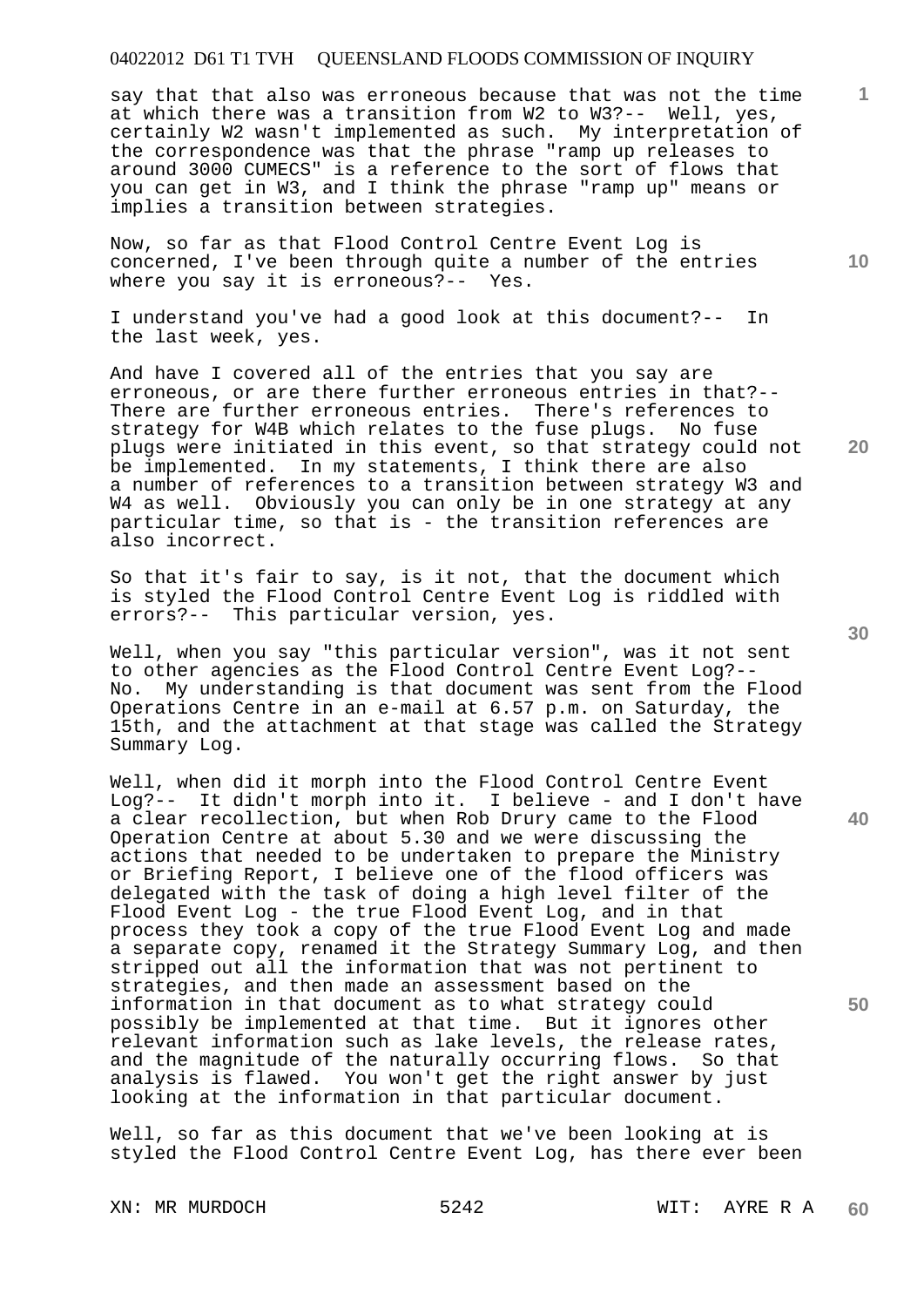say that that also was erroneous because that was not the time at which there was a transition from W2 to W3?-- Well, yes, certainly W2 wasn't implemented as such. My interpretation of the correspondence was that the phrase "ramp up releases to around 3000 CUMECS" is a reference to the sort of flows that you can get in W3, and I think the phrase "ramp up" means or implies a transition between strategies.

Now, so far as that Flood Control Centre Event Log is concerned, I've been through quite a number of the entries where you say it is erroneous?-- Yes.

I understand you've had a good look at this document?-- In the last week, yes.

And have I covered all of the entries that you say are erroneous, or are there further erroneous entries in that?-- There are further erroneous entries. There's references to strategy for W4B which relates to the fuse plugs. No fuse plugs were initiated in this event, so that strategy could not be implemented. In my statements, I think there are also a number of references to a transition between strategy W3 and W4 as well. Obviously you can only be in one strategy at any particular time, so that is - the transition references are also incorrect.

So that it's fair to say, is it not, that the document which is styled the Flood Control Centre Event Log is riddled with errors?-- This particular version, yes.

Well, when you say "this particular version", was it not sent to other agencies as the Flood Control Centre Event Log?-- No. My understanding is that document was sent from the Flood Operations Centre in an e-mail at 6.57 p.m. on Saturday, the 15th, and the attachment at that stage was called the Strategy Summary Log.

Well, when did it morph into the Flood Control Centre Event Log?-- It didn't morph into it. I believe - and I don't have a clear recollection, but when Rob Drury came to the Flood Operation Centre at about 5.30 and we were discussing the actions that needed to be undertaken to prepare the Ministry or Briefing Report, I believe one of the flood officers was delegated with the task of doing a high level filter of the Flood Event Log - the true Flood Event Log, and in that process they took a copy of the true Flood Event Log and made a separate copy, renamed it the Strategy Summary Log, and then stripped out all the information that was not pertinent to strategies, and then made an assessment based on the information in that document as to what strategy could possibly be implemented at that time. But it ignores other relevant information such as lake levels, the release rates, and the magnitude of the naturally occurring flows. So that analysis is flawed. You won't get the right answer by just looking at the information in that particular document.

Well, so far as this document that we've been looking at is styled the Flood Control Centre Event Log, has there ever been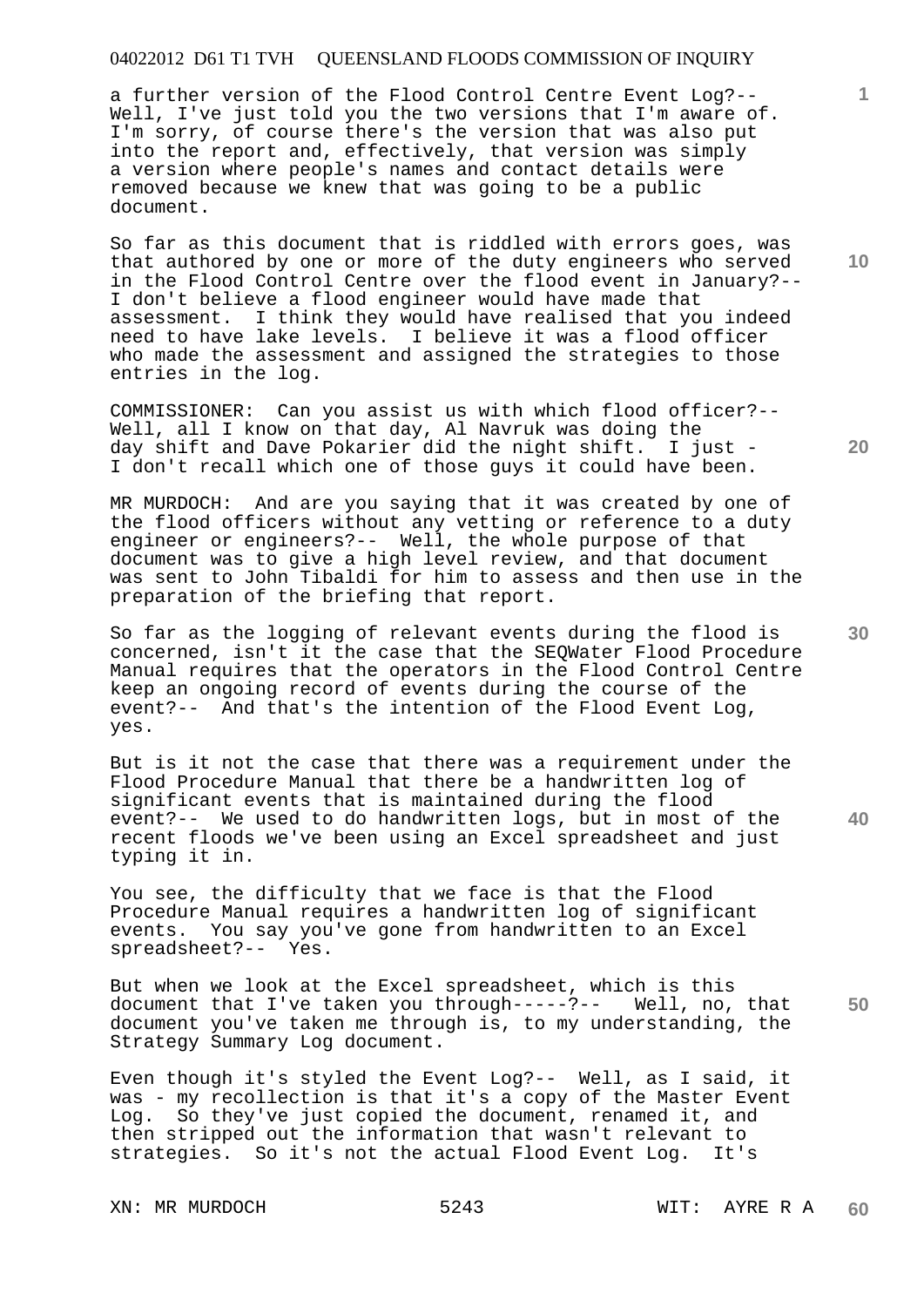a further version of the Flood Control Centre Event Log?-- Well, I've just told you the two versions that I'm aware of. I'm sorry, of course there's the version that was also put into the report and, effectively, that version was simply a version where people's names and contact details were removed because we knew that was going to be a public document.

So far as this document that is riddled with errors goes, was that authored by one or more of the duty engineers who served in the Flood Control Centre over the flood event in January?-- I don't believe a flood engineer would have made that assessment. I think they would have realised that you indeed need to have lake levels. I believe it was a flood officer who made the assessment and assigned the strategies to those entries in the log.

COMMISSIONER: Can you assist us with which flood officer?-- Well, all I know on that day, Al Navruk was doing the day shift and Dave Pokarier did the night shift. I just - I don't recall which one of those guys it could have been.

MR MURDOCH: And are you saying that it was created by one of the flood officers without any vetting or reference to a duty engineer or engineers?-- Well, the whole purpose of that document was to give a high level review, and that document was sent to John Tibaldi for him to assess and then use in the preparation of the briefing that report.

So far as the logging of relevant events during the flood is concerned, isn't it the case that the SEQWater Flood Procedure Manual requires that the operators in the Flood Control Centre keep an ongoing record of events during the course of the event?-- And that's the intention of the Flood Event Log, yes.

But is it not the case that there was a requirement under the Flood Procedure Manual that there be a handwritten log of significant events that is maintained during the flood event?-- We used to do handwritten logs, but in most of the recent floods we've been using an Excel spreadsheet and just typing it in.

You see, the difficulty that we face is that the Flood Procedure Manual requires a handwritten log of significant events. You say you've gone from handwritten to an Excel spreadsheet?-- Yes.

But when we look at the Excel spreadsheet, which is this document that I've taken you through-----?-- Well, no, that document you've taken me through is, to my understanding, the Strategy Summary Log document.

Even though it's styled the Event Log?-- Well, as I said, it was - my recollection is that it's a copy of the Master Event Log. So they've just copied the document, renamed it, and then stripped out the information that wasn't relevant to strategies. So it's not the actual Flood Event Log. It's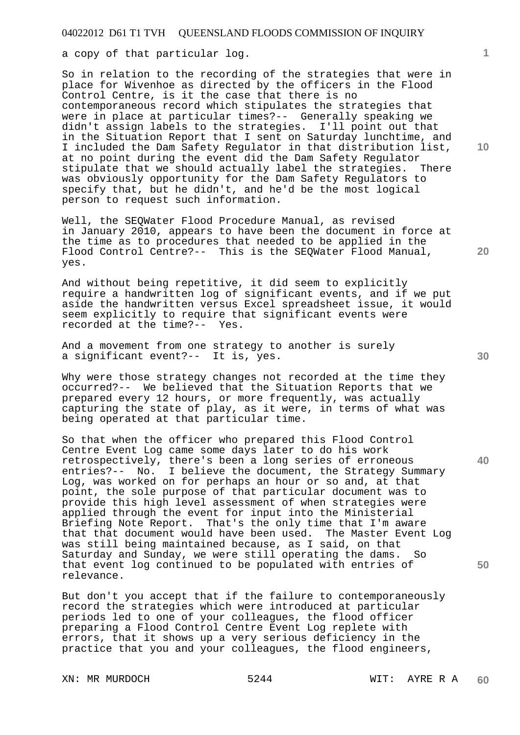a copy of that particular log.

So in relation to the recording of the strategies that were in place for Wivenhoe as directed by the officers in the Flood Control Centre, is it the case that there is no contemporaneous record which stipulates the strategies that were in place at particular times?-- Generally speaking we didn't assign labels to the strategies. I'll point out that in the Situation Report that I sent on Saturday lunchtime, and I included the Dam Safety Regulator in that distribution list, at no point during the event did the Dam Safety Regulator stipulate that we should actually label the strategies. There was obviously opportunity for the Dam Safety Regulators to specify that, but he didn't, and he'd be the most logical person to request such information.

Well, the SEQWater Flood Procedure Manual, as revised in January 2010, appears to have been the document in force at the time as to procedures that needed to be applied in the Flood Control Centre?-- This is the SEQWater Flood Manual, yes.

And without being repetitive, it did seem to explicitly require a handwritten log of significant events, and if we put aside the handwritten versus Excel spreadsheet issue, it would seem explicitly to require that significant events were recorded at the time?-- Yes.

And a movement from one strategy to another is surely a significant event?-- It is, yes.

Why were those strategy changes not recorded at the time they occurred?-- We believed that the Situation Reports that we prepared every 12 hours, or more frequently, was actually capturing the state of play, as it were, in terms of what was being operated at that particular time.

So that when the officer who prepared this Flood Control Centre Event Log came some days later to do his work retrospectively, there's been a long series of erroneous entries?-- No. I believe the document, the Strategy Summary Log, was worked on for perhaps an hour or so and, at that point, the sole purpose of that particular document was to provide this high level assessment of when strategies were applied through the event for input into the Ministerial Briefing Note Report. That's the only time that I'm aware that that document would have been used. The Master Event Log was still being maintained because, as I said, on that Saturday and Sunday, we were still operating the dams. So that event log continued to be populated with entries of relevance.

But don't you accept that if the failure to contemporaneously record the strategies which were introduced at particular periods led to one of your colleagues, the flood officer preparing a Flood Control Centre Event Log replete with errors, that it shows up a very serious deficiency in the practice that you and your colleagues, the flood engineers,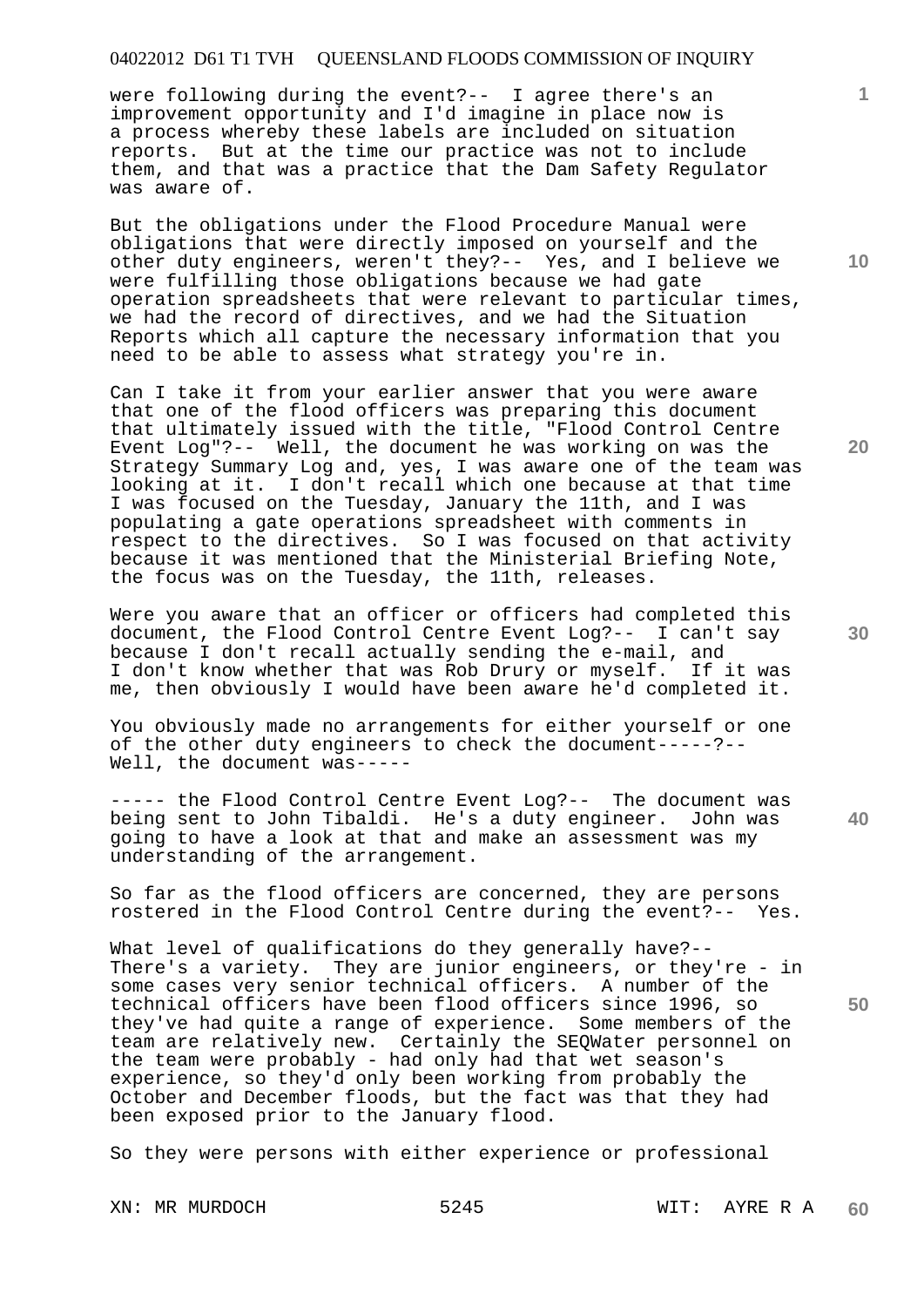were following during the event?-- I agree there's an improvement opportunity and I'd imagine in place now is a process whereby these labels are included on situation reports. But at the time our practice was not to include them, and that was a practice that the Dam Safety Regulator was aware of.

But the obligations under the Flood Procedure Manual were obligations that were directly imposed on yourself and the other duty engineers, weren't they?-- Yes, and I believe we were fulfilling those obligations because we had gate operation spreadsheets that were relevant to particular times, we had the record of directives, and we had the Situation Reports which all capture the necessary information that you need to be able to assess what strategy you're in.

Can I take it from your earlier answer that you were aware that one of the flood officers was preparing this document that ultimately issued with the title, "Flood Control Centre Event Log"?-- Well, the document he was working on was the Strategy Summary Log and, yes, I was aware one of the team was looking at it. I don't recall which one because at that time I was focused on the Tuesday, January the 11th, and I was populating a gate operations spreadsheet with comments in respect to the directives. So I was focused on that activity because it was mentioned that the Ministerial Briefing Note, the focus was on the Tuesday, the 11th, releases.

Were you aware that an officer or officers had completed this document, the Flood Control Centre Event Log?-- I can't say because I don't recall actually sending the e-mail, and I don't know whether that was Rob Drury or myself. If it was me, then obviously I would have been aware he'd completed it.

You obviously made no arrangements for either yourself or one of the other duty engineers to check the document-----?-- Well, the document was-----

----- the Flood Control Centre Event Log?-- The document was being sent to John Tibaldi. He's a duty engineer. John was going to have a look at that and make an assessment was my understanding of the arrangement.

So far as the flood officers are concerned, they are persons rostered in the Flood Control Centre during the event?-- Yes.

What level of qualifications do they generally have?-- There's a variety. They are junior engineers, or they're - in some cases very senior technical officers. A number of the technical officers have been flood officers since 1996, so they've had quite a range of experience. Some members of the team are relatively new. Certainly the SEQWater personnel on the team were probably - had only had that wet season's experience, so they'd only been working from probably the October and December floods, but the fact was that they had been exposed prior to the January flood.

So they were persons with either experience or professional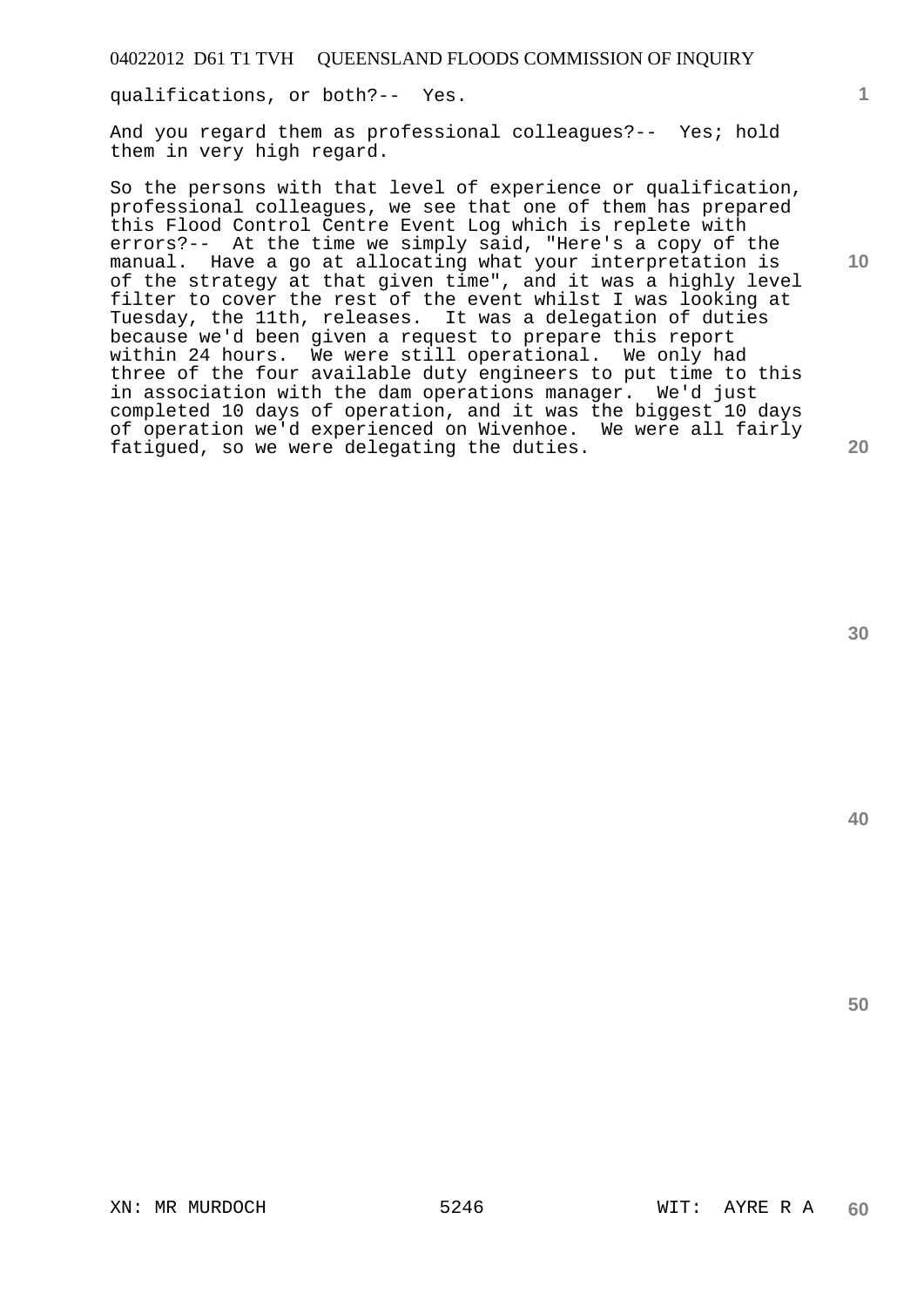qualifications, or both?-- Yes.

And you regard them as professional colleagues?-- Yes; hold them in very high regard.

So the persons with that level of experience or qualification, professional colleagues, we see that one of them has prepared this Flood Control Centre Event Log which is replete with errors?-- At the time we simply said, "Here's a copy of the manual. Have a go at allocating what your interpretation is of the strategy at that given time", and it was a highly level filter to cover the rest of the event whilst I was looking at Tuesday, the 11th, releases. It was a delegation of duties because we'd been given a request to prepare this report within 24 hours. We were still operational. We only had three of the four available duty engineers to put time to this in association with the dam operations manager. We'd just completed 10 days of operation, and it was the biggest 10 days of operation we'd experienced on Wivenhoe. We were all fairly fatigued, so we were delegating the duties.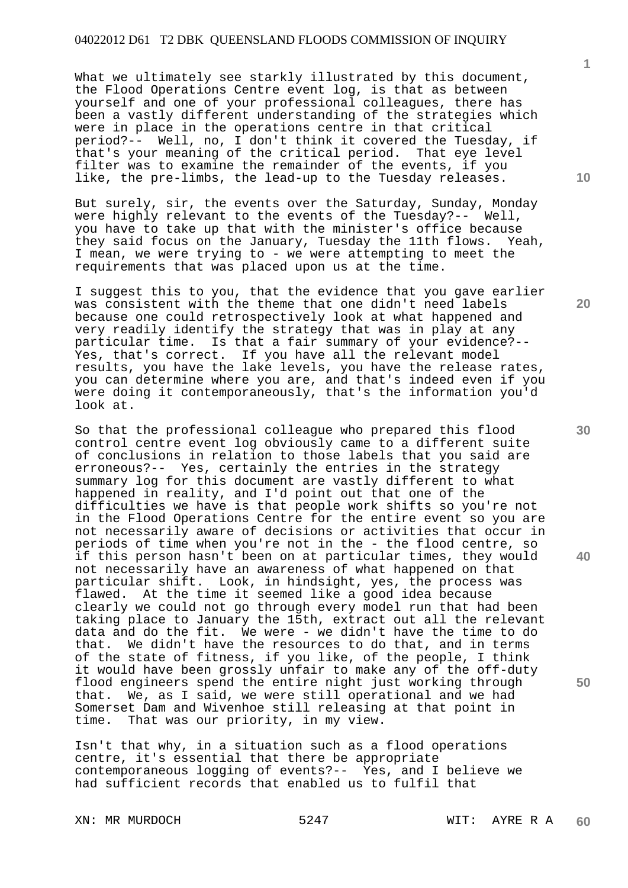What we ultimately see starkly illustrated by this document, the Flood Operations Centre event log, is that as between yourself and one of your professional colleagues, there has been a vastly different understanding of the strategies which were in place in the operations centre in that critical period?-- Well, no, I don't think it covered the Tuesday, if that's your meaning of the critical period. That eye level filter was to examine the remainder of the events, if you like, the pre-limbs, the lead-up to the Tuesday releases.

But surely, sir, the events over the Saturday, Sunday, Monday were highly relevant to the events of the Tuesday?-- Well, you have to take up that with the minister's office because they said focus on the January, Tuesday the 11th flows. Yeah, I mean, we were trying to - we were attempting to meet the requirements that was placed upon us at the time.

I suggest this to you, that the evidence that you gave earlier was consistent with the theme that one didn't need labels because one could retrospectively look at what happened and very readily identify the strategy that was in play at any particular time. Is that a fair summary of your evidence?-- Yes, that's correct. If you have all the relevant model results, you have the lake levels, you have the release rates, you can determine where you are, and that's indeed even if you were doing it contemporaneously, that's the information you'd look at.

So that the professional colleague who prepared this flood control centre event log obviously came to a different suite of conclusions in relation to those labels that you said are erroneous?-- Yes, certainly the entries in the strategy summary log for this document are vastly different to what happened in reality, and I'd point out that one of the difficulties we have is that people work shifts so you're not in the Flood Operations Centre for the entire event so you are not necessarily aware of decisions or activities that occur in periods of time when you're not in the - the flood centre, so if this person hasn't been on at particular times, they would not necessarily have an awareness of what happened on that particular shift. Look, in hindsight, yes, the process was flawed. At the time it seemed like a good idea because clearly we could not go through every model run that had been taking place to January the 15th, extract out all the relevant data and do the fit. We were - we didn't have the time to do that. We didn't have the resources to do that, and in terms of the state of fitness, if you like, of the people, I think it would have been grossly unfair to make any of the off-duty flood engineers spend the entire night just working through that. We, as I said, we were still operational and we had Somerset Dam and Wivenhoe still releasing at that point in time. That was our priority, in my view.

Isn't that why, in a situation such as a flood operations centre, it's essential that there be appropriate contemporaneous logging of events?-- Yes, and I believe we had sufficient records that enabled us to fulfil that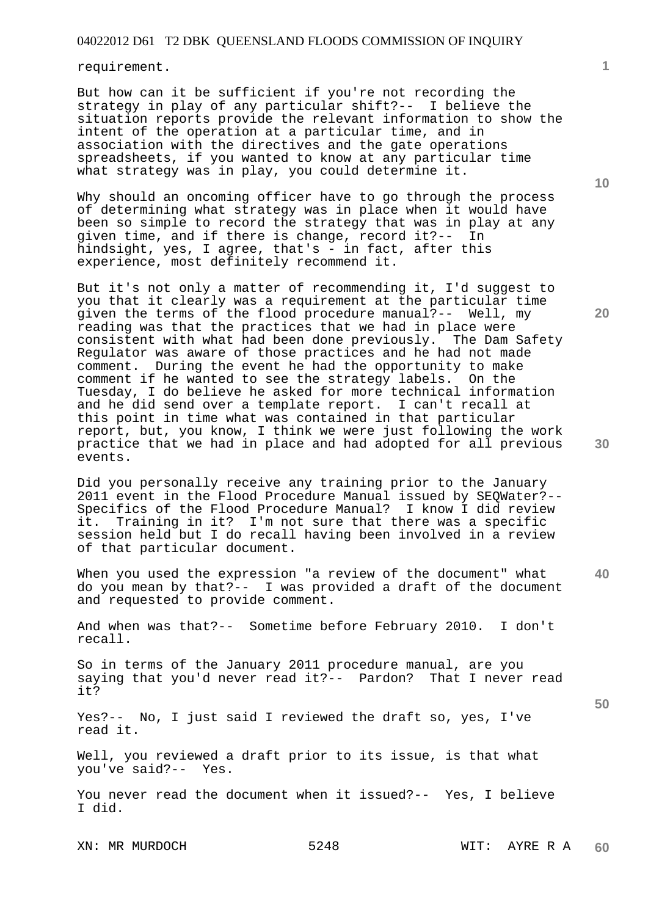requirement.

But how can it be sufficient if you're not recording the strategy in play of any particular shift?-- I believe the situation reports provide the relevant information to show the intent of the operation at a particular time, and in association with the directives and the gate operations spreadsheets, if you wanted to know at any particular time what strategy was in play, you could determine it.

Why should an oncoming officer have to go through the process of determining what strategy was in place when it would have been so simple to record the strategy that was in play at any given time, and if there is change, record it?-- In hindsight, yes, I agree, that's - in fact, after this experience, most definitely recommend it.

But it's not only a matter of recommending it, I'd suggest to you that it clearly was a requirement at the particular time given the terms of the flood procedure manual?-- Well, my reading was that the practices that we had in place were consistent with what had been done previously. The Dam Safety Regulator was aware of those practices and he had not made comment. During the event he had the opportunity to make comment if he wanted to see the strategy labels. On the Tuesday, I do believe he asked for more technical information and he did send over a template report. I can't recall at this point in time what was contained in that particular report, but, you know, I think we were just following the work practice that we had in place and had adopted for all previous events.

Did you personally receive any training prior to the January 2011 event in the Flood Procedure Manual issued by SEQWater?-- Specifics of the Flood Procedure Manual? I know I did review it. Training in it? I'm not sure that there was a specific session held but I do recall having been involved in a review of that particular document.

When you used the expression "a review of the document" what do you mean by that?-- I was provided a draft of the document and requested to provide comment.

And when was that?-- Sometime before February 2010. I don't recall.

So in terms of the January 2011 procedure manual, are you saying that you'd never read it?-- Pardon? That I never read it?

Yes?-- No, I just said I reviewed the draft so, yes, I've read it.

Well, you reviewed a draft prior to its issue, is that what you've said?-- Yes.

You never read the document when it issued?-- Yes, I believe I did.

XN: MR MURDOCH WIT: AYRE R A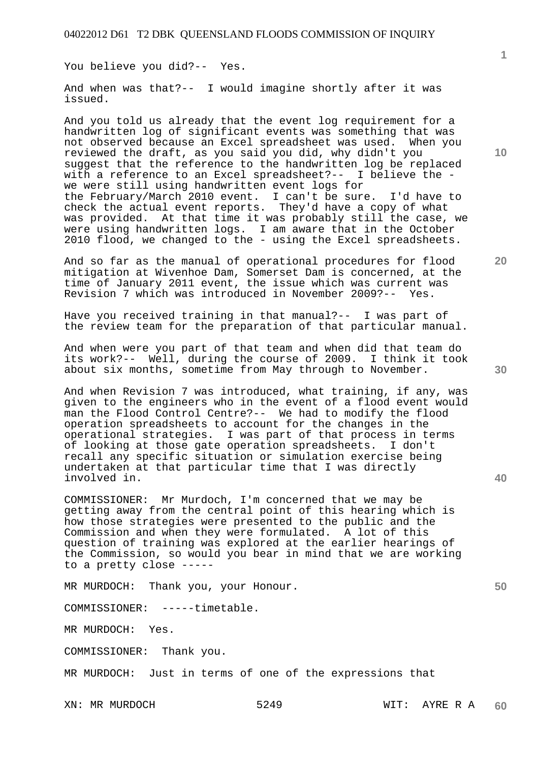You believe you did?-- Yes.

And when was that?-- I would imagine shortly after it was issued.

And you told us already that the event log requirement for a handwritten log of significant events was something that was not observed because an Excel spreadsheet was used. When you reviewed the draft, as you said you did, why didn't you suggest that the reference to the handwritten log be replaced with a reference to an Excel spreadsheet?-- I believe the - we were still using handwritten event logs for the February/March 2010 event. I can't be sure. I'd have to check the actual event reports. They'd have a copy of what was provided. At that time it was probably still the case, we were using handwritten logs. I am aware that in the October 2010 flood, we changed to the - using the Excel spreadsheets.

And so far as the manual of operational procedures for flood mitigation at Wivenhoe Dam, Somerset Dam is concerned, at the time of January 2011 event, the issue which was current was Revision 7 which was introduced in November 2009?-- Yes.

Have you received training in that manual?-- I was part of the review team for the preparation of that particular manual.

And when were you part of that team and when did that team do its work?-- Well, during the course of 2009. I think it took about six months, sometime from May through to November.

And when Revision 7 was introduced, what training, if any, was given to the engineers who in the event of a flood event would man the Flood Control Centre?-- We had to modify the flood operation spreadsheets to account for the changes in the operational strategies. I was part of that process in terms of looking at those gate operation spreadsheets. I don't recall any specific situation or simulation exercise being undertaken at that particular time that I was directly involved in.

COMMISSIONER: Mr Murdoch, I'm concerned that we may be getting away from the central point of this hearing which is how those strategies were presented to the public and the Commission and when they were formulated. A lot of this question of training was explored at the earlier hearings of the Commission, so would you bear in mind that we are working to a pretty close -----

MR MURDOCH: Thank you, your Honour.

COMMISSIONER: -----timetable.

MR MURDOCH: Yes.

COMMISSIONER: Thank you.

MR MURDOCH: Just in terms of one of the expressions that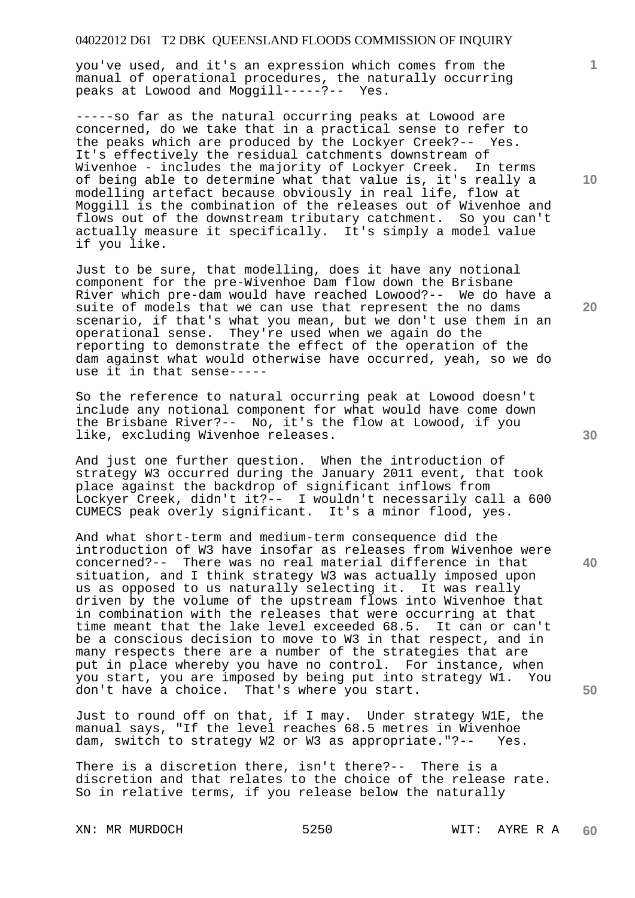you've used, and it's an expression which comes from the manual of operational procedures, the naturally occurring peaks at Lowood and Moggill-----?-- Yes.

-----so far as the natural occurring peaks at Lowood are concerned, do we take that in a practical sense to refer to the peaks which are produced by the Lockyer Creek?-- Yes. It's effectively the residual catchments downstream of Wivenhoe - includes the majority of Lockyer Creek. In terms of being able to determine what that value is, it's really a modelling artefact because obviously in real life, flow at Moggill is the combination of the releases out of Wivenhoe and flows out of the downstream tributary catchment. So you can't actually measure it specifically. It's simply a model value if you like.

Just to be sure, that modelling, does it have any notional component for the pre-Wivenhoe Dam flow down the Brisbane River which pre-dam would have reached Lowood?-- We do have a suite of models that we can use that represent the no dams scenario, if that's what you mean, but we don't use them in an operational sense. They're used when we again do the reporting to demonstrate the effect of the operation of the dam against what would otherwise have occurred, yeah, so we do use it in that sense-----

So the reference to natural occurring peak at Lowood doesn't include any notional component for what would have come down the Brisbane River?-- No, it's the flow at Lowood, if you like, excluding Wivenhoe releases.

And just one further question. When the introduction of strategy W3 occurred during the January 2011 event, that took place against the backdrop of significant inflows from Lockyer Creek, didn't it?-- I wouldn't necessarily call a 600 CUMECS peak overly significant. It's a minor flood, yes.

And what short-term and medium-term consequence did the introduction of W3 have insofar as releases from Wivenhoe were concerned?-- There was no real material difference in that situation, and I think strategy W3 was actually imposed upon us as opposed to us naturally selecting it. It was really driven by the volume of the upstream flows into Wivenhoe that in combination with the releases that were occurring at that time meant that the lake level exceeded 68.5. It can or can't be a conscious decision to move to W3 in that respect, and in many respects there are a number of the strategies that are put in place whereby you have no control. For instance, when you start, you are imposed by being put into strategy W1. You don't have a choice. That's where you start.

Just to round off on that, if I may. Under strategy W1E, the manual says, "If the level reaches 68.5 metres in Wivenhoe dam, switch to strategy W2 or W3 as appropriate."?-- Yes.

There is a discretion there, isn't there?-- There is a discretion and that relates to the choice of the release rate. So in relative terms, if you release below the naturally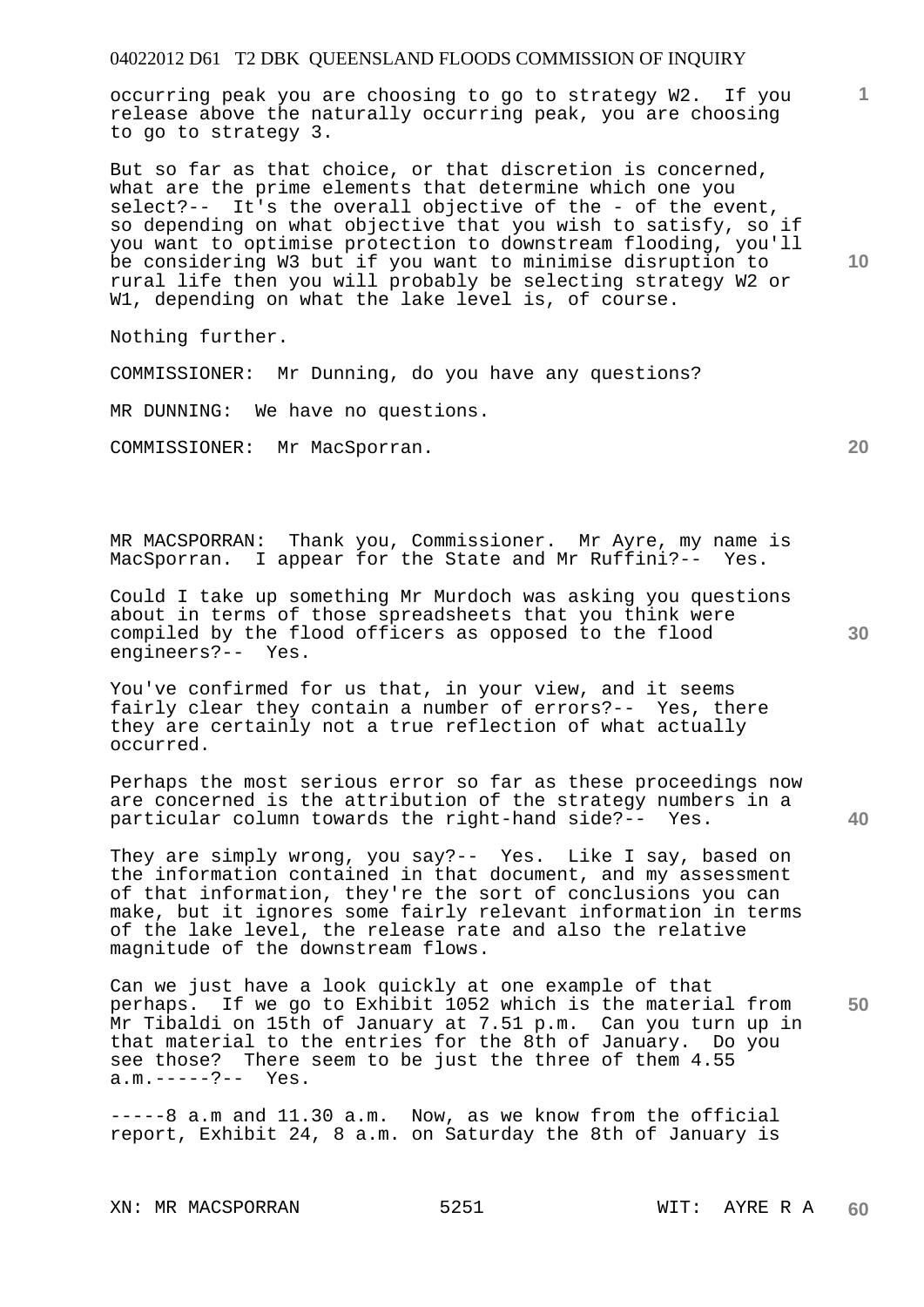occurring peak you are choosing to go to strategy W2. If you release above the naturally occurring peak, you are choosing to go to strategy 3.

But so far as that choice, or that discretion is concerned, what are the prime elements that determine which one you select?-- It's the overall objective of the - of the event, so depending on what objective that you wish to satisfy, so if you want to optimise protection to downstream flooding, you'll be considering W3 but if you want to minimise disruption to rural life then you will probably be selecting strategy W2 or W1, depending on what the lake level is, of course.

Nothing further.

COMMISSIONER: Mr Dunning, do you have any questions?

MR DUNNING: We have no questions.

COMMISSIONER: Mr MacSporran.

MR MACSPORRAN: Thank you, Commissioner. Mr Ayre, my name is MacSporran. I appear for the State and Mr Ruffini?-- Yes.

Could I take up something Mr Murdoch was asking you questions about in terms of those spreadsheets that you think were compiled by the flood officers as opposed to the flood engineers?-- Yes.

You've confirmed for us that, in your view, and it seems fairly clear they contain a number of errors?-- Yes, there they are certainly not a true reflection of what actually occurred.

Perhaps the most serious error so far as these proceedings now are concerned is the attribution of the strategy numbers in a particular column towards the right-hand side?-- Yes.

They are simply wrong, you say?-- Yes. Like I say, based on the information contained in that document, and my assessment of that information, they're the sort of conclusions you can make, but it ignores some fairly relevant information in terms of the lake level, the release rate and also the relative magnitude of the downstream flows.

Can we just have a look quickly at one example of that perhaps. If we go to Exhibit 1052 which is the material from Mr Tibaldi on 15th of January at 7.51 p.m. Can you turn up in that material to the entries for the 8th of January. Do you see those? There seem to be just the three of them 4.55 a.m.-----?-- Yes.

-----8 a.m and 11.30 a.m. Now, as we know from the official report, Exhibit 24, 8 a.m. on Saturday the 8th of January is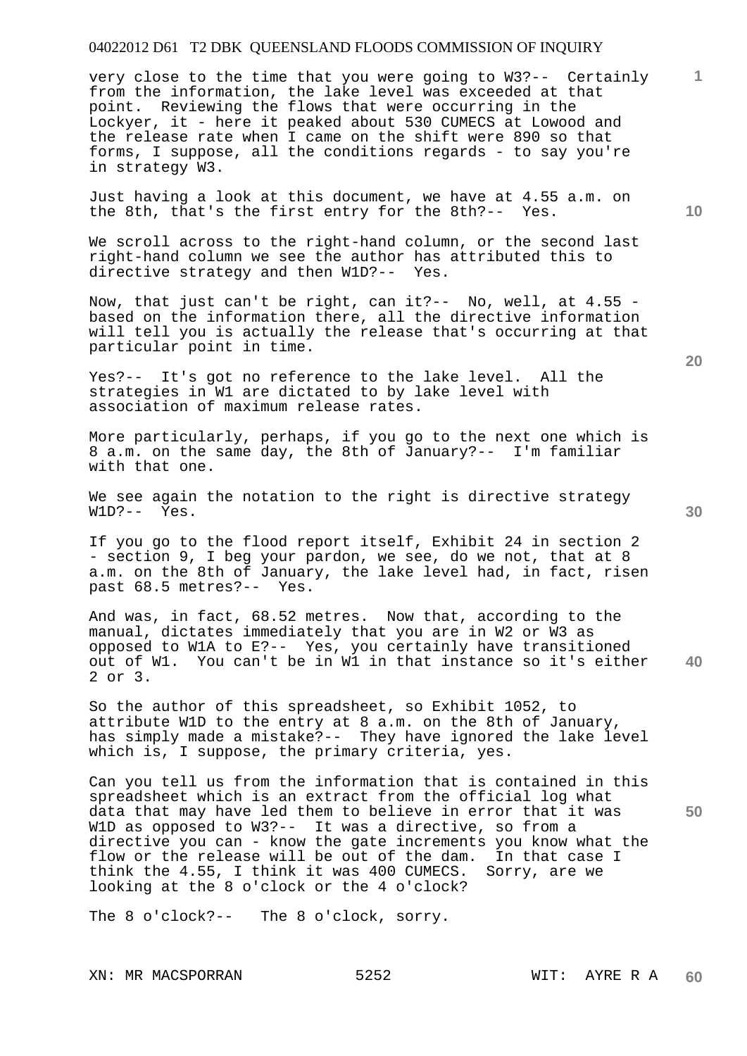very close to the time that you were going to W3?-- Certainly from the information, the lake level was exceeded at that point. Reviewing the flows that were occurring in the Lockyer, it - here it peaked about 530 CUMECS at Lowood and the release rate when I came on the shift were 890 so that forms, I suppose, all the conditions regards - to say you're in strategy W3.

Just having a look at this document, we have at 4.55 a.m. on the 8th, that's the first entry for the 8th?-- Yes.

We scroll across to the right-hand column, or the second last right-hand column we see the author has attributed this to directive strategy and then W1D?-- Yes.

Now, that just can't be right, can it?-- No, well, at 4.55 - based on the information there, all the directive information will tell you is actually the release that's occurring at that particular point in time.

Yes?-- It's got no reference to the lake level. All the strategies in W1 are dictated to by lake level with association of maximum release rates.

More particularly, perhaps, if you go to the next one which is 8 a.m. on the same day, the 8th of January?-- I'm familiar with that one.

We see again the notation to the right is directive strategy W1D?-- Yes.

If you go to the flood report itself, Exhibit 24 in section 2 - section 9, I beg your pardon, we see, do we not, that at 8 a.m. on the 8th of January, the lake level had, in fact, risen past 68.5 metres?-- Yes.

And was, in fact, 68.52 metres. Now that, according to the manual, dictates immediately that you are in W2 or W3 as opposed to W1A to E?-- Yes, you certainly have transitioned out of W1. You can't be in W1 in that instance so it's either 2 or 3.

So the author of this spreadsheet, so Exhibit 1052, to attribute W1D to the entry at 8 a.m. on the 8th of January, has simply made a mistake?-- They have ignored the lake level which is, I suppose, the primary criteria, yes.

Can you tell us from the information that is contained in this spreadsheet which is an extract from the official log what data that may have led them to believe in error that it was W1D as opposed to W3?-- It was a directive, so from a directive you can - know the gate increments you know what the flow or the release will be out of the dam. In that case I think the 4.55, I think it was 400 CUMECS. Sorry, are we looking at the 8 o'clock or the 4 o'clock?

The 8 o'clock?-- The 8 o'clock, sorry.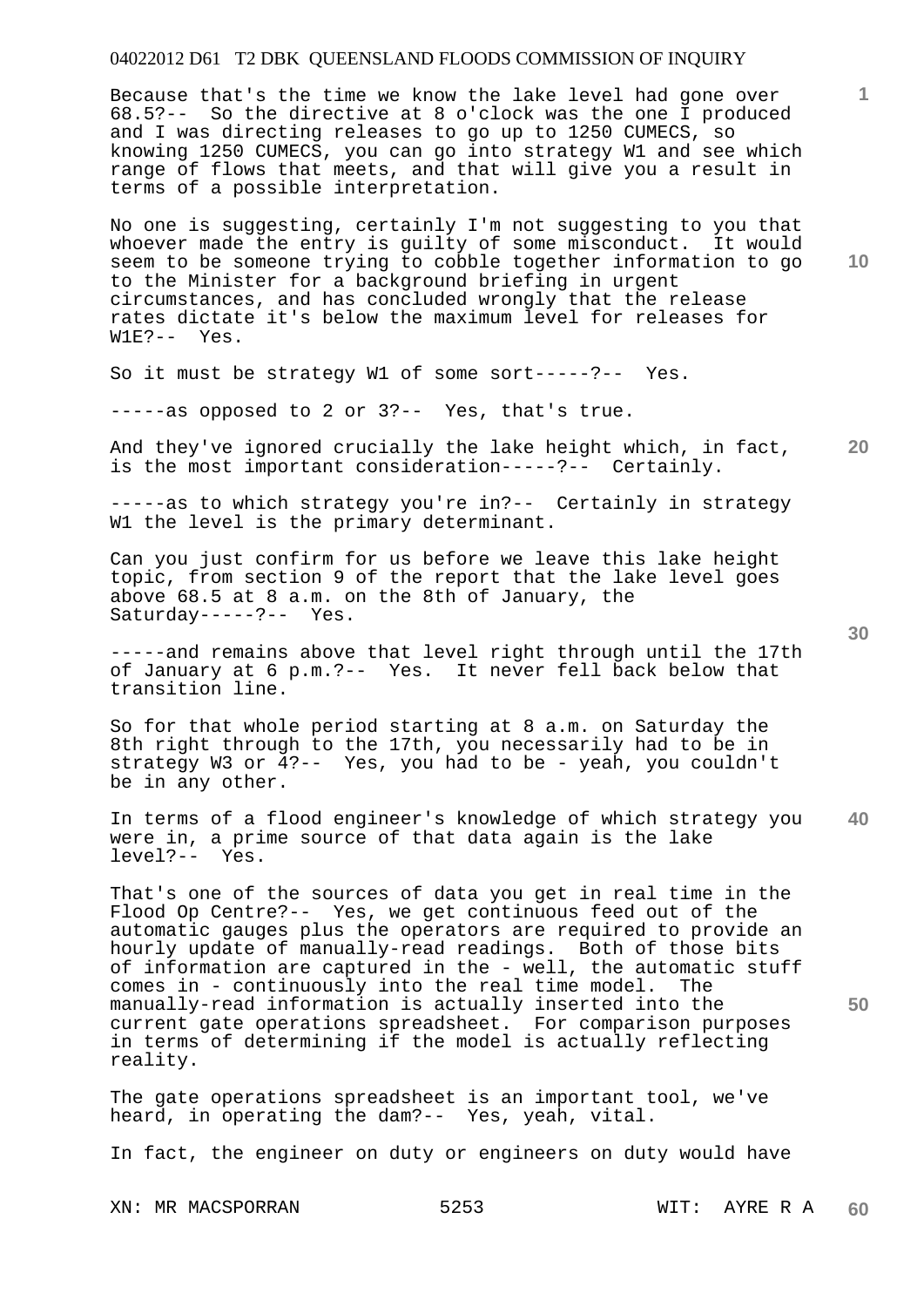Because that's the time we know the lake level had gone over 68.5?-- So the directive at 8 o'clock was the one I produced and I was directing releases to go up to 1250 CUMECS, so knowing 1250 CUMECS, you can go into strategy W1 and see which range of flows that meets, and that will give you a result in terms of a possible interpretation.

No one is suggesting, certainly I'm not suggesting to you that whoever made the entry is guilty of some misconduct. It would seem to be someone trying to cobble together information to go to the Minister for a background briefing in urgent circumstances, and has concluded wrongly that the release rates dictate it's below the maximum level for releases for W1E?-- Yes.

So it must be strategy W1 of some sort-----?-- Yes.

-----as opposed to 2 or 3?-- Yes, that's true.

And they've ignored crucially the lake height which, in fact, is the most important consideration-----?-- Certainly.

-----as to which strategy you're in?-- Certainly in strategy W1 the level is the primary determinant.

Can you just confirm for us before we leave this lake height topic, from section 9 of the report that the lake level goes above 68.5 at 8 a.m. on the 8th of January, the Saturday-----?-- Yes.

-----and remains above that level right through until the 17th of January at 6 p.m.?-- Yes. It never fell back below that transition line.

So for that whole period starting at 8 a.m. on Saturday the 8th right through to the 17th, you necessarily had to be in strategy W3 or 4?-- Yes, you had to be - yeah, you couldn't be in any other.

In terms of a flood engineer's knowledge of which strategy you were in, a prime source of that data again is the lake level?-- Yes.

That's one of the sources of data you get in real time in the Flood Op Centre?-- Yes, we get continuous feed out of the automatic gauges plus the operators are required to provide an hourly update of manually-read readings. Both of those bits of information are captured in the - well, the automatic stuff comes in - continuously into the real time model. The manually-read information is actually inserted into the current gate operations spreadsheet. For comparison purposes in terms of determining if the model is actually reflecting reality.

The gate operations spreadsheet is an important tool, we've heard, in operating the dam?-- Yes, yeah, vital.

In fact, the engineer on duty or engineers on duty would have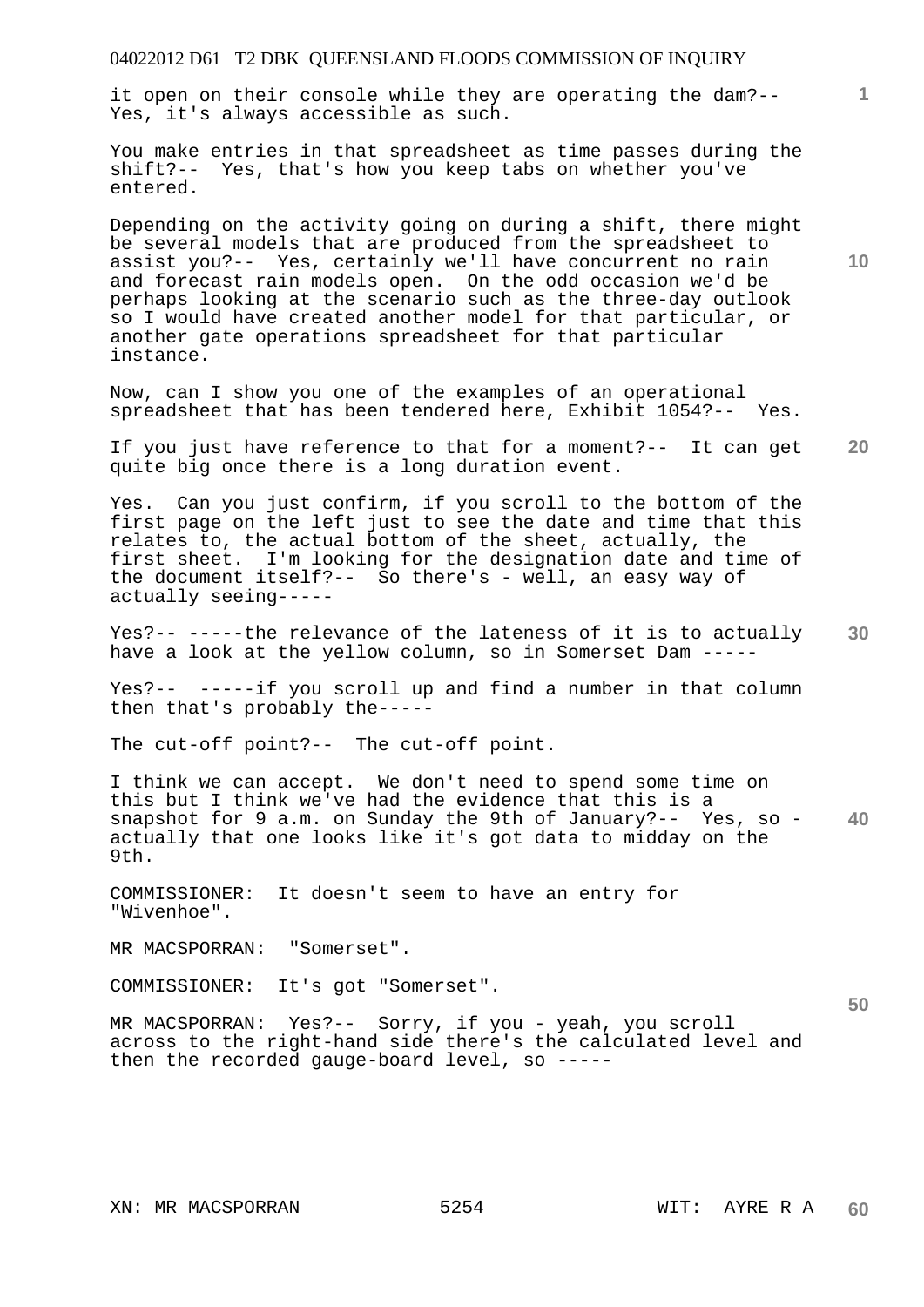it open on their console while they are operating the dam?-- Yes, it's always accessible as such.

You make entries in that spreadsheet as time passes during the shift?-- Yes, that's how you keep tabs on whether you've entered.

Depending on the activity going on during a shift, there might be several models that are produced from the spreadsheet to assist you?-- Yes, certainly we'll have concurrent no rain and forecast rain models open. On the odd occasion we'd be perhaps looking at the scenario such as the three-day outlook so I would have created another model for that particular, or another gate operations spreadsheet for that particular instance.

Now, can I show you one of the examples of an operational spreadsheet that has been tendered here, Exhibit 1054?-- Yes.

If you just have reference to that for a moment?-- It can get quite big once there is a long duration event.

Yes. Can you just confirm, if you scroll to the bottom of the first page on the left just to see the date and time that this relates to, the actual bottom of the sheet, actually, the first sheet. I'm looking for the designation date and time of the document itself?-- So there's - well, an easy way of actually seeing-----

Yes?-- -----the relevance of the lateness of it is to actually have a look at the yellow column, so in Somerset Dam -----

Yes?-- -----if you scroll up and find a number in that column then that's probably the-----

The cut-off point?-- The cut-off point.

I think we can accept. We don't need to spend some time on this but I think we've had the evidence that this is a snapshot for 9 a.m. on Sunday the 9th of January?-- Yes, so - actually that one looks like it's got data to midday on the 9th.

COMMISSIONER: It doesn't seem to have an entry for "Wivenhoe".

MR MACSPORRAN: "Somerset".

COMMISSIONER: It's got "Somerset".

MR MACSPORRAN: Yes?-- Sorry, if you - yeah, you scroll across to the right-hand side there's the calculated level and then the recorded gauge-board level, so -----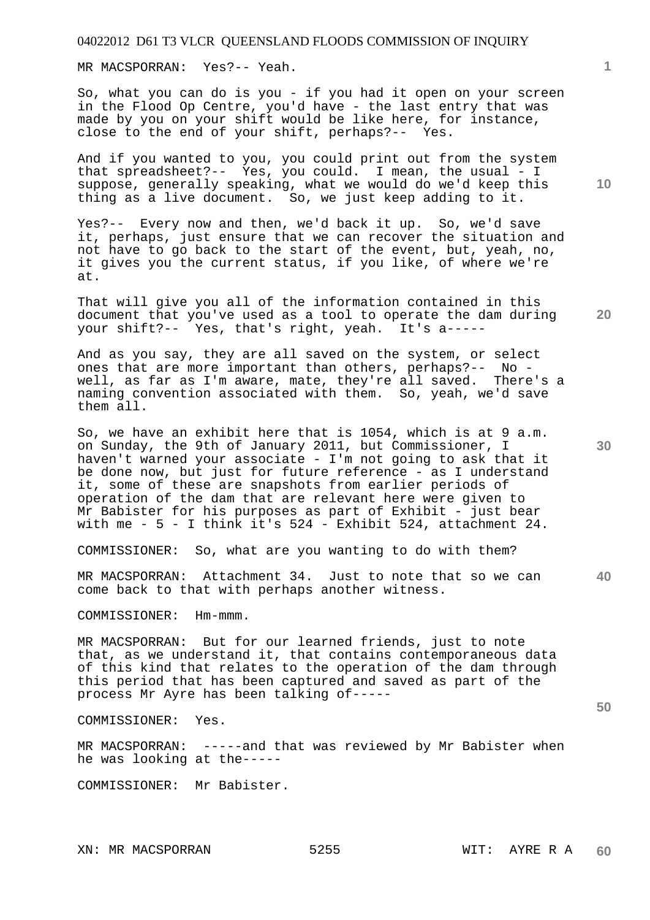MR MACSPORRAN: Yes?-- Yeah.

So, what you can do is you - if you had it open on your screen in the Flood Op Centre, you'd have - the last entry that was made by you on your shift would be like here, for instance, close to the end of your shift, perhaps?-- Yes.

And if you wanted to you, you could print out from the system that spreadsheet?-- Yes, you could. I mean, the usual - I suppose, generally speaking, what we would do we'd keep this thing as a live document. So, we just keep adding to it.

Yes?-- Every now and then, we'd back it up. So, we'd save it, perhaps, just ensure that we can recover the situation and not have to go back to the start of the event, but, yeah, no, it gives you the current status, if you like, of where we're at.

That will give you all of the information contained in this document that you've used as a tool to operate the dam during your shift?-- Yes, that's right, yeah. It's a-----

And as you say, they are all saved on the system, or select ones that are more important than others, perhaps?-- No - well, as far as I'm aware, mate, they're all saved. There's a naming convention associated with them. So, yeah, we'd save them all.

So, we have an exhibit here that is 1054, which is at 9 a.m. on Sunday, the 9th of January 2011, but Commissioner, I haven't warned your associate - I'm not going to ask that it be done now, but just for future reference - as I understand it, some of these are snapshots from earlier periods of operation of the dam that are relevant here were given to Mr Babister for his purposes as part of Exhibit - just bear with me - 5 - I think it's 524 - Exhibit 524, attachment 24.

COMMISSIONER: So, what are you wanting to do with them?

MR MACSPORRAN: Attachment 34. Just to note that so we can come back to that with perhaps another witness.

COMMISSIONER: Hm-mmm.

MR MACSPORRAN: But for our learned friends, just to note that, as we understand it, that contains contemporaneous data of this kind that relates to the operation of the dam through this period that has been captured and saved as part of the process Mr Ayre has been talking of-----

COMMISSIONER: Yes.

MR MACSPORRAN: -----and that was reviewed by Mr Babister when he was looking at the-----

COMMISSIONER: Mr Babister.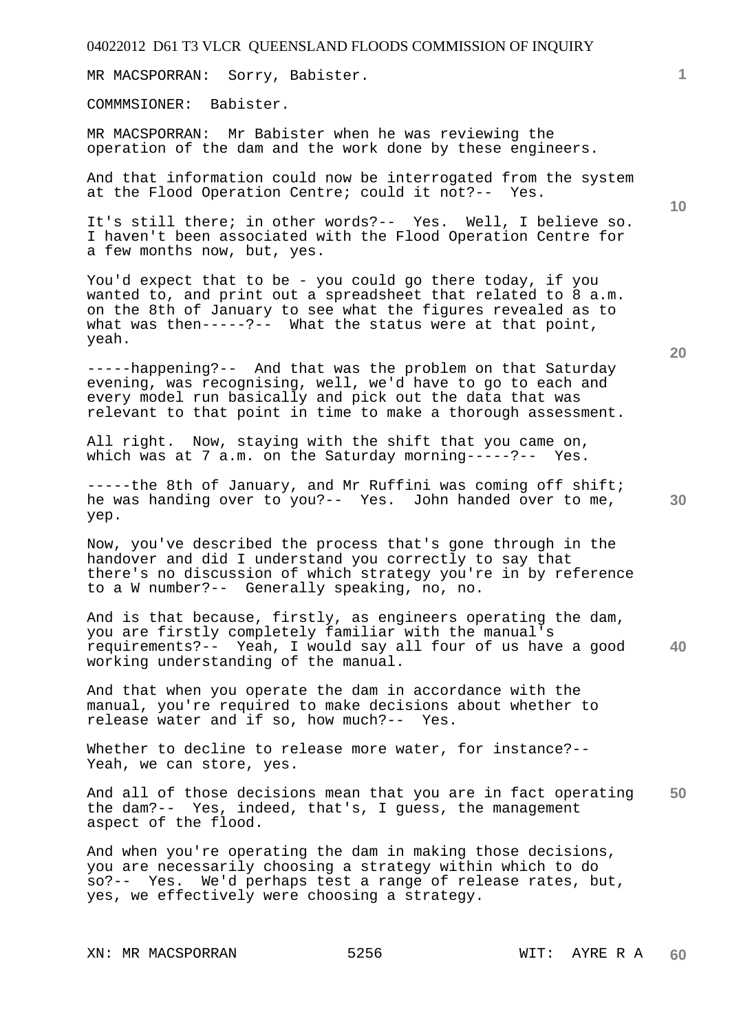MR MACSPORRAN: Sorry, Babister.

COMMMSIONER: Babister.

MR MACSPORRAN: Mr Babister when he was reviewing the operation of the dam and the work done by these engineers.

And that information could now be interrogated from the system at the Flood Operation Centre; could it not?-- Yes.

It's still there; in other words?-- Yes. Well, I believe so. I haven't been associated with the Flood Operation Centre for a few months now, but, yes.

You'd expect that to be - you could go there today, if you wanted to, and print out a spreadsheet that related to 8 a.m. on the 8th of January to see what the figures revealed as to what was then-----?-- What the status were at that point, yeah.

-----happening?-- And that was the problem on that Saturday evening, was recognising, well, we'd have to go to each and every model run basically and pick out the data that was relevant to that point in time to make a thorough assessment.

All right. Now, staying with the shift that you came on, which was at 7 a.m. on the Saturday morning-----?-- Yes.

-----the 8th of January, and Mr Ruffini was coming off shift; he was handing over to you?-- Yes. John handed over to me, yep.

Now, you've described the process that's gone through in the handover and did I understand you correctly to say that there's no discussion of which strategy you're in by reference to a W number?-- Generally speaking, no, no.

And is that because, firstly, as engineers operating the dam, you are firstly completely familiar with the manual's requirements?-- Yeah, I would say all four of us have a good working understanding of the manual.

And that when you operate the dam in accordance with the manual, you're required to make decisions about whether to release water and if so, how much?-- Yes.

Whether to decline to release more water, for instance?-- Yeah, we can store, yes.

And all of those decisions mean that you are in fact operating the dam?-- Yes, indeed, that's, I guess, the management aspect of the flood.

And when you're operating the dam in making those decisions, you are necessarily choosing a strategy within which to do so?-- Yes. We'd perhaps test a range of release rates, but, yes, we effectively were choosing a strategy.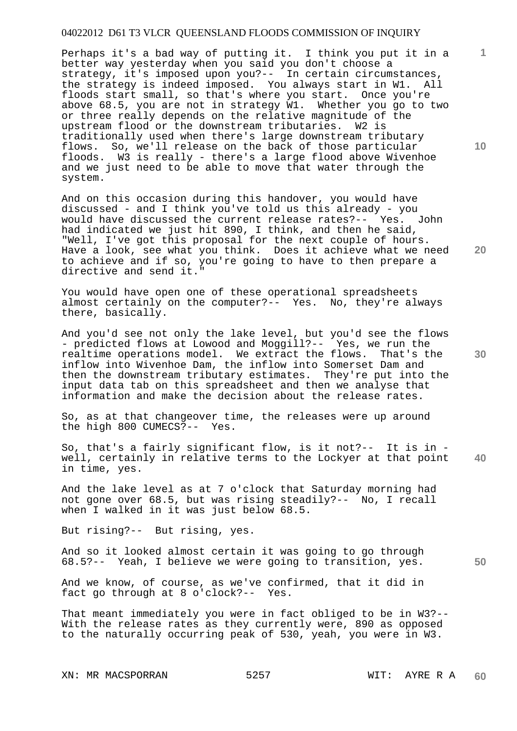Perhaps it's a bad way of putting it. I think you put it in a better way yesterday when you said you don't choose a strategy, it's imposed upon you?-- In certain circumstances, the strategy is indeed imposed. You always start in W1. All floods start small, so that's where you start. Once you're above 68.5, you are not in strategy W1. Whether you go to two or three really depends on the relative magnitude of the upstream flood or the downstream tributaries. W2 is traditionally used when there's large downstream tributary flows. So, we'll release on the back of those particular floods. W3 is really - there's a large flood above Wivenhoe and we just need to be able to move that water through the system.

And on this occasion during this handover, you would have discussed - and I think you've told us this already - you would have discussed the current release rates?-- Yes. John had indicated we just hit 890, I think, and then he said, "Well, I've got this proposal for the next couple of hours. Have a look, see what you think. Does it achieve what we need to achieve and if so, you're going to have to then prepare a directive and send it."

You would have open one of these operational spreadsheets almost certainly on the computer?-- Yes. No, they're always there, basically.

And you'd see not only the lake level, but you'd see the flows - predicted flows at Lowood and Moggill?-- Yes, we run the realtime operations model. We extract the flows. That's the inflow into Wivenhoe Dam, the inflow into Somerset Dam and then the downstream tributary estimates. They're put into the input data tab on this spreadsheet and then we analyse that information and make the decision about the release rates.

So, as at that changeover time, the releases were up around the high 800 CUMECS?-- Yes.

So, that's a fairly significant flow, is it not?-- It is in - well, certainly in relative terms to the Lockyer at that point in time, yes.

And the lake level as at 7 o'clock that Saturday morning had not gone over 68.5, but was rising steadily?-- No, I recall when I walked in it was just below 68.5.

But rising?-- But rising, yes.

And so it looked almost certain it was going to go through 68.5?-- Yeah, I believe we were going to transition, yes.

And we know, of course, as we've confirmed, that it did in fact go through at 8 o'clock?-- Yes.

That meant immediately you were in fact obliged to be in W3?-- With the release rates as they currently were, 890 as opposed to the naturally occurring peak of 530, yeah, you were in W3.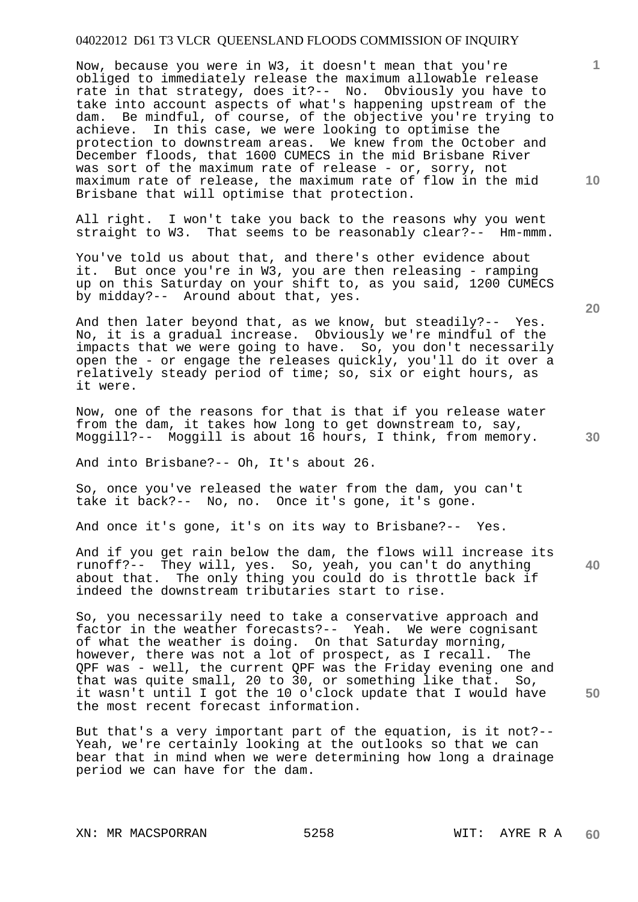Now, because you were in W3, it doesn't mean that you're obliged to immediately release the maximum allowable release rate in that strategy, does it?-- No. Obviously you have to take into account aspects of what's happening upstream of the dam. Be mindful, of course, of the objective you're trying to achieve. In this case, we were looking to optimise the protection to downstream areas. We knew from the October and December floods, that 1600 CUMECS in the mid Brisbane River was sort of the maximum rate of release - or, sorry, not maximum rate of release, the maximum rate of flow in the mid Brisbane that will optimise that protection.

All right. I won't take you back to the reasons why you went straight to W3. That seems to be reasonably clear?-- Hm-mmm.

You've told us about that, and there's other evidence about it. But once you're in W3, you are then releasing - ramping up on this Saturday on your shift to, as you said, 1200 CUMECS by midday?-- Around about that, yes.

And then later beyond that, as we know, but steadily?-- Yes. No, it is a gradual increase. Obviously we're mindful of the impacts that we were going to have. So, you don't necessarily open the - or engage the releases quickly, you'll do it over a relatively steady period of time; so, six or eight hours, as it were.

Now, one of the reasons for that is that if you release water from the dam, it takes how long to get downstream to, say, Moggill?-- Moggill is about 16 hours, I think, from memory.

And into Brisbane?-- Oh, It's about 26.

So, once you've released the water from the dam, you can't take it back?-- No, no. Once it's gone, it's gone.

And once it's gone, it's on its way to Brisbane?-- Yes.

And if you get rain below the dam, the flows will increase its runoff?-- They will, yes. So, yeah, you can't do anything about that. The only thing you could do is throttle back if indeed the downstream tributaries start to rise.

So, you necessarily need to take a conservative approach and factor in the weather forecasts?-- Yeah. We were cognisant of what the weather is doing. On that Saturday morning, however, there was not a lot of prospect, as I recall. The QPF was - well, the current QPF was the Friday evening one and that was quite small, 20 to 30, or something like that. So, it wasn't until I got the 10 o'clock update that I would have the most recent forecast information.

But that's a very important part of the equation, is it not?-- Yeah, we're certainly looking at the outlooks so that we can bear that in mind when we were determining how long a drainage period we can have for the dam.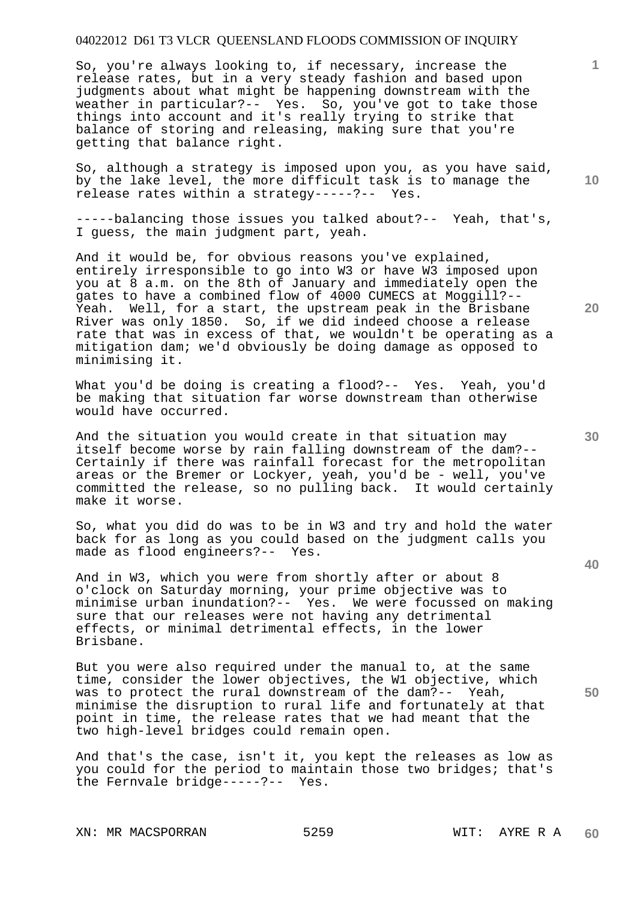So, you're always looking to, if necessary, increase the release rates, but in a very steady fashion and based upon judgments about what might be happening downstream with the weather in particular?-- Yes. So, you've got to take those things into account and it's really trying to strike that balance of storing and releasing, making sure that you're getting that balance right.

So, although a strategy is imposed upon you, as you have said, by the lake level, the more difficult task is to manage the release rates within a strategy-----?-- Yes.

-----balancing those issues you talked about?-- Yeah, that's, I guess, the main judgment part, yeah.

And it would be, for obvious reasons you've explained, entirely irresponsible to go into W3 or have W3 imposed upon you at 8 a.m. on the 8th of January and immediately open the gates to have a combined flow of 4000 CUMECS at Moggill?-- Yeah. Well, for a start, the upstream peak in the Brisbane River was only 1850. So, if we did indeed choose a release rate that was in excess of that, we wouldn't be operating as a mitigation dam; we'd obviously be doing damage as opposed to minimising it.

What you'd be doing is creating a flood?-- Yes. Yeah, you'd be making that situation far worse downstream than otherwise would have occurred.

And the situation you would create in that situation may itself become worse by rain falling downstream of the dam?-- Certainly if there was rainfall forecast for the metropolitan areas or the Bremer or Lockyer, yeah, you'd be - well, you've committed the release, so no pulling back. It would certainly make it worse.

So, what you did do was to be in W3 and try and hold the water back for as long as you could based on the judgment calls you made as flood engineers?-- Yes.

And in W3, which you were from shortly after or about 8 o'clock on Saturday morning, your prime objective was to minimise urban inundation?-- Yes. We were focussed on making sure that our releases were not having any detrimental effects, or minimal detrimental effects, in the lower Brisbane.

But you were also required under the manual to, at the same time, consider the lower objectives, the W1 objective, which was to protect the rural downstream of the dam?-- Yeah, minimise the disruption to rural life and fortunately at that point in time, the release rates that we had meant that the two high-level bridges could remain open.

And that's the case, isn't it, you kept the releases as low as you could for the period to maintain those two bridges; that's the Fernvale bridge-----?-- Yes.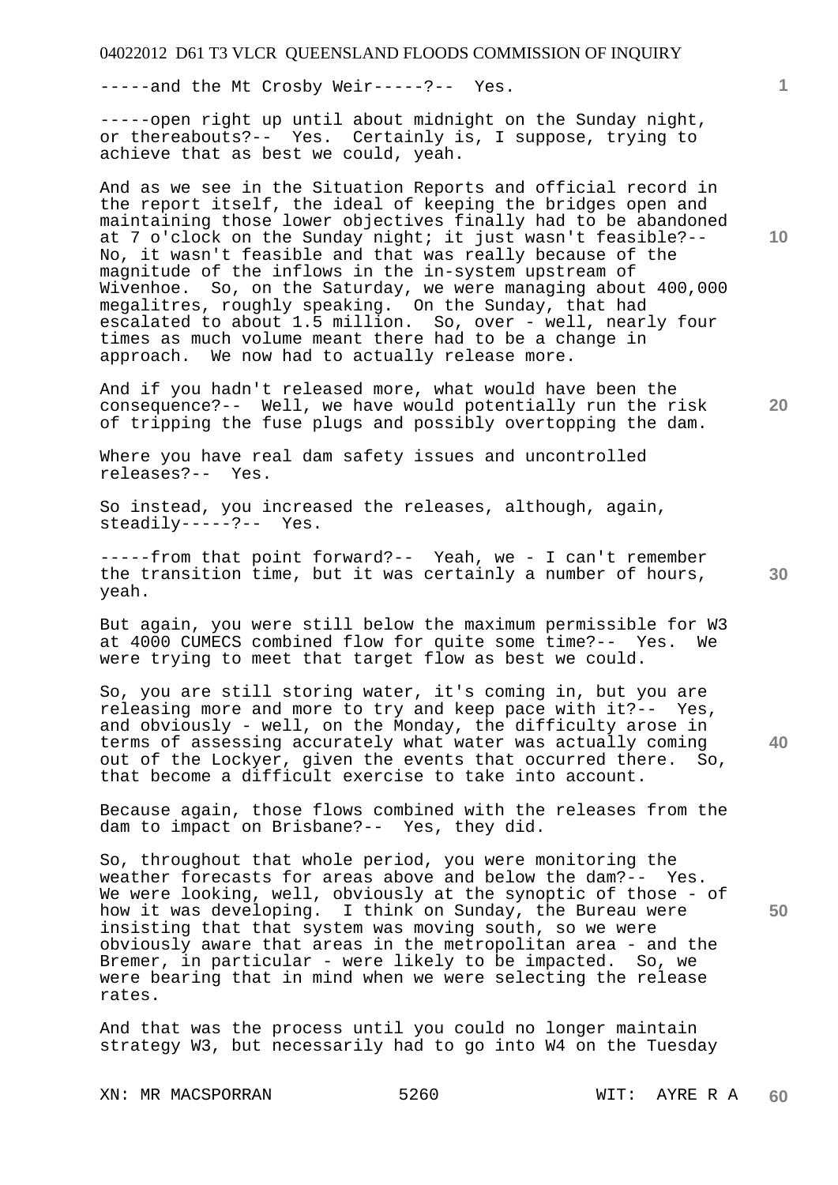-----and the Mt Crosby Weir-----?-- Yes.

-----open right up until about midnight on the Sunday night, or thereabouts?-- Yes. Certainly is, I suppose, trying to achieve that as best we could, yeah.

And as we see in the Situation Reports and official record in the report itself, the ideal of keeping the bridges open and maintaining those lower objectives finally had to be abandoned at 7 o'clock on the Sunday night; it just wasn't feasible?-- No, it wasn't feasible and that was really because of the magnitude of the inflows in the in-system upstream of Wivenhoe. So, on the Saturday, we were managing about 400,000 megalitres, roughly speaking. On the Sunday, that had escalated to about 1.5 million. So, over - well, nearly four times as much volume meant there had to be a change in approach. We now had to actually release more.

And if you hadn't released more, what would have been the consequence?-- Well, we have would potentially run the risk of tripping the fuse plugs and possibly overtopping the dam.

Where you have real dam safety issues and uncontrolled releases?-- Yes.

So instead, you increased the releases, although, again, steadily-----?-- Yes.

-----from that point forward?-- Yeah, we - I can't remember the transition time, but it was certainly a number of hours, yeah.

But again, you were still below the maximum permissible for W3 at 4000 CUMECS combined flow for quite some time?-- Yes. We were trying to meet that target flow as best we could.

So, you are still storing water, it's coming in, but you are releasing more and more to try and keep pace with it?-- Yes, and obviously - well, on the Monday, the difficulty arose in terms of assessing accurately what water was actually coming out of the Lockyer, given the events that occurred there. So, that become a difficult exercise to take into account.

Because again, those flows combined with the releases from the dam to impact on Brisbane?-- Yes, they did.

So, throughout that whole period, you were monitoring the weather forecasts for areas above and below the dam?-- Yes. We were looking, well, obviously at the synoptic of those - of how it was developing. I think on Sunday, the Bureau were insisting that that system was moving south, so we were obviously aware that areas in the metropolitan area - and the Bremer, in particular - were likely to be impacted. So, we were bearing that in mind when we were selecting the release rates.

And that was the process until you could no longer maintain strategy W3, but necessarily had to go into W4 on the Tuesday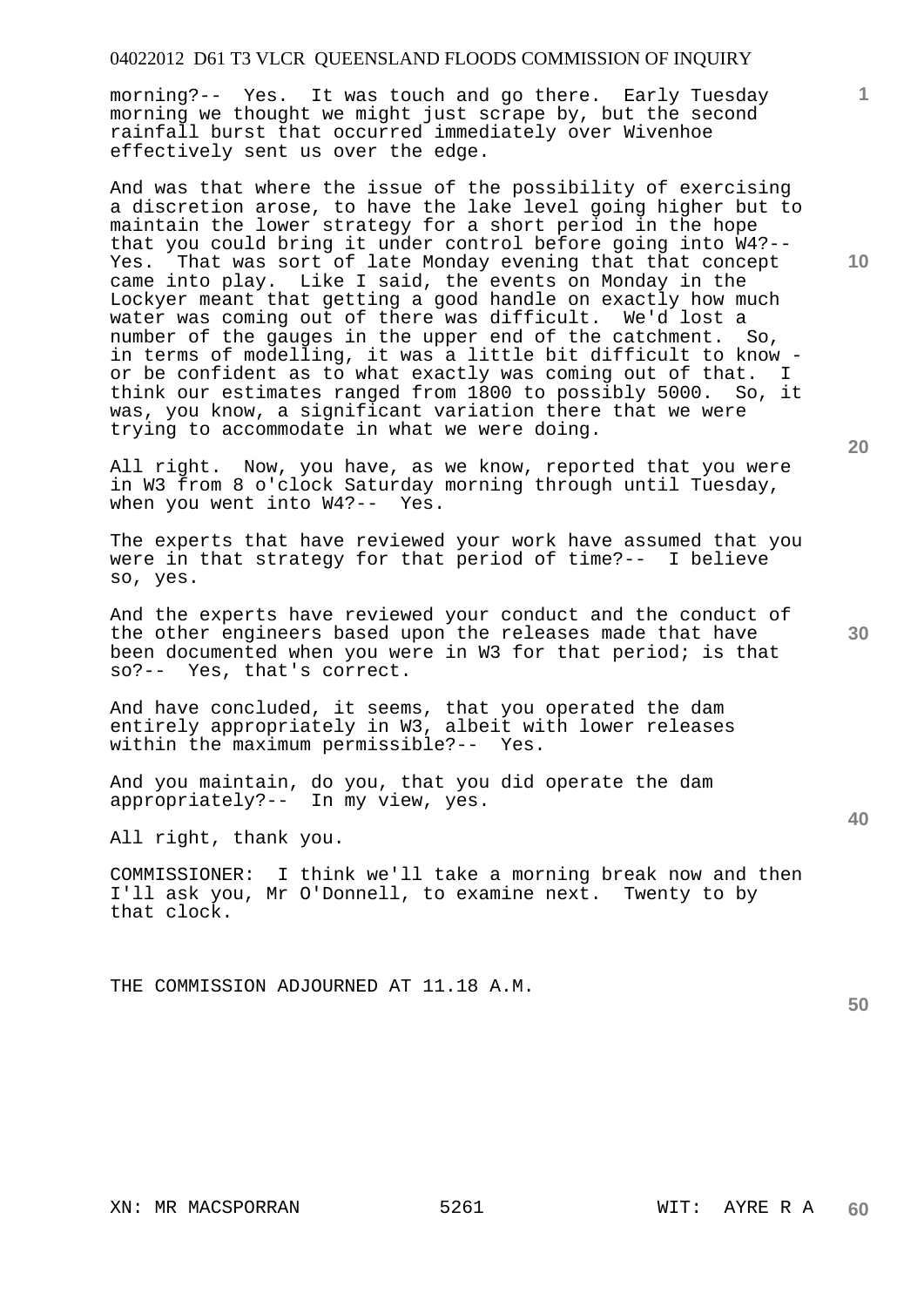morning?-- Yes. It was touch and go there. Early Tuesday morning we thought we might just scrape by, but the second rainfall burst that occurred immediately over Wivenhoe effectively sent us over the edge.

And was that where the issue of the possibility of exercising a discretion arose, to have the lake level going higher but to maintain the lower strategy for a short period in the hope that you could bring it under control before going into W4?-- Yes. That was sort of late Monday evening that that concept came into play. Like I said, the events on Monday in the Lockyer meant that getting a good handle on exactly how much water was coming out of there was difficult. We'd lost a number of the gauges in the upper end of the catchment. So, in terms of modelling, it was a little bit difficult to know - or be confident as to what exactly was coming out of that. I think our estimates ranged from 1800 to possibly 5000. So, it was, you know, a significant variation there that we were trying to accommodate in what we were doing.

All right. Now, you have, as we know, reported that you were in W3 from 8 o'clock Saturday morning through until Tuesday, when you went into W4?-- Yes.

The experts that have reviewed your work have assumed that you were in that strategy for that period of time?-- I believe so, yes.

And the experts have reviewed your conduct and the conduct of the other engineers based upon the releases made that have been documented when you were in W3 for that period; is that so?-- Yes, that's correct.

And have concluded, it seems, that you operated the dam entirely appropriately in W3, albeit with lower releases within the maximum permissible?-- Yes.

And you maintain, do you, that you did operate the dam appropriately?-- In my view, yes.

All right, thank you.

COMMISSIONER: I think we'll take a morning break now and then I'll ask you, Mr O'Donnell, to examine next. Twenty to by that clock.

THE COMMISSION ADJOURNED AT 11.18 A.M.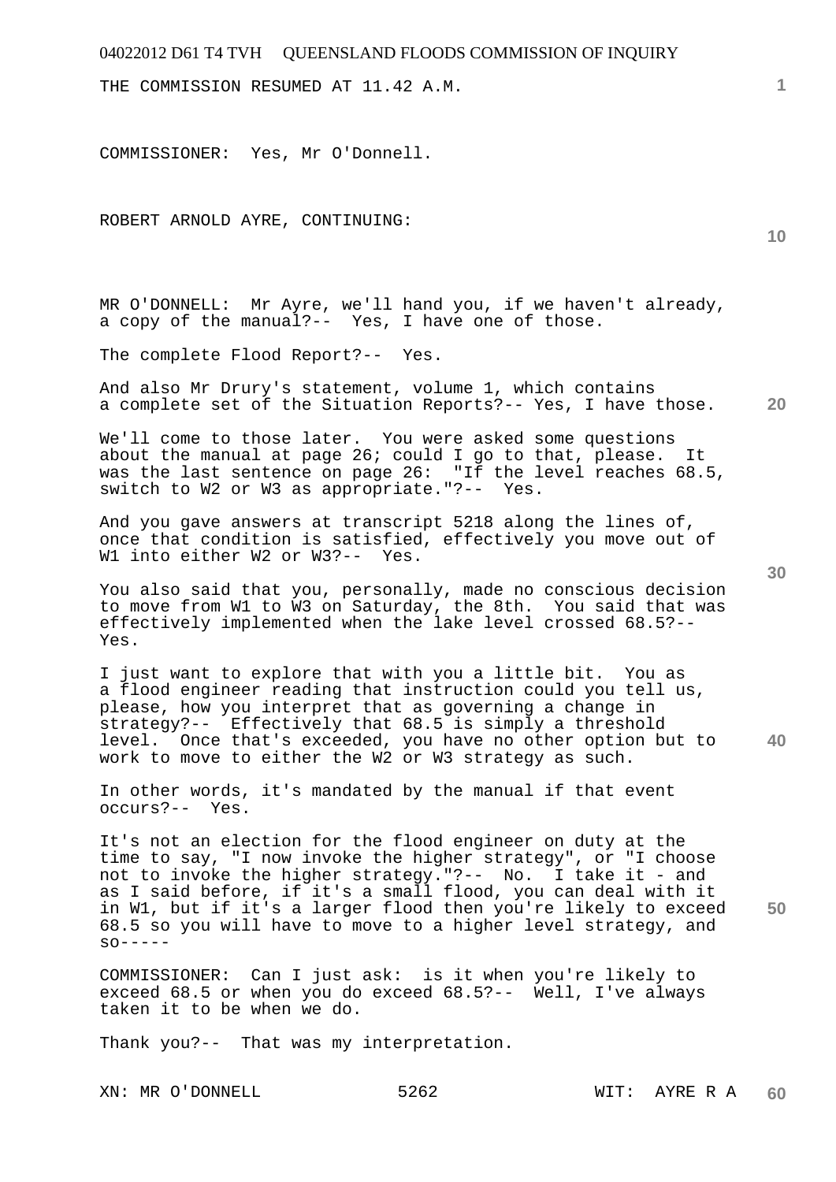THE COMMISSION RESUMED AT 11.42 A.M.

COMMISSIONER: Yes, Mr O'Donnell.

ROBERT ARNOLD AYRE, CONTINUING:

MR O'DONNELL: Mr Ayre, we'll hand you, if we haven't already, a copy of the manual?-- Yes, I have one of those.

The complete Flood Report?-- Yes.

And also Mr Drury's statement, volume 1, which contains a complete set of the Situation Reports?-- Yes, I have those.

We'll come to those later. You were asked some questions about the manual at page 26; could I go to that, please. It was the last sentence on page 26: "If the level reaches 68.5, switch to W2 or W3 as appropriate."?-- Yes.

And you gave answers at transcript 5218 along the lines of, once that condition is satisfied, effectively you move out of W1 into either W2 or W3?-- Yes.

You also said that you, personally, made no conscious decision to move from W1 to W3 on Saturday, the 8th. You said that was effectively implemented when the lake level crossed 68.5?-- Yes.

I just want to explore that with you a little bit. You as a flood engineer reading that instruction could you tell us, please, how you interpret that as governing a change in strategy?-- Effectively that 68.5 is simply a threshold level. Once that's exceeded, you have no other option but to work to move to either the W2 or W3 strategy as such.

In other words, it's mandated by the manual if that event occurs?-- Yes.

It's not an election for the flood engineer on duty at the time to say, "I now invoke the higher strategy", or "I choose not to invoke the higher strategy."?-- No. I take it - and as I said before, if it's a small flood, you can deal with it in W1, but if it's a larger flood then you're likely to exceed 68.5 so you will have to move to a higher level strategy, and so-----

COMMISSIONER: Can I just ask: is it when you're likely to exceed 68.5 or when you do exceed 68.5?-- Well, I've always taken it to be when we do.

Thank you?-- That was my interpretation.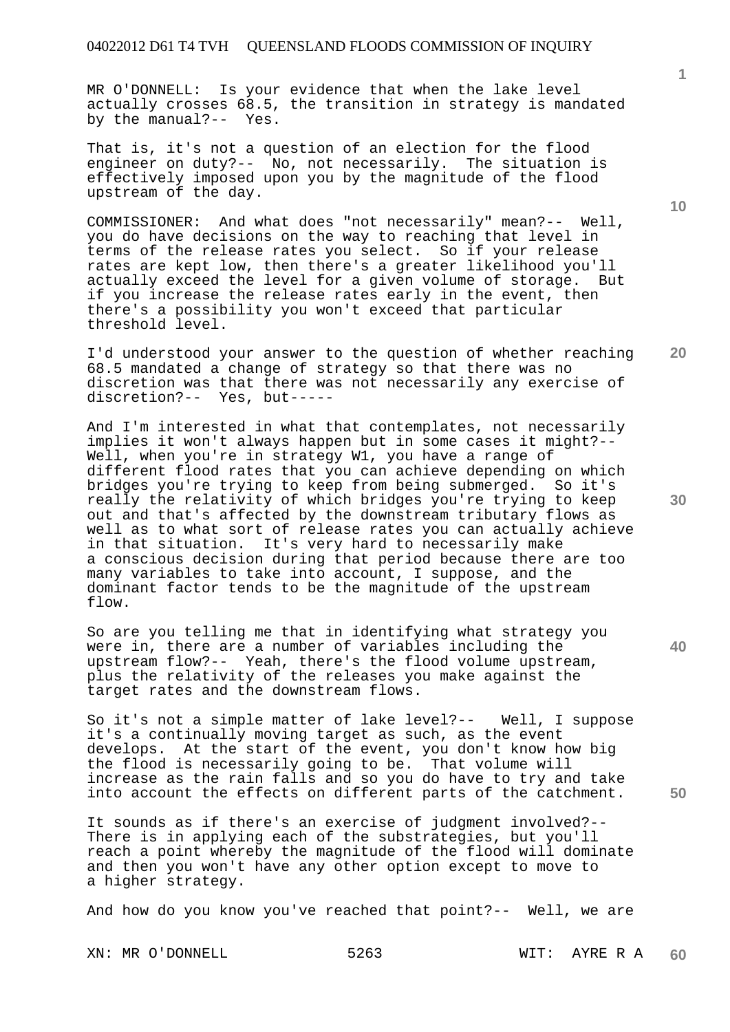MR O'DONNELL: Is your evidence that when the lake level actually crosses 68.5, the transition in strategy is mandated by the manual?-- Yes.

That is, it's not a question of an election for the flood engineer on duty?-- No, not necessarily. The situation is effectively imposed upon you by the magnitude of the flood upstream of the day.

COMMISSIONER: And what does "not necessarily" mean?-- Well, you do have decisions on the way to reaching that level in terms of the release rates you select. So if your release rates are kept low, then there's a greater likelihood you'll actually exceed the level for a given volume of storage. But if you increase the release rates early in the event, then there's a possibility you won't exceed that particular threshold level.

I'd understood your answer to the question of whether reaching 68.5 mandated a change of strategy so that there was no discretion was that there was not necessarily any exercise of discretion?-- Yes, but-----

And I'm interested in what that contemplates, not necessarily implies it won't always happen but in some cases it might?-- Well, when you're in strategy W1, you have a range of different flood rates that you can achieve depending on which bridges you're trying to keep from being submerged. So it's really the relativity of which bridges you're trying to keep out and that's affected by the downstream tributary flows as well as to what sort of release rates you can actually achieve in that situation. It's very hard to necessarily make a conscious decision during that period because there are too many variables to take into account, I suppose, and the dominant factor tends to be the magnitude of the upstream flow.

So are you telling me that in identifying what strategy you were in, there are a number of variables including the upstream flow?-- Yeah, there's the flood volume upstream, plus the relativity of the releases you make against the target rates and the downstream flows.

So it's not a simple matter of lake level?-- Well, I suppose it's a continually moving target as such, as the event develops. At the start of the event, you don't know how big the flood is necessarily going to be. That volume will increase as the rain falls and so you do have to try and take into account the effects on different parts of the catchment.

It sounds as if there's an exercise of judgment involved?-- There is in applying each of the substrategies, but you'll reach a point whereby the magnitude of the flood will dominate and then you won't have any other option except to move to a higher strategy.

And how do you know you've reached that point?-- Well, we are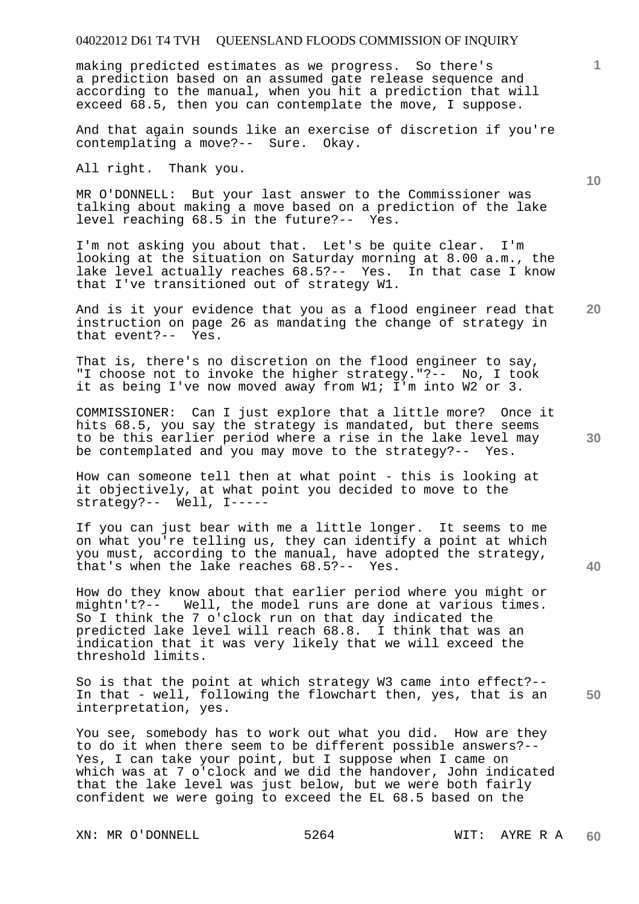making predicted estimates as we progress. So there's a prediction based on an assumed gate release sequence and according to the manual, when you hit a prediction that will exceed 68.5, then you can contemplate the move, I suppose.

And that again sounds like an exercise of discretion if you're contemplating a move?-- Sure. Okay.

All right. Thank you.

MR O'DONNELL: But your last answer to the Commissioner was talking about making a move based on a prediction of the lake level reaching 68.5 in the future?-- Yes.

I'm not asking you about that. Let's be quite clear. I'm looking at the situation on Saturday morning at 8.00 a.m., the lake level actually reaches 68.5?-- Yes. In that case I know that I've transitioned out of strategy W1.

And is it your evidence that you as a flood engineer read that instruction on page 26 as mandating the change of strategy in that event?-- Yes.

That is, there's no discretion on the flood engineer to say, "I choose not to invoke the higher strategy."?-- No, I took it as being I've now moved away from W1; I'm into W2 or 3.

COMMISSIONER: Can I just explore that a little more? Once it hits 68.5, you say the strategy is mandated, but there seems to be this earlier period where a rise in the lake level may be contemplated and you may move to the strategy?-- Yes.

How can someone tell then at what point - this is looking at it objectively, at what point you decided to move to the strategy?-- Well, I-----

If you can just bear with me a little longer. It seems to me on what you're telling us, they can identify a point at which you must, according to the manual, have adopted the strategy, that's when the lake reaches 68.5?-- Yes.

How do they know about that earlier period where you might or mightn't?-- Well, the model runs are done at various times. So I think the 7 o'clock run on that day indicated the predicted lake level will reach 68.8. I think that was an indication that it was very likely that we will exceed the threshold limits.

So is that the point at which strategy W3 came into effect?-- In that - well, following the flowchart then, yes, that is an interpretation, yes.

You see, somebody has to work out what you did. How are they to do it when there seem to be different possible answers?-- Yes, I can take your point, but I suppose when I came on which was at 7 o'clock and we did the handover, John indicated that the lake level was just below, but we were both fairly confident we were going to exceed the EL 68.5 based on the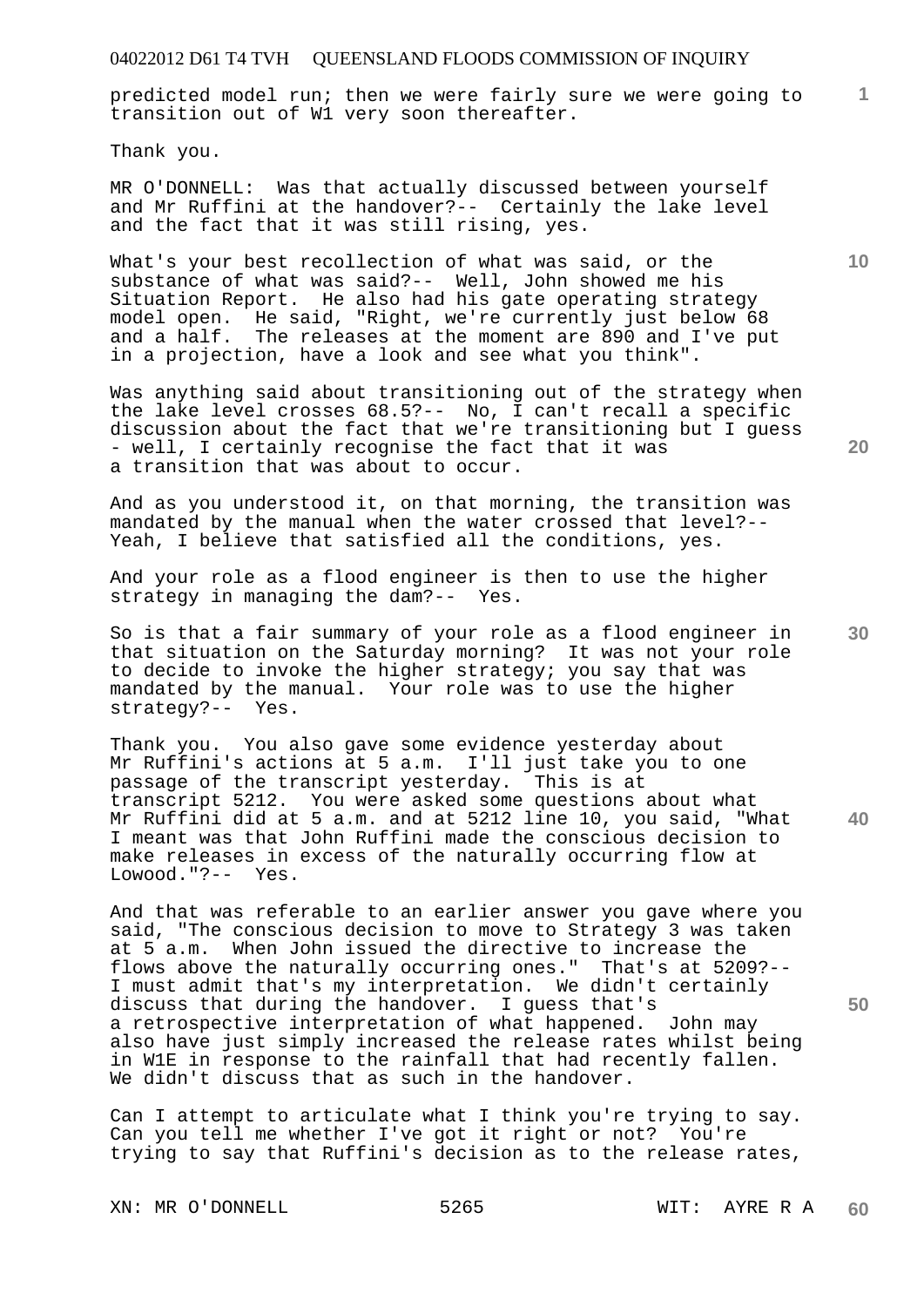predicted model run; then we were fairly sure we were going to transition out of W1 very soon thereafter.

Thank you.

MR O'DONNELL: Was that actually discussed between yourself and Mr Ruffini at the handover?-- Certainly the lake level and the fact that it was still rising, yes.

What's your best recollection of what was said, or the substance of what was said?-- Well, John showed me his Situation Report. He also had his gate operating strategy model open. He said, "Right, we're currently just below 68 and a half. The releases at the moment are 890 and I've put in a projection, have a look and see what you think".

Was anything said about transitioning out of the strategy when the lake level crosses 68.5?-- No, I can't recall a specific discussion about the fact that we're transitioning but I guess - well, I certainly recognise the fact that it was a transition that was about to occur.

And as you understood it, on that morning, the transition was mandated by the manual when the water crossed that level?-- Yeah, I believe that satisfied all the conditions, yes.

And your role as a flood engineer is then to use the higher strategy in managing the dam?-- Yes.

So is that a fair summary of your role as a flood engineer in that situation on the Saturday morning? It was not your role to decide to invoke the higher strategy; you say that was mandated by the manual. Your role was to use the higher strategy?-- Yes.

Thank you. You also gave some evidence yesterday about Mr Ruffini's actions at 5 a.m. I'll just take you to one passage of the transcript yesterday. This is at transcript 5212. You were asked some questions about what Mr Ruffini did at 5 a.m. and at 5212 line 10, you said, "What I meant was that John Ruffini made the conscious decision to make releases in excess of the naturally occurring flow at Lowood."?-- Yes.

And that was referable to an earlier answer you gave where you said, "The conscious decision to move to Strategy 3 was taken at 5 a.m. When John issued the directive to increase the flows above the naturally occurring ones." That's at 5209?-- I must admit that's my interpretation. We didn't certainly discuss that during the handover. I guess that's a retrospective interpretation of what happened. John may also have just simply increased the release rates whilst being in W1E in response to the rainfall that had recently fallen. We didn't discuss that as such in the handover.

Can I attempt to articulate what I think you're trying to say. Can you tell me whether I've got it right or not? You're trying to say that Ruffini's decision as to the release rates,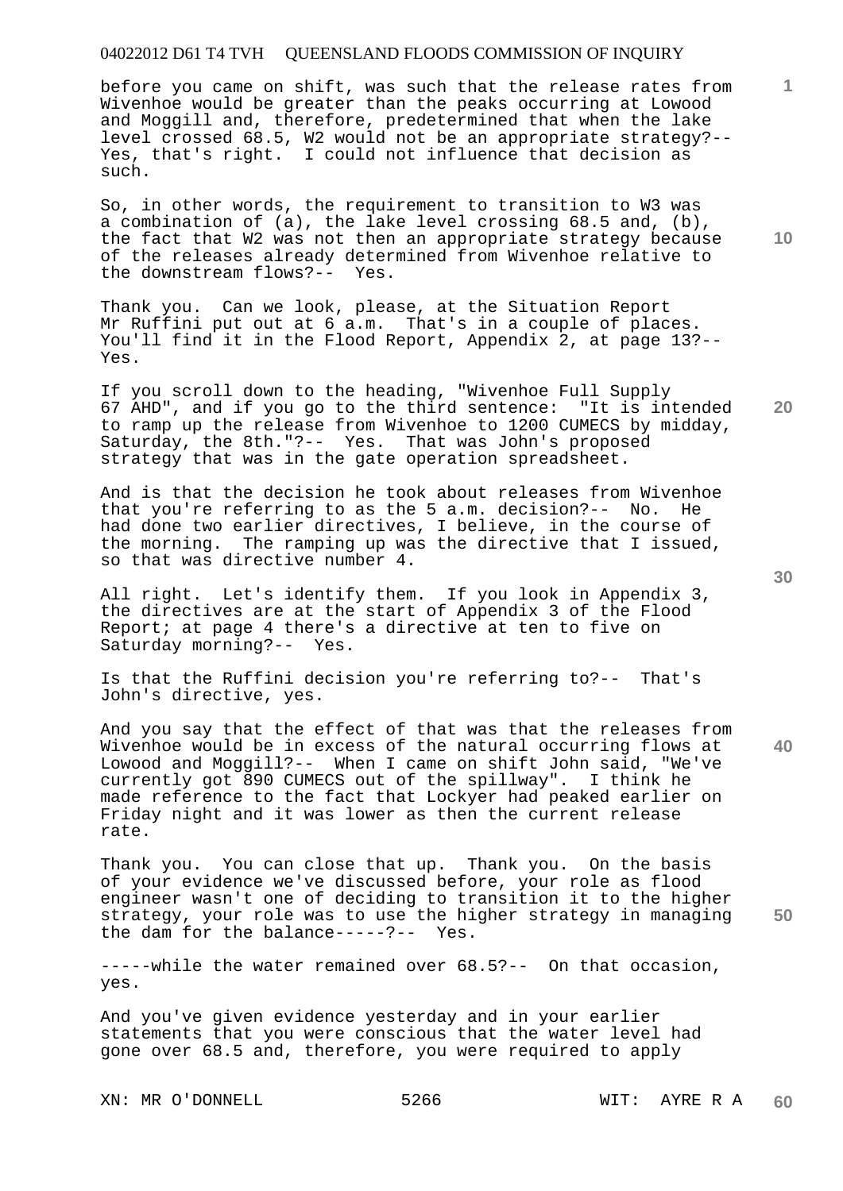before you came on shift, was such that the release rates from Wivenhoe would be greater than the peaks occurring at Lowood and Moggill and, therefore, predetermined that when the lake level crossed 68.5, W2 would not be an appropriate strategy?-- Yes, that's right. I could not influence that decision as such.

So, in other words, the requirement to transition to W3 was a combination of (a), the lake level crossing 68.5 and, (b), the fact that W2 was not then an appropriate strategy because of the releases already determined from Wivenhoe relative to the downstream flows?-- Yes.

Thank you. Can we look, please, at the Situation Report Mr Ruffini put out at 6 a.m. That's in a couple of places. You'll find it in the Flood Report, Appendix 2, at page 13?-- Yes.

If you scroll down to the heading, "Wivenhoe Full Supply 67 AHD", and if you go to the third sentence: "It is intended to ramp up the release from Wivenhoe to 1200 CUMECS by midday, Saturday, the 8th."?-- Yes. That was John's proposed strategy that was in the gate operation spreadsheet.

And is that the decision he took about releases from Wivenhoe that you're referring to as the 5 a.m. decision?-- No. He had done two earlier directives, I believe, in the course of the morning. The ramping up was the directive that I issued, so that was directive number 4.

All right. Let's identify them. If you look in Appendix 3, the directives are at the start of Appendix 3 of the Flood Report; at page 4 there's a directive at ten to five on Saturday morning?-- Yes.

Is that the Ruffini decision you're referring to?-- That's John's directive, yes.

And you say that the effect of that was that the releases from Wivenhoe would be in excess of the natural occurring flows at Lowood and Moggill?-- When I came on shift John said, "We've currently got 890 CUMECS out of the spillway". I think he made reference to the fact that Lockyer had peaked earlier on Friday night and it was lower as then the current release rate.

Thank you. You can close that up. Thank you. On the basis of your evidence we've discussed before, your role as flood engineer wasn't one of deciding to transition it to the higher strategy, your role was to use the higher strategy in managing the dam for the balance-----?-- Yes.

-----while the water remained over 68.5?-- On that occasion, yes.

And you've given evidence yesterday and in your earlier statements that you were conscious that the water level had gone over 68.5 and, therefore, you were required to apply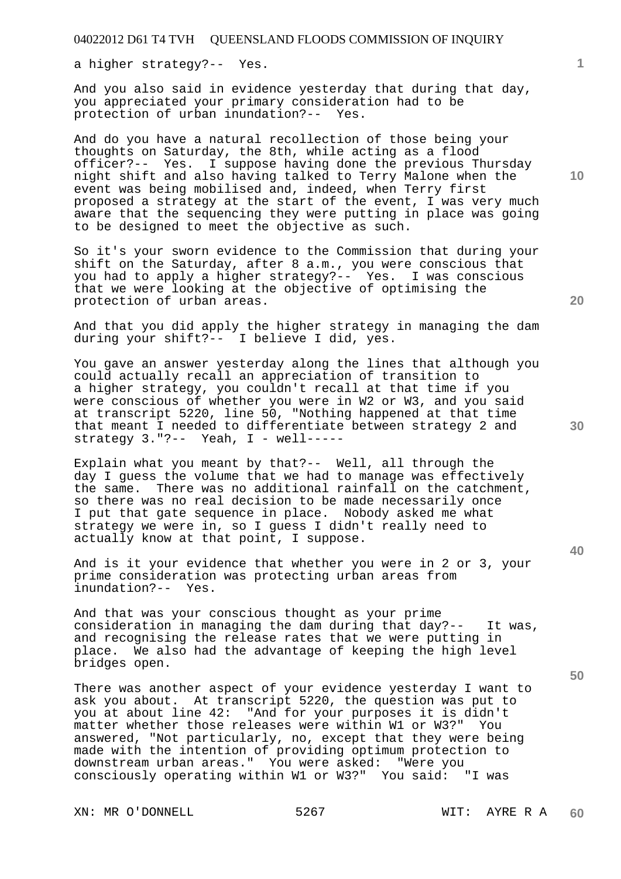a higher strategy?-- Yes.

And you also said in evidence yesterday that during that day, you appreciated your primary consideration had to be protection of urban inundation?-- Yes.

And do you have a natural recollection of those being your thoughts on Saturday, the 8th, while acting as a flood officer?-- Yes. I suppose having done the previous Thursday night shift and also having talked to Terry Malone when the event was being mobilised and, indeed, when Terry first proposed a strategy at the start of the event, I was very much aware that the sequencing they were putting in place was going to be designed to meet the objective as such.

So it's your sworn evidence to the Commission that during your shift on the Saturday, after 8 a.m., you were conscious that you had to apply a higher strategy?-- Yes. I was conscious that we were looking at the objective of optimising the protection of urban areas.

And that you did apply the higher strategy in managing the dam during your shift?-- I believe I did, yes.

You gave an answer yesterday along the lines that although you could actually recall an appreciation of transition to a higher strategy, you couldn't recall at that time if you were conscious of whether you were in W2 or W3, and you said at transcript 5220, line 50, "Nothing happened at that time that meant I needed to differentiate between strategy 2 and strategy 3."?-- Yeah, I - well-----

Explain what you meant by that?-- Well, all through the day I guess the volume that we had to manage was effectively the same. There was no additional rainfall on the catchment, so there was no real decision to be made necessarily once I put that gate sequence in place. Nobody asked me what strategy we were in, so I guess I didn't really need to actually know at that point, I suppose.

And is it your evidence that whether you were in 2 or 3, your prime consideration was protecting urban areas from inundation?-- Yes.

And that was your conscious thought as your prime consideration in managing the dam during that day?-- It was, and recognising the release rates that we were putting in place. We also had the advantage of keeping the high level bridges open.

There was another aspect of your evidence yesterday I want to ask you about. At transcript 5220, the question was put to you at about line 42: "And for your purposes it is didn't matter whether those releases were within W1 or W3?" You answered, "Not particularly, no, except that they were being made with the intention of providing optimum protection to downstream urban areas." You were asked: "Were you consciously operating within W1 or W3?" You said: "I was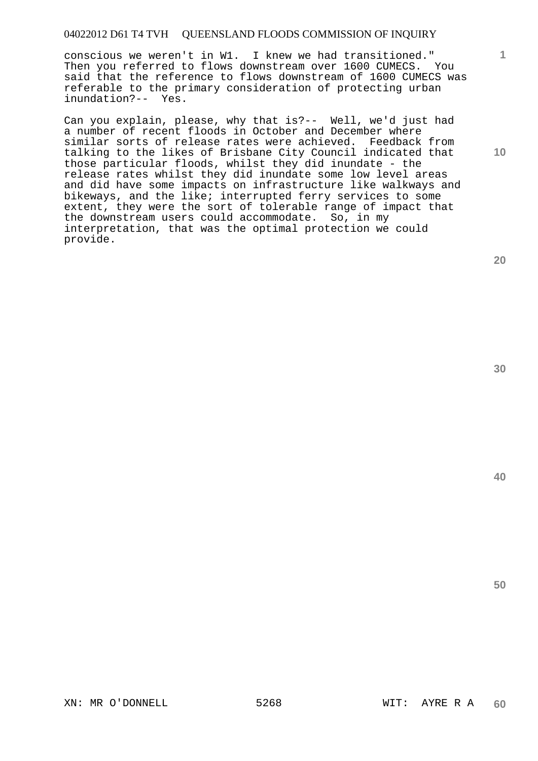conscious we weren't in W1. I knew we had transitioned." Then you referred to flows downstream over 1600 CUMECS. You said that the reference to flows downstream of 1600 CUMECS was referable to the primary consideration of protecting urban inundation?-- Yes.

Can you explain, please, why that is?-- Well, we'd just had a number of recent floods in October and December where similar sorts of release rates were achieved. Feedback from talking to the likes of Brisbane City Council indicated that those particular floods, whilst they did inundate - the release rates whilst they did inundate some low level areas and did have some impacts on infrastructure like walkways and bikeways, and the like; interrupted ferry services to some extent, they were the sort of tolerable range of impact that the downstream users could accommodate. So, in my interpretation, that was the optimal protection we could provide.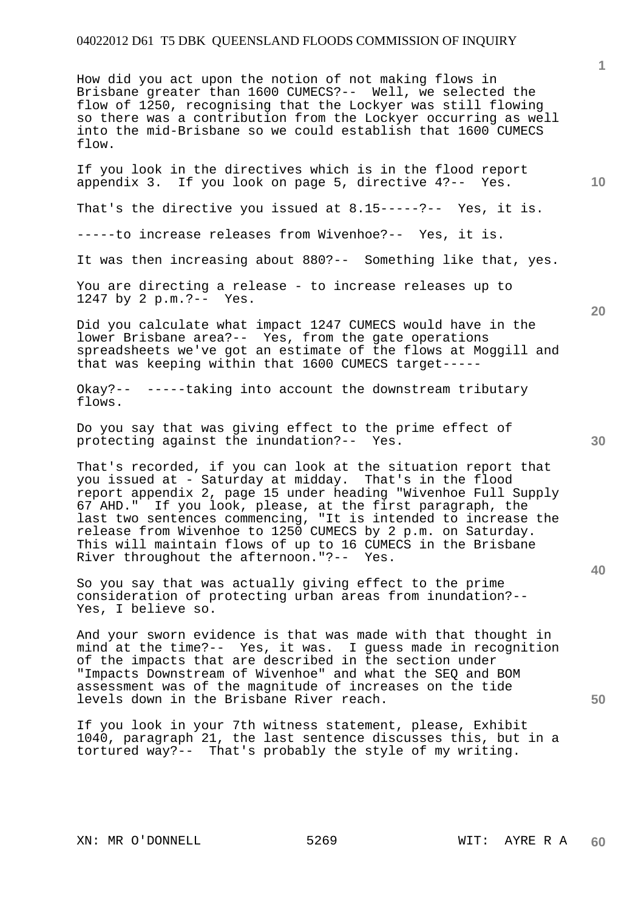How did you act upon the notion of not making flows in Brisbane greater than 1600 CUMECS?-- Well, we selected the flow of 1250, recognising that the Lockyer was still flowing so there was a contribution from the Lockyer occurring as well into the mid-Brisbane so we could establish that 1600 CUMECS flow.

If you look in the directives which is in the flood report appendix 3. If you look on page 5, directive 4?-- Yes.

That's the directive you issued at 8.15-----?-- Yes, it is.

-----to increase releases from Wivenhoe?-- Yes, it is.

It was then increasing about 880?-- Something like that, yes.

You are directing a release - to increase releases up to 1247 by 2 p.m.?-- Yes.

Did you calculate what impact 1247 CUMECS would have in the lower Brisbane area?-- Yes, from the gate operations spreadsheets we've got an estimate of the flows at Moggill and that was keeping within that 1600 CUMECS target-----

Okay?-- -----taking into account the downstream tributary flows.

Do you say that was giving effect to the prime effect of protecting against the inundation?-- Yes.

That's recorded, if you can look at the situation report that you issued at - Saturday at midday. That's in the flood report appendix 2, page 15 under heading "Wivenhoe Full Supply 67 AHD." If you look, please, at the first paragraph, the last two sentences commencing, "It is intended to increase the release from Wivenhoe to 1250 CUMECS by 2 p.m. on Saturday. This will maintain flows of up to 16 CUMECS in the Brisbane River throughout the afternoon."?-- Yes.

So you say that was actually giving effect to the prime consideration of protecting urban areas from inundation?-- Yes, I believe so.

And your sworn evidence is that was made with that thought in mind at the time?-- Yes, it was. I guess made in recognition of the impacts that are described in the section under "Impacts Downstream of Wivenhoe" and what the SEQ and BOM assessment was of the magnitude of increases on the tide levels down in the Brisbane River reach.

If you look in your 7th witness statement, please, Exhibit 1040, paragraph 21, the last sentence discusses this, but in a tortured way?-- That's probably the style of my writing.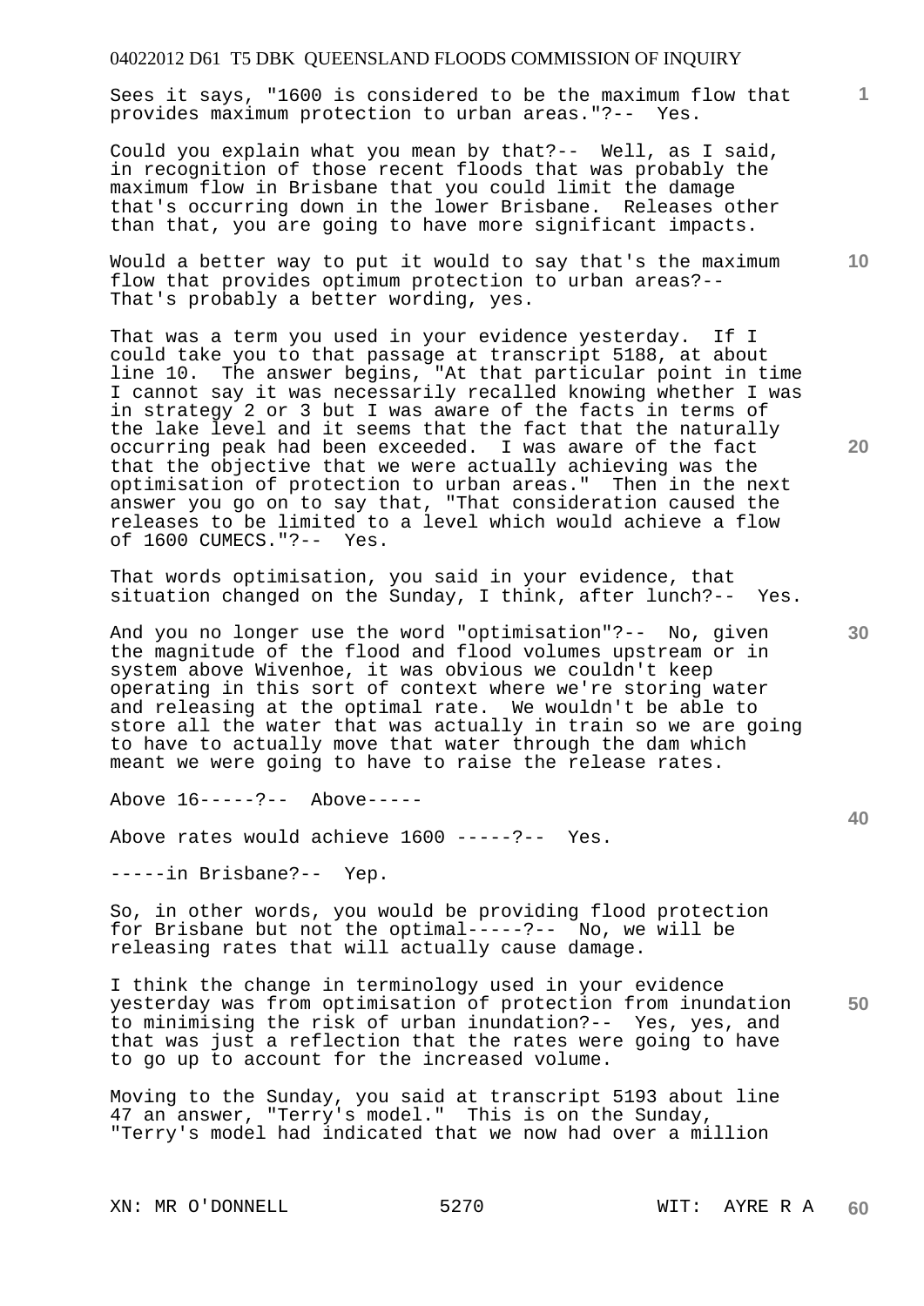Sees it says, "1600 is considered to be the maximum flow that provides maximum protection to urban areas."?-- Yes.

Could you explain what you mean by that?-- Well, as I said, in recognition of those recent floods that was probably the maximum flow in Brisbane that you could limit the damage that's occurring down in the lower Brisbane. Releases other than that, you are going to have more significant impacts.

Would a better way to put it would to say that's the maximum flow that provides optimum protection to urban areas?-- That's probably a better wording, yes.

That was a term you used in your evidence yesterday. If I could take you to that passage at transcript 5188, at about line 10. The answer begins, "At that particular point in time I cannot say it was necessarily recalled knowing whether I was in strategy 2 or 3 but I was aware of the facts in terms of the lake level and it seems that the fact that the naturally occurring peak had been exceeded. I was aware of the fact that the objective that we were actually achieving was the optimisation of protection to urban areas." Then in the next answer you go on to say that, "That consideration caused the releases to be limited to a level which would achieve a flow of 1600 CUMECS."?-- Yes.

That words optimisation, you said in your evidence, that situation changed on the Sunday, I think, after lunch?-- Yes.

And you no longer use the word "optimisation"?-- No, given the magnitude of the flood and flood volumes upstream or in system above Wivenhoe, it was obvious we couldn't keep operating in this sort of context where we're storing water and releasing at the optimal rate. We wouldn't be able to store all the water that was actually in train so we are going to have to actually move that water through the dam which meant we were going to have to raise the release rates.

Above 16-----?-- Above-----

Above rates would achieve 1600 -----?-- Yes.

-----in Brisbane?-- Yep.

So, in other words, you would be providing flood protection for Brisbane but not the optimal-----?-- No, we will be releasing rates that will actually cause damage.

I think the change in terminology used in your evidence yesterday was from optimisation of protection from inundation to minimising the risk of urban inundation?-- Yes, yes, and that was just a reflection that the rates were going to have to go up to account for the increased volume.

Moving to the Sunday, you said at transcript 5193 about line 47 an answer, "Terry's model." This is on the Sunday, "Terry's model had indicated that we now had over a million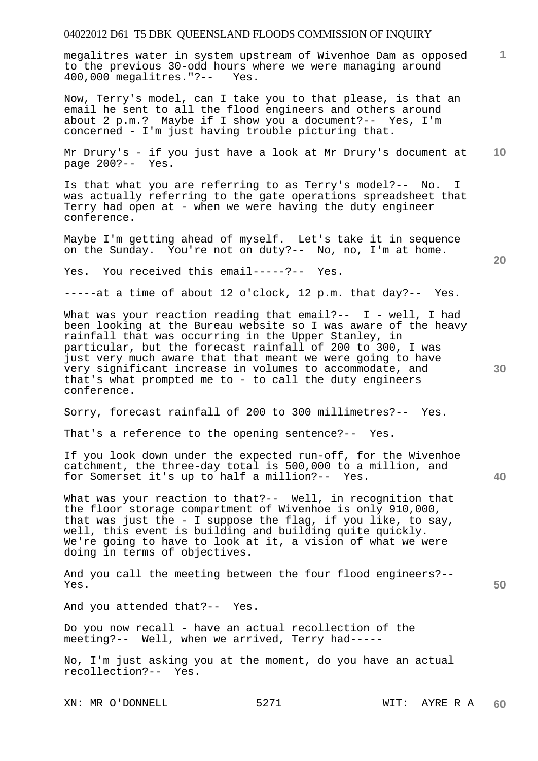megalitres water in system upstream of Wivenhoe Dam as opposed to the previous 30-odd hours where we were managing around 400,000 megalitres."?-- Yes.

Now, Terry's model, can I take you to that please, is that an email he sent to all the flood engineers and others around about 2 p.m.? Maybe if I show you a document?-- Yes, I'm concerned - I'm just having trouble picturing that.

Mr Drury's - if you just have a look at Mr Drury's document at page 200?-- Yes.

Is that what you are referring to as Terry's model?-- No. I was actually referring to the gate operations spreadsheet that Terry had open at - when we were having the duty engineer conference.

Maybe I'm getting ahead of myself. Let's take it in sequence on the Sunday. You're not on duty?-- No, no, I'm at home.

Yes. You received this email-----?-- Yes.

-----at a time of about 12 o'clock, 12 p.m. that day?-- Yes.

What was your reaction reading that email?-- I - well, I had been looking at the Bureau website so I was aware of the heavy rainfall that was occurring in the Upper Stanley, in particular, but the forecast rainfall of 200 to 300, I was just very much aware that that meant we were going to have very significant increase in volumes to accommodate, and that's what prompted me to - to call the duty engineers conference.

Sorry, forecast rainfall of 200 to 300 millimetres?-- Yes.

That's a reference to the opening sentence?-- Yes.

If you look down under the expected run-off, for the Wivenhoe catchment, the three-day total is 500,000 to a million, and for Somerset it's up to half a million?-- Yes.

What was your reaction to that?-- Well, in recognition that the floor storage compartment of Wivenhoe is only 910,000, that was just the - I suppose the flag, if you like, to say, well, this event is building and building quite quickly. We're going to have to look at it, a vision of what we were doing in terms of objectives.

And you call the meeting between the four flood engineers?-- Yes.

And you attended that?-- Yes.

Do you now recall - have an actual recollection of the meeting?-- Well, when we arrived, Terry had-----

No, I'm just asking you at the moment, do you have an actual recollection?-- Yes.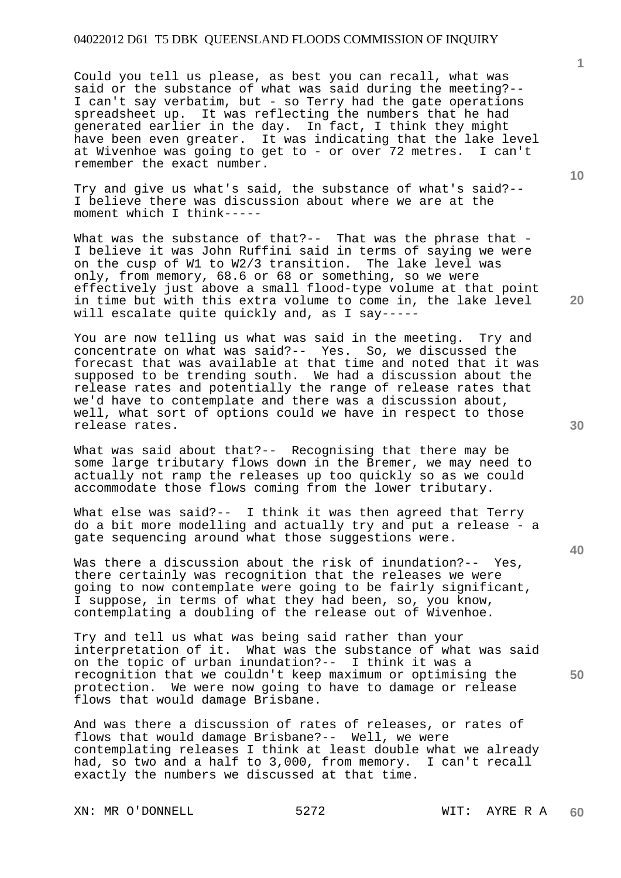Could you tell us please, as best you can recall, what was said or the substance of what was said during the meeting?-- I can't say verbatim, but - so Terry had the gate operations spreadsheet up. It was reflecting the numbers that he had generated earlier in the day. In fact, I think they might have been even greater. It was indicating that the lake level at Wivenhoe was going to get to - or over 72 metres. I can't remember the exact number.

Try and give us what's said, the substance of what's said?-- I believe there was discussion about where we are at the moment which I think-----

What was the substance of that?-- That was the phrase that - I believe it was John Ruffini said in terms of saying we were on the cusp of W1 to W2/3 transition. The lake level was only, from memory, 68.6 or 68 or something, so we were effectively just above a small flood-type volume at that point in time but with this extra volume to come in, the lake level will escalate quite quickly and, as I say-----

You are now telling us what was said in the meeting. Try and concentrate on what was said?-- Yes. So, we discussed the forecast that was available at that time and noted that it was supposed to be trending south. We had a discussion about the release rates and potentially the range of release rates that we'd have to contemplate and there was a discussion about, well, what sort of options could we have in respect to those release rates.

What was said about that?-- Recognising that there may be some large tributary flows down in the Bremer, we may need to actually not ramp the releases up too quickly so as we could accommodate those flows coming from the lower tributary.

What else was said?-- I think it was then agreed that Terry do a bit more modelling and actually try and put a release - a gate sequencing around what those suggestions were.

Was there a discussion about the risk of inundation?-- Yes, there certainly was recognition that the releases we were going to now contemplate were going to be fairly significant, I suppose, in terms of what they had been, so, you know, contemplating a doubling of the release out of Wivenhoe.

Try and tell us what was being said rather than your interpretation of it. What was the substance of what was said on the topic of urban inundation?-- I think it was a recognition that we couldn't keep maximum or optimising the protection. We were now going to have to damage or release flows that would damage Brisbane.

And was there a discussion of rates of releases, or rates of flows that would damage Brisbane?-- Well, we were contemplating releases I think at least double what we already had, so two and a half to 3,000, from memory. I can't recall exactly the numbers we discussed at that time.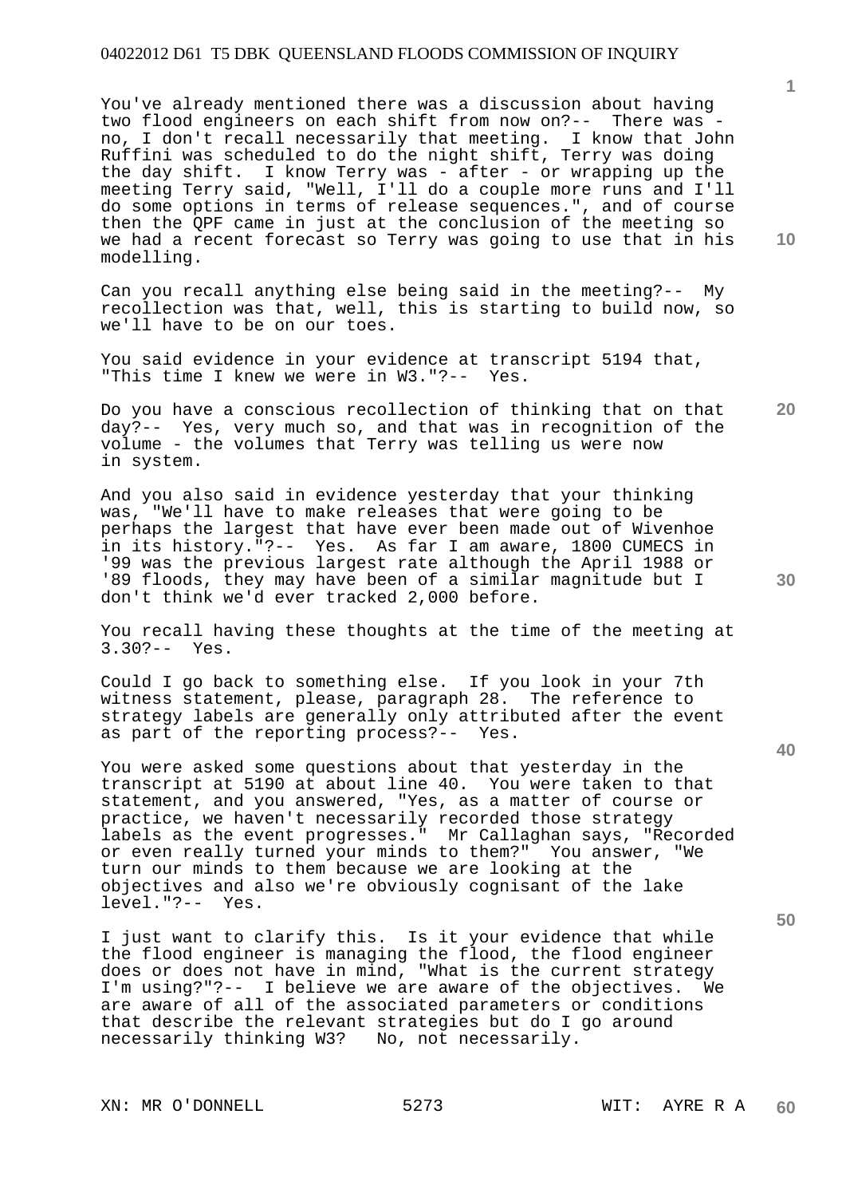You've already mentioned there was a discussion about having two flood engineers on each shift from now on?-- There was - no, I don't recall necessarily that meeting. I know that John Ruffini was scheduled to do the night shift, Terry was doing the day shift. I know Terry was - after - or wrapping up the meeting Terry said, "Well, I'll do a couple more runs and I'll do some options in terms of release sequences.", and of course then the QPF came in just at the conclusion of the meeting so we had a recent forecast so Terry was going to use that in his modelling.

Can you recall anything else being said in the meeting?-- My recollection was that, well, this is starting to build now, so we'll have to be on our toes.

You said evidence in your evidence at transcript 5194 that, "This time I knew we were in W3."?-- Yes.

Do you have a conscious recollection of thinking that on that day?-- Yes, very much so, and that was in recognition of the volume - the volumes that Terry was telling us were now in system.

And you also said in evidence yesterday that your thinking was, "We'll have to make releases that were going to be perhaps the largest that have ever been made out of Wivenhoe in its history."?-- Yes. As far I am aware, 1800 CUMECS in '99 was the previous largest rate although the April 1988 or '89 floods, they may have been of a similar magnitude but I don't think we'd ever tracked 2,000 before.

You recall having these thoughts at the time of the meeting at 3.30?-- Yes.

Could I go back to something else. If you look in your 7th witness statement, please, paragraph 28. The reference to strategy labels are generally only attributed after the event as part of the reporting process?-- Yes.

You were asked some questions about that yesterday in the transcript at 5190 at about line 40. You were taken to that statement, and you answered, "Yes, as a matter of course or practice, we haven't necessarily recorded those strategy labels as the event progresses." Mr Callaghan says, "Recorded or even really turned your minds to them?" You answer, "We turn our minds to them because we are looking at the objectives and also we're obviously cognisant of the lake level."?-- Yes.

I just want to clarify this. Is it your evidence that while the flood engineer is managing the flood, the flood engineer does or does not have in mind, "What is the current strategy I'm using?"?-- I believe we are aware of the objectives. We are aware of all of the associated parameters or conditions that describe the relevant strategies but do I go around necessarily thinking W3? No, not necessarily.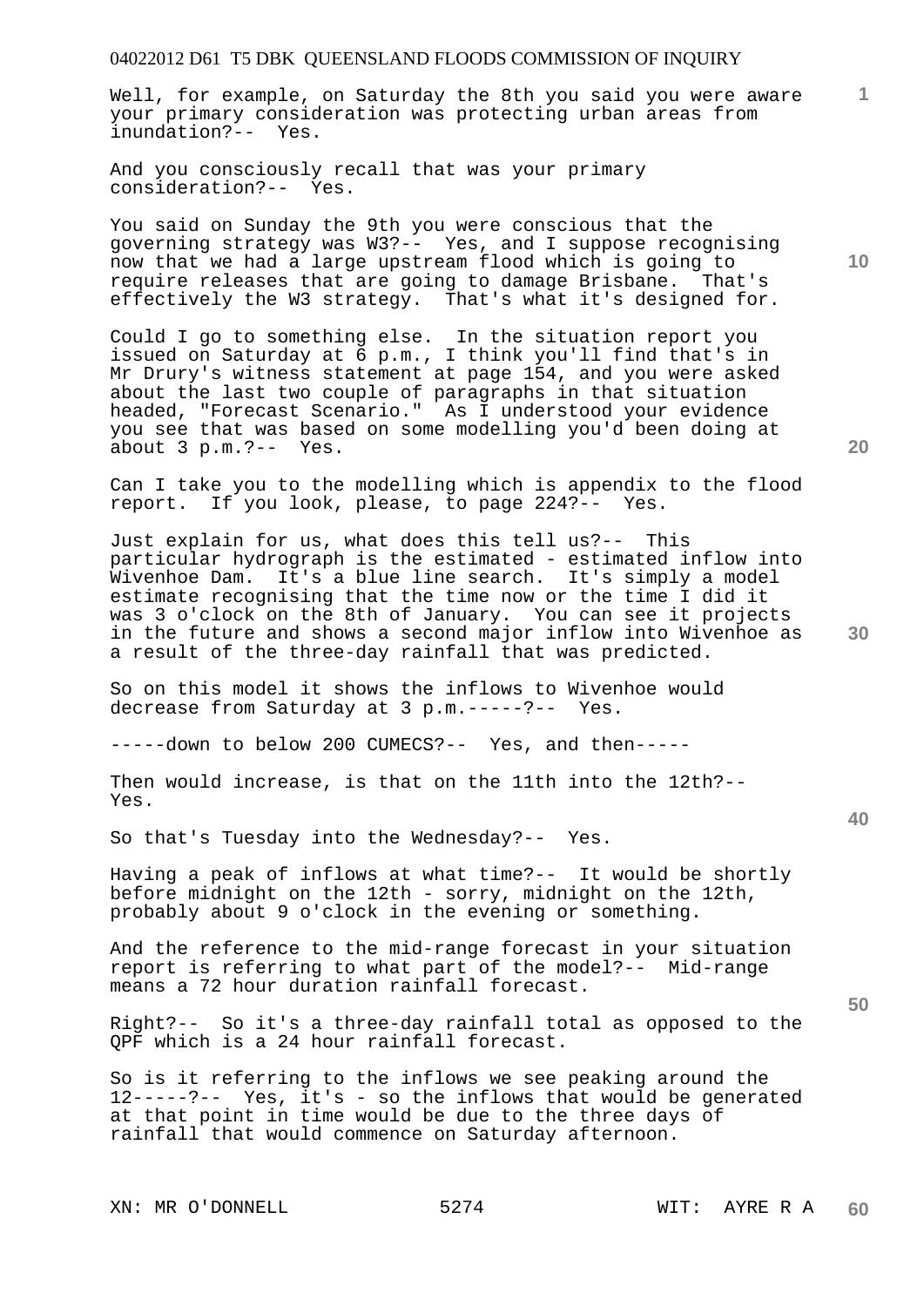Well, for example, on Saturday the 8th you said you were aware your primary consideration was protecting urban areas from inundation?-- Yes.

And you consciously recall that was your primary consideration?-- Yes.

You said on Sunday the 9th you were conscious that the governing strategy was W3?-- Yes, and I suppose recognising now that we had a large upstream flood which is going to require releases that are going to damage Brisbane. That's effectively the W3 strategy. That's what it's designed for.

Could I go to something else. In the situation report you issued on Saturday at 6 p.m., I think you'll find that's in Mr Drury's witness statement at page 154, and you were asked about the last two couple of paragraphs in that situation headed, "Forecast Scenario." As I understood your evidence you see that was based on some modelling you'd been doing at about 3 p.m.?-- Yes.

Can I take you to the modelling which is appendix to the flood report. If you look, please, to page 224?-- Yes.

Just explain for us, what does this tell us?-- This particular hydrograph is the estimated - estimated inflow into Wivenhoe Dam. It's a blue line search. It's simply a model estimate recognising that the time now or the time I did it was 3 o'clock on the 8th of January. You can see it projects in the future and shows a second major inflow into Wivenhoe as a result of the three-day rainfall that was predicted.

So on this model it shows the inflows to Wivenhoe would decrease from Saturday at 3 p.m.-----?-- Yes.

-----down to below 200 CUMECS?-- Yes, and then-----

Then would increase, is that on the 11th into the 12th?-- Yes.

So that's Tuesday into the Wednesday?-- Yes.

Having a peak of inflows at what time?-- It would be shortly before midnight on the 12th - sorry, midnight on the 12th, probably about 9 o'clock in the evening or something.

And the reference to the mid-range forecast in your situation report is referring to what part of the model?-- Mid-range means a 72 hour duration rainfall forecast.

Right?-- So it's a three-day rainfall total as opposed to the QPF which is a 24 hour rainfall forecast.

So is it referring to the inflows we see peaking around the 12-----?-- Yes, it's - so the inflows that would be generated at that point in time would be due to the three days of rainfall that would commence on Saturday afternoon.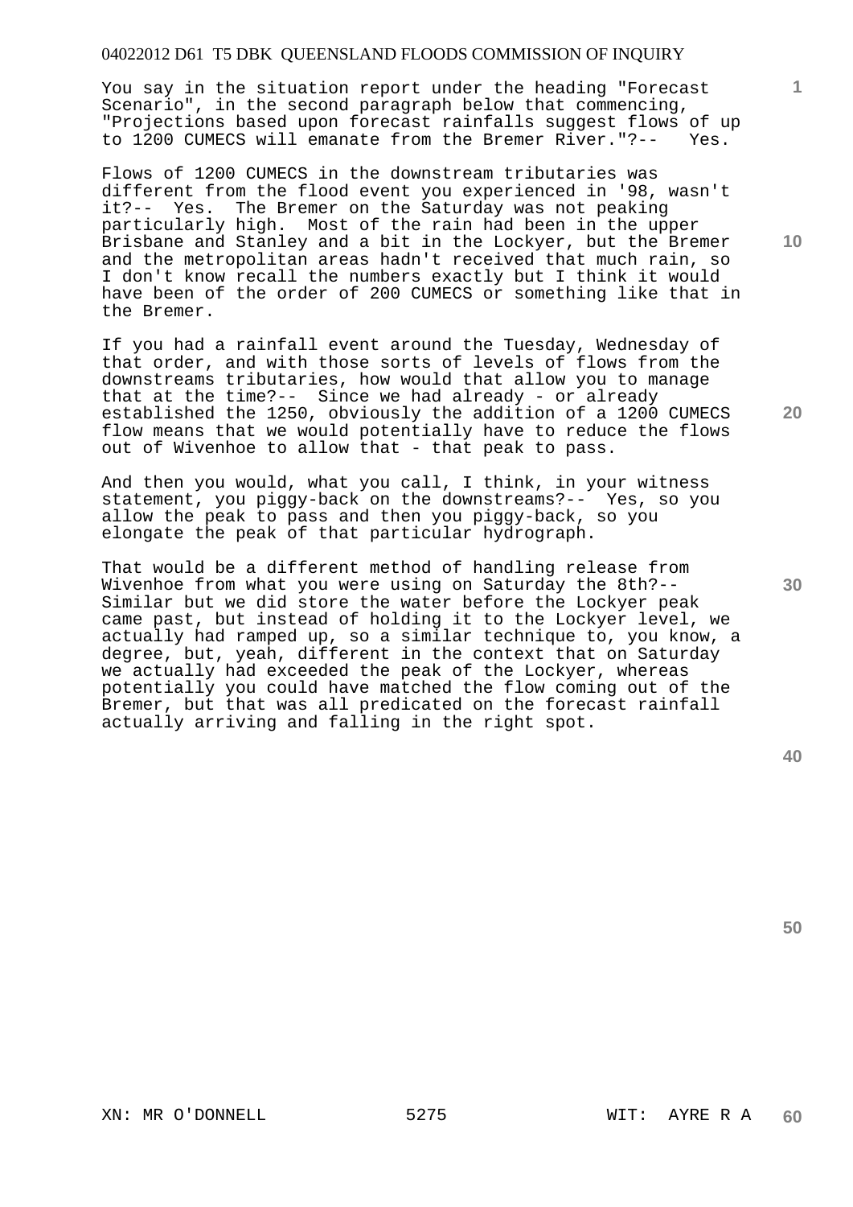You say in the situation report under the heading "Forecast Scenario", in the second paragraph below that commencing, "Projections based upon forecast rainfalls suggest flows of up to 1200 CUMECS will emanate from the Bremer River."?-- Yes.

Flows of 1200 CUMECS in the downstream tributaries was different from the flood event you experienced in '98, wasn't it?-- Yes. The Bremer on the Saturday was not peaking particularly high. Most of the rain had been in the upper Brisbane and Stanley and a bit in the Lockyer, but the Bremer and the metropolitan areas hadn't received that much rain, so I don't know recall the numbers exactly but I think it would have been of the order of 200 CUMECS or something like that in the Bremer.

If you had a rainfall event around the Tuesday, Wednesday of that order, and with those sorts of levels of flows from the downstreams tributaries, how would that allow you to manage that at the time?-- Since we had already - or already established the 1250, obviously the addition of a 1200 CUMECS flow means that we would potentially have to reduce the flows out of Wivenhoe to allow that - that peak to pass.

And then you would, what you call, I think, in your witness statement, you piggy-back on the downstreams?-- Yes, so you allow the peak to pass and then you piggy-back, so you elongate the peak of that particular hydrograph.

That would be a different method of handling release from Wivenhoe from what you were using on Saturday the 8th?-- Similar but we did store the water before the Lockyer peak came past, but instead of holding it to the Lockyer level, we actually had ramped up, so a similar technique to, you know, a degree, but, yeah, different in the context that on Saturday we actually had exceeded the peak of the Lockyer, whereas potentially you could have matched the flow coming out of the Bremer, but that was all predicated on the forecast rainfall actually arriving and falling in the right spot.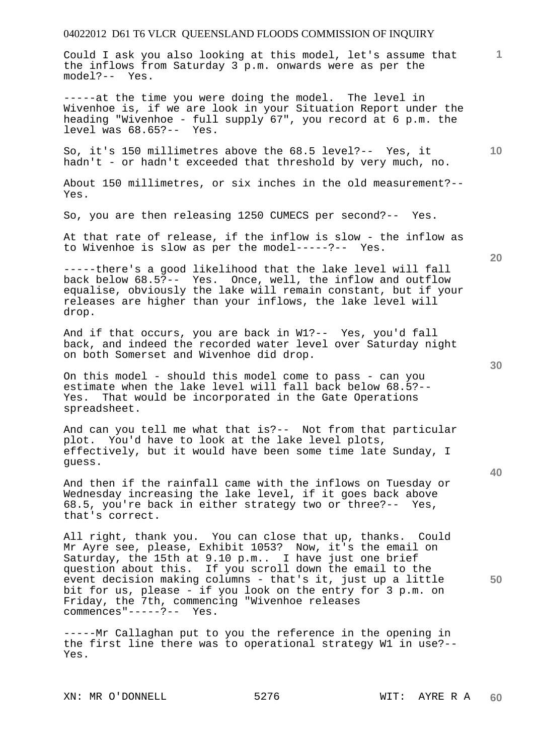Could I ask you also looking at this model, let's assume that the inflows from Saturday 3 p.m. onwards were as per the model?-- Yes.

-----at the time you were doing the model. The level in Wivenhoe is, if we are look in your Situation Report under the heading "Wivenhoe - full supply 67", you record at 6 p.m. the level was 68.65?-- Yes.

So, it's 150 millimetres above the 68.5 level?-- Yes, it hadn't - or hadn't exceeded that threshold by very much, no.

About 150 millimetres, or six inches in the old measurement?-- Yes.

So, you are then releasing 1250 CUMECS per second?-- Yes.

At that rate of release, if the inflow is slow - the inflow as to Wivenhoe is slow as per the model-----?-- Yes.

-----there's a good likelihood that the lake level will fall back below 68.5?-- Yes. Once, well, the inflow and outflow equalise, obviously the lake will remain constant, but if your releases are higher than your inflows, the lake level will drop.

And if that occurs, you are back in W1?-- Yes, you'd fall back, and indeed the recorded water level over Saturday night on both Somerset and Wivenhoe did drop.

On this model - should this model come to pass - can you estimate when the lake level will fall back below 68.5?-- Yes. That would be incorporated in the Gate Operations spreadsheet.

And can you tell me what that is?-- Not from that particular plot. You'd have to look at the lake level plots, effectively, but it would have been some time late Sunday, I guess.

And then if the rainfall came with the inflows on Tuesday or Wednesday increasing the lake level, if it goes back above 68.5, you're back in either strategy two or three?-- Yes, that's correct.

All right, thank you. You can close that up, thanks. Could Mr Ayre see, please, Exhibit 1053? Now, it's the email on Saturday, the 15th at 9.10 p.m.. I have just one brief question about this. If you scroll down the email to the event decision making columns - that's it, just up a little bit for us, please - if you look on the entry for 3 p.m. on Friday, the 7th, commencing "Wivenhoe releases commences"-----?-- Yes.

-----Mr Callaghan put to you the reference in the opening in the first line there was to operational strategy W1 in use?-- Yes.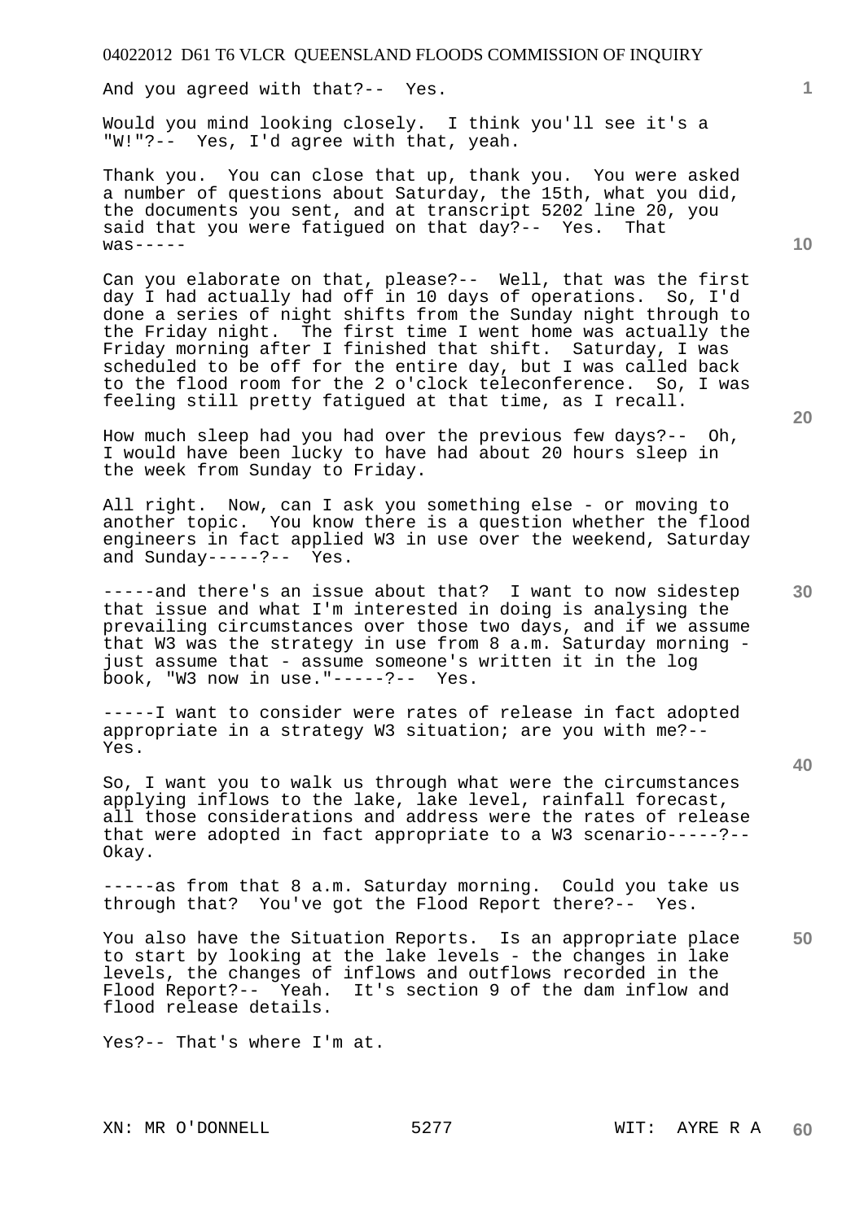And you agreed with that?-- Yes.

Would you mind looking closely. I think you'll see it's a "W!"?-- Yes, I'd agree with that, yeah.

Thank you. You can close that up, thank you. You were asked a number of questions about Saturday, the 15th, what you did, the documents you sent, and at transcript 5202 line 20, you said that you were fatigued on that day?-- Yes. That was-----

Can you elaborate on that, please?-- Well, that was the first day I had actually had off in 10 days of operations. So, I'd done a series of night shifts from the Sunday night through to the Friday night. The first time I went home was actually the Friday morning after I finished that shift. Saturday, I was scheduled to be off for the entire day, but I was called back to the flood room for the 2 o'clock teleconference. So, I was feeling still pretty fatigued at that time, as I recall.

How much sleep had you had over the previous few days?-- Oh, I would have been lucky to have had about 20 hours sleep in the week from Sunday to Friday.

All right. Now, can I ask you something else - or moving to another topic. You know there is a question whether the flood engineers in fact applied W3 in use over the weekend, Saturday and Sunday-----?-- Yes.

-----and there's an issue about that? I want to now sidestep that issue and what I'm interested in doing is analysing the prevailing circumstances over those two days, and if we assume that W3 was the strategy in use from 8 a.m. Saturday morning - just assume that - assume someone's written it in the log book, "W3 now in use."-----?-- Yes.

-----I want to consider were rates of release in fact adopted appropriate in a strategy W3 situation; are you with me?-- Yes.

So, I want you to walk us through what were the circumstances applying inflows to the lake, lake level, rainfall forecast, all those considerations and address were the rates of release that were adopted in fact appropriate to a W3 scenario-----?-- Okay.

-----as from that 8 a.m. Saturday morning. Could you take us through that? You've got the Flood Report there?-- Yes.

You also have the Situation Reports. Is an appropriate place to start by looking at the lake levels - the changes in lake levels, the changes of inflows and outflows recorded in the Flood Report?-- Yeah. It's section 9 of the dam inflow and flood release details.

Yes?-- That's where I'm at.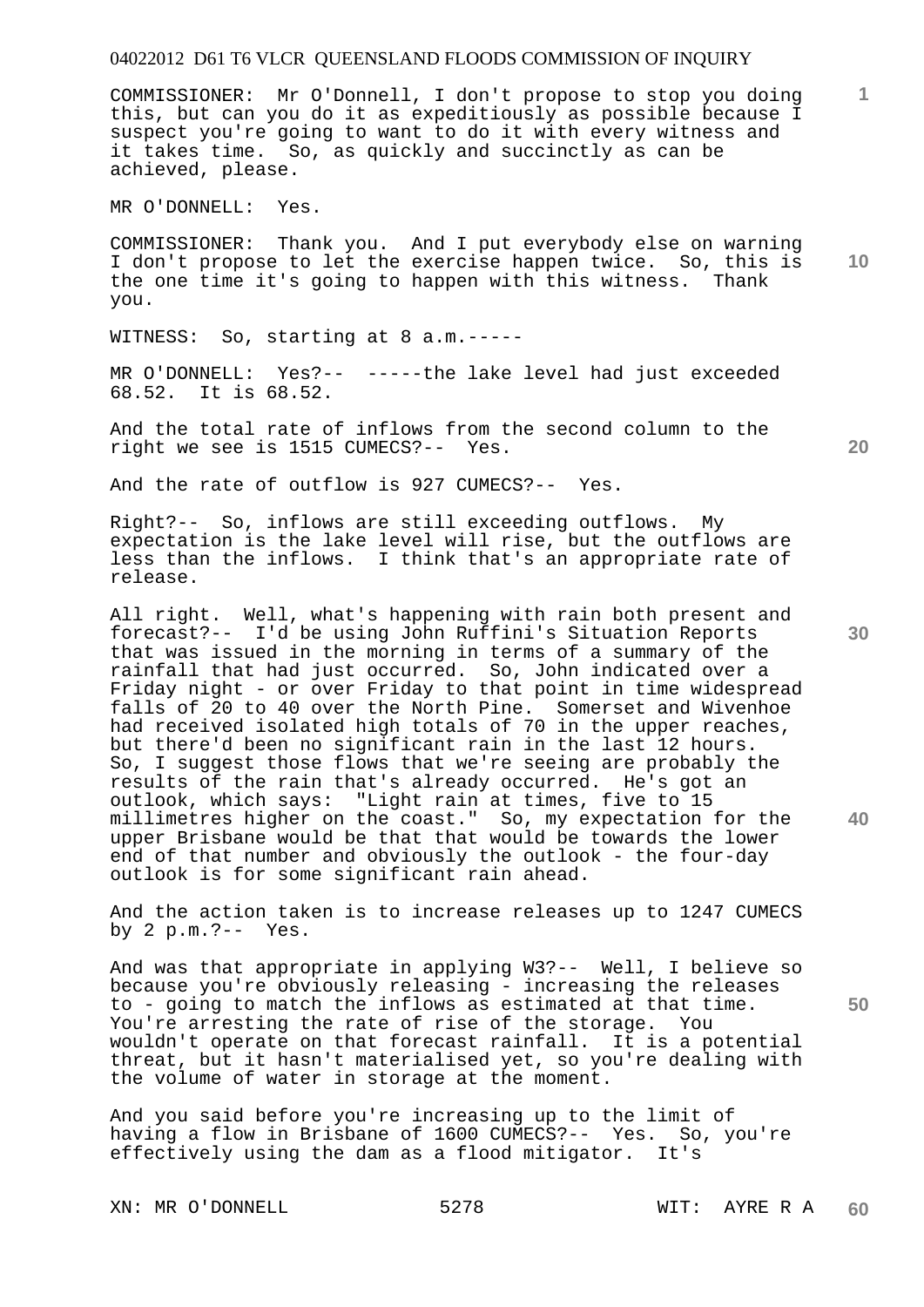COMMISSIONER: Mr O'Donnell, I don't propose to stop you doing this, but can you do it as expeditiously as possible because I suspect you're going to want to do it with every witness and it takes time. So, as quickly and succinctly as can be achieved, please.

MR O'DONNELL: Yes.

COMMISSIONER: Thank you. And I put everybody else on warning I don't propose to let the exercise happen twice. So, this is the one time it's going to happen with this witness. Thank you.

WITNESS: So, starting at 8 a.m.-----

MR O'DONNELL: Yes?-- -----the lake level had just exceeded 68.52. It is 68.52.

And the total rate of inflows from the second column to the right we see is 1515 CUMECS?-- Yes.

And the rate of outflow is 927 CUMECS?-- Yes.

Right?-- So, inflows are still exceeding outflows. My expectation is the lake level will rise, but the outflows are less than the inflows. I think that's an appropriate rate of release.

All right. Well, what's happening with rain both present and forecast?-- I'd be using John Ruffini's Situation Reports that was issued in the morning in terms of a summary of the rainfall that had just occurred. So, John indicated over a Friday night - or over Friday to that point in time widespread falls of 20 to 40 over the North Pine. Somerset and Wivenhoe had received isolated high totals of 70 in the upper reaches, but there'd been no significant rain in the last 12 hours. So, I suggest those flows that we're seeing are probably the results of the rain that's already occurred. He's got an outlook, which says: "Light rain at times, five to 15 millimetres higher on the coast." So, my expectation for the upper Brisbane would be that that would be towards the lower end of that number and obviously the outlook - the four-day outlook is for some significant rain ahead.

And the action taken is to increase releases up to 1247 CUMECS by 2 p.m.?-- Yes.

And was that appropriate in applying W3?-- Well, I believe so because you're obviously releasing - increasing the releases to - going to match the inflows as estimated at that time. You're arresting the rate of rise of the storage. You wouldn't operate on that forecast rainfall. It is a potential threat, but it hasn't materialised yet, so you're dealing with the volume of water in storage at the moment.

And you said before you're increasing up to the limit of having a flow in Brisbane of 1600 CUMECS?-- Yes. So, you're effectively using the dam as a flood mitigator. It's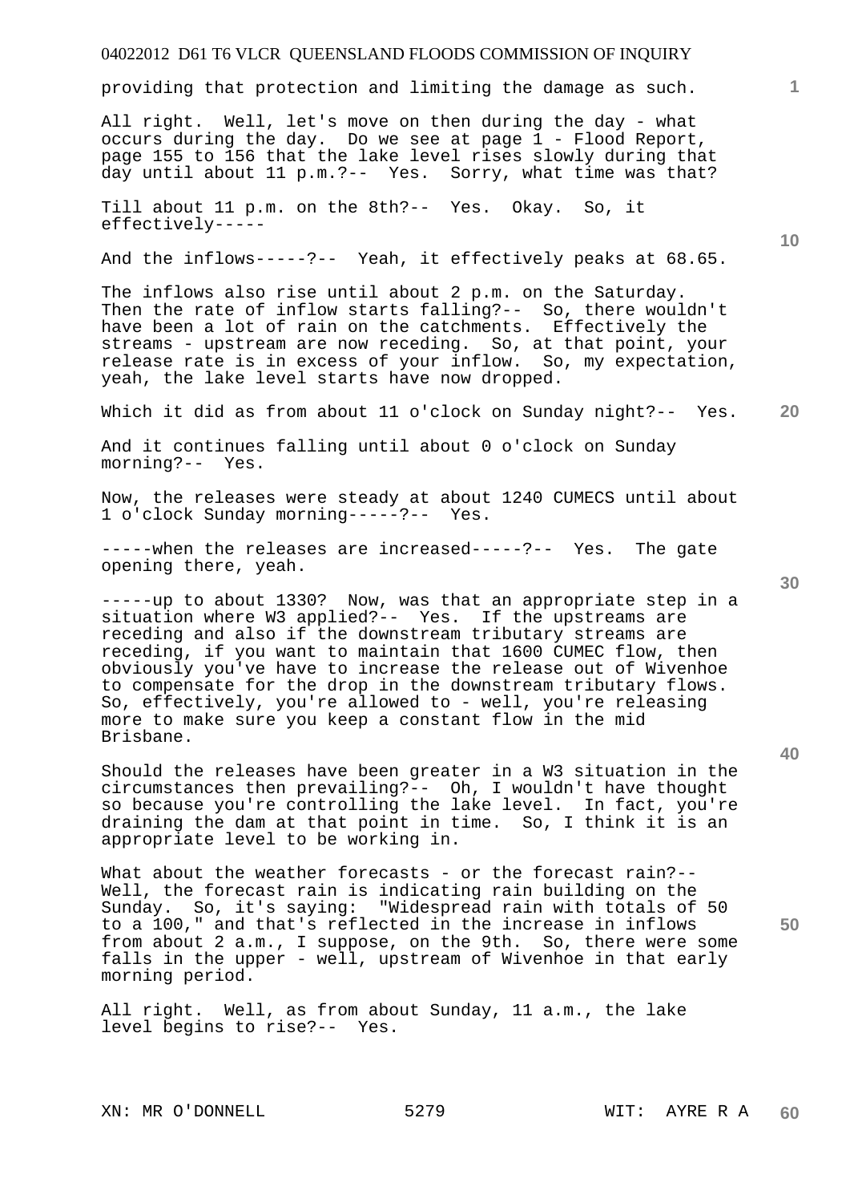providing that protection and limiting the damage as such.

All right. Well, let's move on then during the day - what occurs during the day. Do we see at page 1 - Flood Report, page 155 to 156 that the lake level rises slowly during that day until about 11 p.m.?-- Yes. Sorry, what time was that?

Till about 11 p.m. on the 8th?-- Yes. Okay. So, it effectively-----

And the inflows-----?-- Yeah, it effectively peaks at 68.65.

The inflows also rise until about 2 p.m. on the Saturday. Then the rate of inflow starts falling?-- So, there wouldn't have been a lot of rain on the catchments. Effectively the streams - upstream are now receding. So, at that point, your release rate is in excess of your inflow. So, my expectation, yeah, the lake level starts have now dropped.

Which it did as from about 11 o'clock on Sunday night?-- Yes.

And it continues falling until about 0 o'clock on Sunday morning?-- Yes.

Now, the releases were steady at about 1240 CUMECS until about 1 o'clock Sunday morning-----?-- Yes.

-----when the releases are increased-----?-- Yes. The gate opening there, yeah.

-----up to about 1330? Now, was that an appropriate step in a situation where W3 applied?-- Yes. If the upstreams are receding and also if the downstream tributary streams are receding, if you want to maintain that 1600 CUMEC flow, then obviously you've have to increase the release out of Wivenhoe to compensate for the drop in the downstream tributary flows. So, effectively, you're allowed to - well, you're releasing more to make sure you keep a constant flow in the mid Brisbane.

Should the releases have been greater in a W3 situation in the circumstances then prevailing?-- Oh, I wouldn't have thought so because you're controlling the lake level. In fact, you're draining the dam at that point in time. So, I think it is an appropriate level to be working in.

What about the weather forecasts - or the forecast rain?-- Well, the forecast rain is indicating rain building on the Sunday. So, it's saying: "Widespread rain with totals of 50 to a 100," and that's reflected in the increase in inflows from about 2 a.m., I suppose, on the 9th. So, there were some falls in the upper - well, upstream of Wivenhoe in that early morning period.

All right. Well, as from about Sunday, 11 a.m., the lake level begins to rise?-- Yes.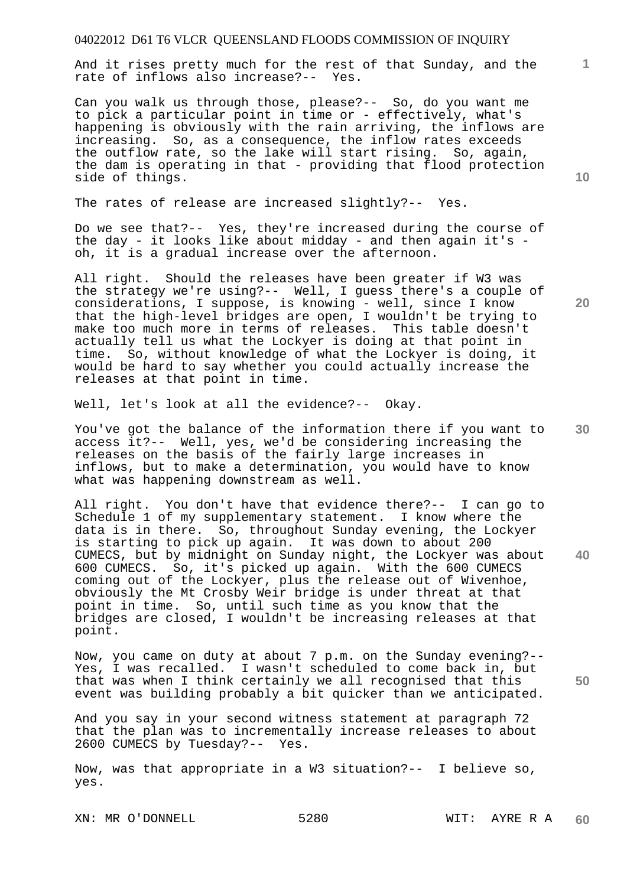And it rises pretty much for the rest of that Sunday, and the rate of inflows also increase?-- Yes.

Can you walk us through those, please?-- So, do you want me to pick a particular point in time or - effectively, what's happening is obviously with the rain arriving, the inflows are increasing. So, as a consequence, the inflow rates exceeds the outflow rate, so the lake will start rising. So, again, the dam is operating in that - providing that flood protection side of things.

The rates of release are increased slightly?-- Yes.

Do we see that?-- Yes, they're increased during the course of the day - it looks like about midday - and then again it's - oh, it is a gradual increase over the afternoon.

All right. Should the releases have been greater if W3 was the strategy we're using?-- Well, I guess there's a couple of considerations, I suppose, is knowing - well, since I know that the high-level bridges are open, I wouldn't be trying to make too much more in terms of releases. This table doesn't actually tell us what the Lockyer is doing at that point in time. So, without knowledge of what the Lockyer is doing, it would be hard to say whether you could actually increase the releases at that point in time.

Well, let's look at all the evidence?-- Okay.

You've got the balance of the information there if you want to access it?-- Well, yes, we'd be considering increasing the releases on the basis of the fairly large increases in inflows, but to make a determination, you would have to know what was happening downstream as well.

All right. You don't have that evidence there?-- I can go to Schedule 1 of my supplementary statement. I know where the data is in there. So, throughout Sunday evening, the Lockyer is starting to pick up again. It was down to about 200 CUMECS, but by midnight on Sunday night, the Lockyer was about 600 CUMECS. So, it's picked up again. With the 600 CUMECS coming out of the Lockyer, plus the release out of Wivenhoe, obviously the Mt Crosby Weir bridge is under threat at that point in time. So, until such time as you know that the bridges are closed, I wouldn't be increasing releases at that point.

Now, you came on duty at about 7 p.m. on the Sunday evening?-- Yes, I was recalled. I wasn't scheduled to come back in, but that was when I think certainly we all recognised that this event was building probably a bit quicker than we anticipated.

And you say in your second witness statement at paragraph 72 that the plan was to incrementally increase releases to about 2600 CUMECS by Tuesday?-- Yes.

Now, was that appropriate in a W3 situation?-- I believe so, yes.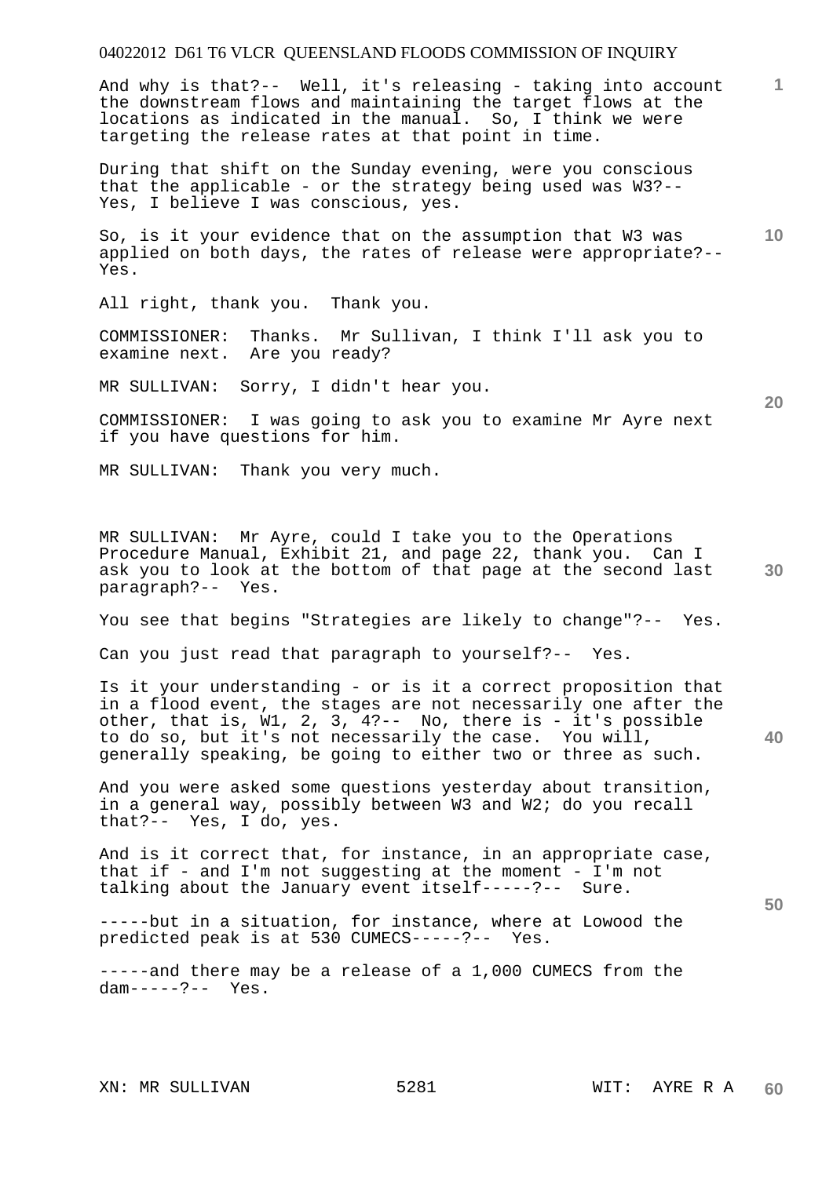And why is that?-- Well, it's releasing - taking into account the downstream flows and maintaining the target flows at the locations as indicated in the manual. So, I think we were targeting the release rates at that point in time.

During that shift on the Sunday evening, were you conscious that the applicable - or the strategy being used was W3?-- Yes, I believe I was conscious, yes.

So, is it your evidence that on the assumption that W3 was applied on both days, the rates of release were appropriate?-- Yes.

All right, thank you. Thank you.

COMMISSIONER: Thanks. Mr Sullivan, I think I'll ask you to examine next. Are you ready?

MR SULLIVAN: Sorry, I didn't hear you.

COMMISSIONER: I was going to ask you to examine Mr Ayre next if you have questions for him.

MR SULLIVAN: Thank you very much.

MR SULLIVAN: Mr Ayre, could I take you to the Operations Procedure Manual, Exhibit 21, and page 22, thank you. Can I ask you to look at the bottom of that page at the second last paragraph?-- Yes.

You see that begins "Strategies are likely to change"?-- Yes.

Can you just read that paragraph to yourself?-- Yes.

Is it your understanding - or is it a correct proposition that in a flood event, the stages are not necessarily one after the other, that is, W1, 2, 3, 4?-- No, there is - it's possible to do so, but it's not necessarily the case. You will, generally speaking, be going to either two or three as such.

And you were asked some questions yesterday about transition, in a general way, possibly between W3 and W2; do you recall that?-- Yes, I do, yes.

And is it correct that, for instance, in an appropriate case, that if - and I'm not suggesting at the moment - I'm not talking about the January event itself-----?-- Sure.

-----but in a situation, for instance, where at Lowood the predicted peak is at 530 CUMECS-----?-- Yes.

-----and there may be a release of a 1,000 CUMECS from the dam-----?-- Yes.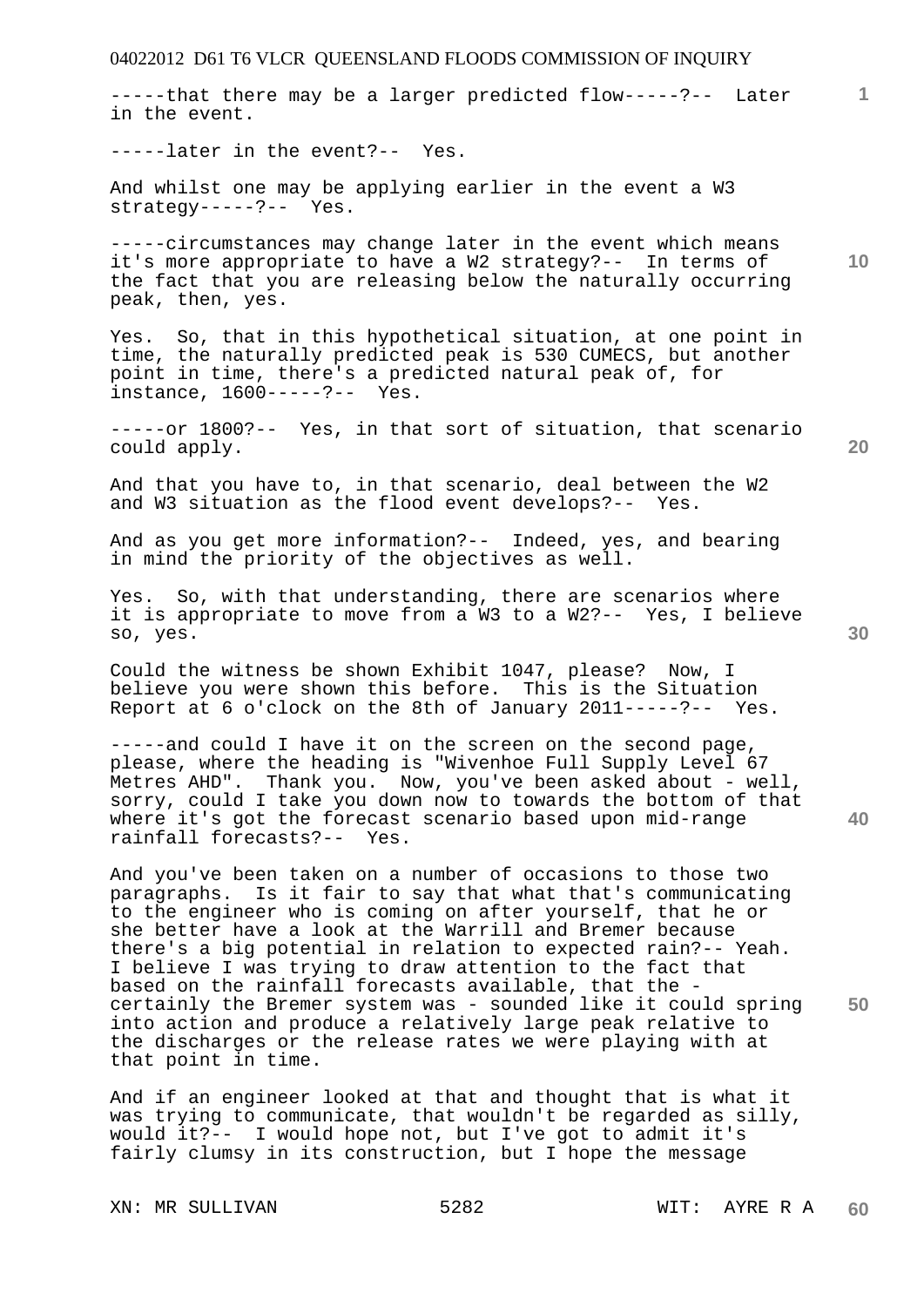-----that there may be a larger predicted flow-----?-- Later in the event.

-----later in the event?-- Yes.

And whilst one may be applying earlier in the event a W3 strategy-----?-- Yes.

-----circumstances may change later in the event which means it's more appropriate to have a W2 strategy?-- In terms of the fact that you are releasing below the naturally occurring peak, then, yes.

Yes. So, that in this hypothetical situation, at one point in time, the naturally predicted peak is 530 CUMECS, but another point in time, there's a predicted natural peak of, for instance, 1600-----?-- Yes.

-----or 1800?-- Yes, in that sort of situation, that scenario could apply.

And that you have to, in that scenario, deal between the W2 and W3 situation as the flood event develops?-- Yes.

And as you get more information?-- Indeed, yes, and bearing in mind the priority of the objectives as well.

Yes. So, with that understanding, there are scenarios where it is appropriate to move from a W3 to a W2?-- Yes, I believe so, yes.

Could the witness be shown Exhibit 1047, please? Now, I believe you were shown this before. This is the Situation Report at 6 o'clock on the 8th of January 2011-----?-- Yes.

-----and could I have it on the screen on the second page, please, where the heading is "Wivenhoe Full Supply Level 67 Metres AHD". Thank you. Now, you've been asked about - well, sorry, could I take you down now to towards the bottom of that where it's got the forecast scenario based upon mid-range rainfall forecasts?-- Yes.

And you've been taken on a number of occasions to those two paragraphs. Is it fair to say that what that's communicating to the engineer who is coming on after yourself, that he or she better have a look at the Warrill and Bremer because there's a big potential in relation to expected rain?-- Yeah. I believe I was trying to draw attention to the fact that based on the rainfall forecasts available, that the - certainly the Bremer system was - sounded like it could spring into action and produce a relatively large peak relative to the discharges or the release rates we were playing with at that point in time.

And if an engineer looked at that and thought that is what it was trying to communicate, that wouldn't be regarded as silly, would it?-- I would hope not, but I've got to admit it's fairly clumsy in its construction, but I hope the message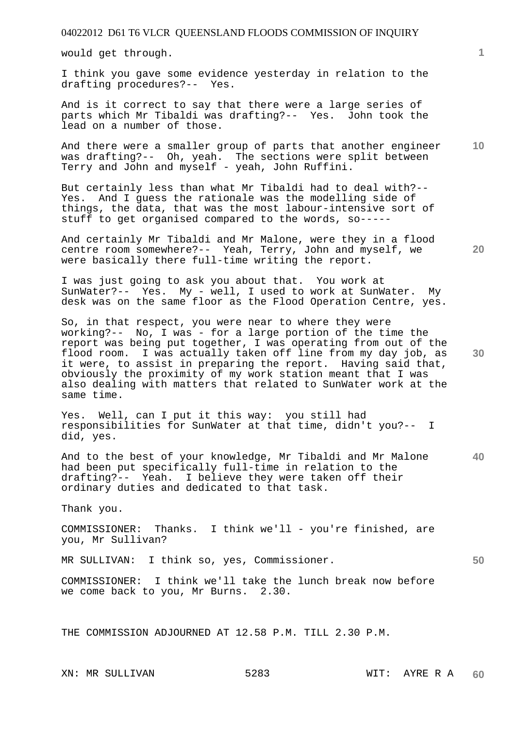would get through.

I think you gave some evidence yesterday in relation to the drafting procedures?-- Yes.

And is it correct to say that there were a large series of parts which Mr Tibaldi was drafting?-- Yes. John took the lead on a number of those.

And there were a smaller group of parts that another engineer was drafting?-- Oh, yeah. The sections were split between Terry and John and myself - yeah, John Ruffini.

But certainly less than what Mr Tibaldi had to deal with?-- Yes. And I guess the rationale was the modelling side of things, the data, that was the most labour-intensive sort of stuff to get organised compared to the words, so-----

And certainly Mr Tibaldi and Mr Malone, were they in a flood centre room somewhere?-- Yeah, Terry, John and myself, we were basically there full-time writing the report.

I was just going to ask you about that. You work at SunWater?-- Yes. My - well, I used to work at SunWater. My desk was on the same floor as the Flood Operation Centre, yes.

So, in that respect, you were near to where they were working?-- No, I was - for a large portion of the time the report was being put together, I was operating from out of the flood room. I was actually taken off line from my day job, as it were, to assist in preparing the report. Having said that, obviously the proximity of my work station meant that I was also dealing with matters that related to SunWater work at the same time.

Yes. Well, can I put it this way: you still had responsibilities for SunWater at that time, didn't you?-- I did, yes.

And to the best of your knowledge, Mr Tibaldi and Mr Malone had been put specifically full-time in relation to the drafting?-- Yeah. I believe they were taken off their ordinary duties and dedicated to that task.

Thank you.

COMMISSIONER: Thanks. I think we'll - you're finished, are you, Mr Sullivan?

MR SULLIVAN: I think so, yes, Commissioner.

COMMISSIONER: I think we'll take the lunch break now before we come back to you, Mr Burns. 2.30.

THE COMMISSION ADJOURNED AT 12.58 P.M. TILL 2.30 P.M.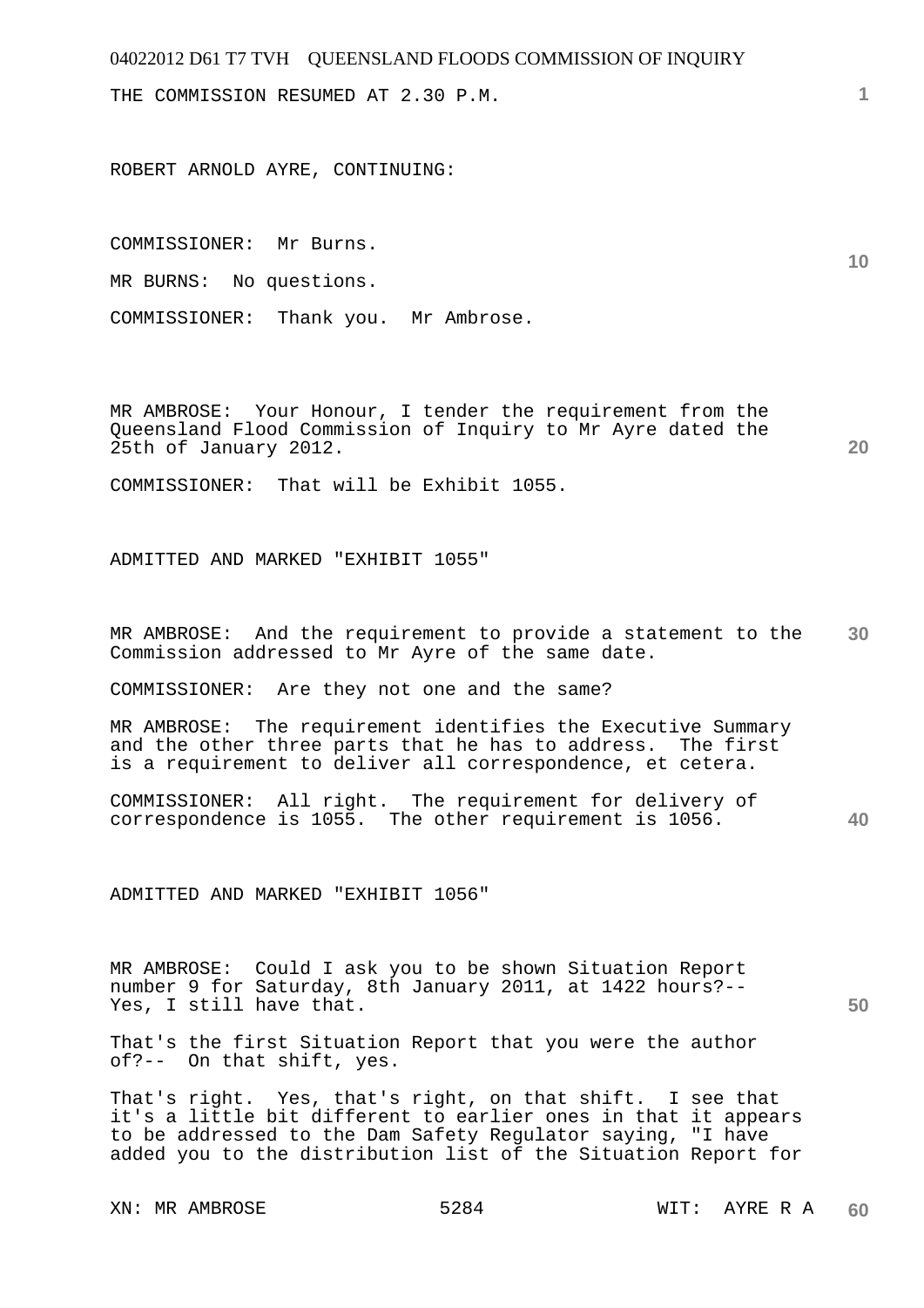THE COMMISSION RESUMED AT 2.30 P.M.

ROBERT ARNOLD AYRE, CONTINUING:

COMMISSIONER: Mr Burns.

MR BURNS: No questions.

COMMISSIONER: Thank you. Mr Ambrose.

MR AMBROSE: Your Honour, I tender the requirement from the Queensland Flood Commission of Inquiry to Mr Ayre dated the 25th of January 2012.

COMMISSIONER: That will be Exhibit 1055.

ADMITTED AND MARKED "EXHIBIT 1055"

MR AMBROSE: And the requirement to provide a statement to the Commission addressed to Mr Ayre of the same date.

COMMISSIONER: Are they not one and the same?

MR AMBROSE: The requirement identifies the Executive Summary and the other three parts that he has to address. The first is a requirement to deliver all correspondence, et cetera.

COMMISSIONER: All right. The requirement for delivery of correspondence is 1055. The other requirement is 1056.

ADMITTED AND MARKED "EXHIBIT 1056"

MR AMBROSE: Could I ask you to be shown Situation Report number 9 for Saturday, 8th January 2011, at 1422 hours?-- Yes, I still have that.

That's the first Situation Report that you were the author of?-- On that shift, yes.

That's right. Yes, that's right, on that shift. I see that it's a little bit different to earlier ones in that it appears to be addressed to the Dam Safety Regulator saying, "I have added you to the distribution list of the Situation Report for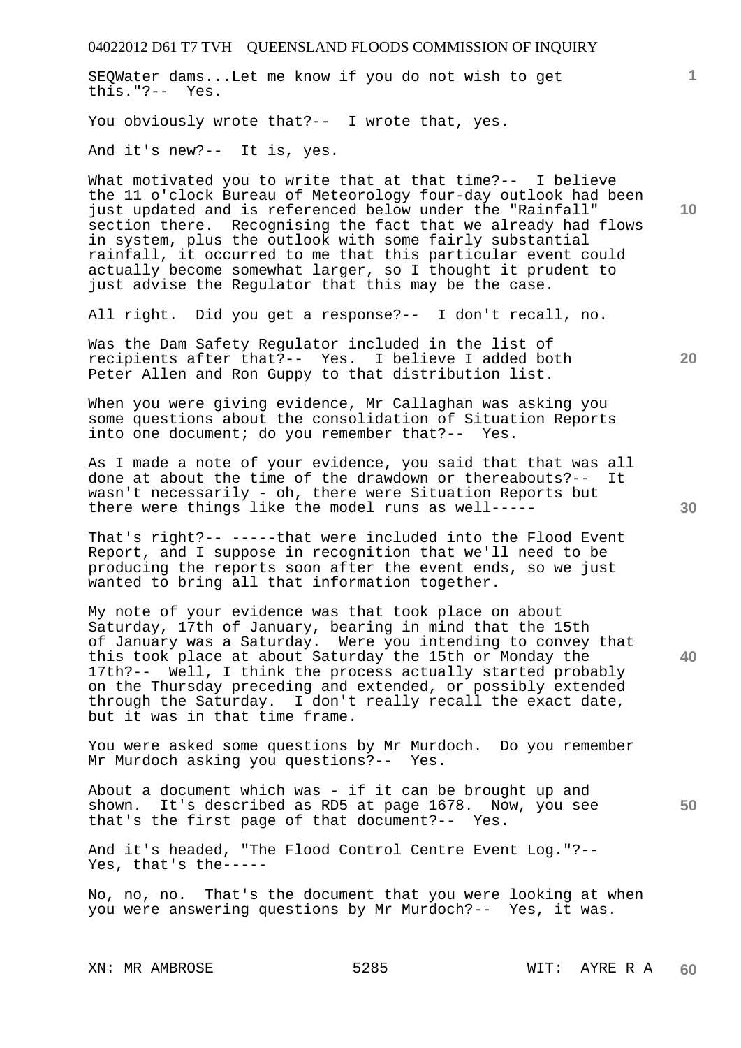SEQWater dams...Let me know if you do not wish to get this."?-- Yes.

You obviously wrote that?-- I wrote that, yes.

And it's new?-- It is, yes.

What motivated you to write that at that time?-- I believe the 11 o'clock Bureau of Meteorology four-day outlook had been just updated and is referenced below under the "Rainfall" section there. Recognising the fact that we already had flows in system, plus the outlook with some fairly substantial rainfall, it occurred to me that this particular event could actually become somewhat larger, so I thought it prudent to just advise the Regulator that this may be the case.

All right. Did you get a response?-- I don't recall, no.

Was the Dam Safety Regulator included in the list of recipients after that?-- Yes. I believe I added both Peter Allen and Ron Guppy to that distribution list.

When you were giving evidence, Mr Callaghan was asking you some questions about the consolidation of Situation Reports into one document; do you remember that?-- Yes.

As I made a note of your evidence, you said that that was all done at about the time of the drawdown or thereabouts?-- It wasn't necessarily - oh, there were Situation Reports but there were things like the model runs as well-----

That's right?-- -----that were included into the Flood Event Report, and I suppose in recognition that we'll need to be producing the reports soon after the event ends, so we just wanted to bring all that information together.

My note of your evidence was that took place on about Saturday, 17th of January, bearing in mind that the 15th of January was a Saturday. Were you intending to convey that this took place at about Saturday the 15th or Monday the 17th?-- Well, I think the process actually started probably on the Thursday preceding and extended, or possibly extended through the Saturday. I don't really recall the exact date, but it was in that time frame.

You were asked some questions by Mr Murdoch. Do you remember Mr Murdoch asking you questions?-- Yes.

About a document which was - if it can be brought up and shown. It's described as RD5 at page 1678. Now, you see that's the first page of that document?-- Yes.

And it's headed, "The Flood Control Centre Event Log."?-- Yes, that's the-----

No, no, no. That's the document that you were looking at when you were answering questions by Mr Murdoch?-- Yes, it was.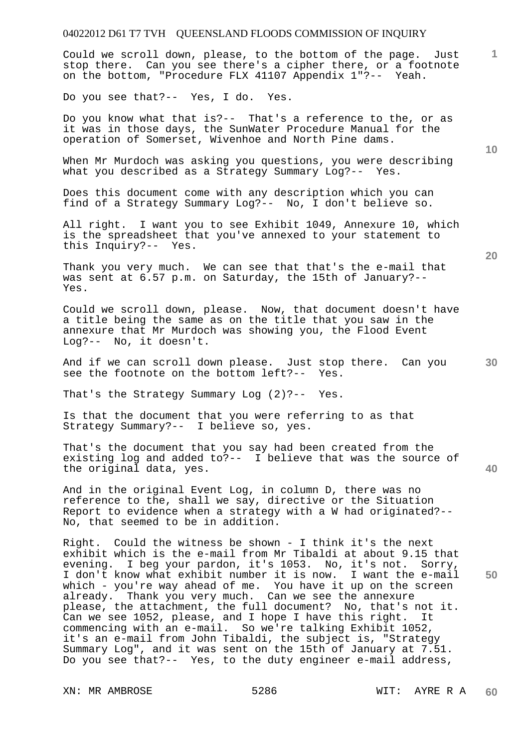Could we scroll down, please, to the bottom of the page. Just stop there. Can you see there's a cipher there, or a footnote on the bottom, "Procedure FLX 41107 Appendix 1"?-- Yeah.

Do you see that?-- Yes, I do. Yes.

Do you know what that is?-- That's a reference to the, or as it was in those days, the SunWater Procedure Manual for the operation of Somerset, Wivenhoe and North Pine dams.

When Mr Murdoch was asking you questions, you were describing what you described as a Strategy Summary Log?-- Yes.

Does this document come with any description which you can find of a Strategy Summary Log?-- No, I don't believe so.

All right. I want you to see Exhibit 1049, Annexure 10, which is the spreadsheet that you've annexed to your statement to this Inquiry?-- Yes.

Thank you very much. We can see that that's the e-mail that was sent at 6.57 p.m. on Saturday, the 15th of January?-- Yes.

Could we scroll down, please. Now, that document doesn't have a title being the same as on the title that you saw in the annexure that Mr Murdoch was showing you, the Flood Event Log?-- No, it doesn't.

And if we can scroll down please. Just stop there. Can you see the footnote on the bottom left?-- Yes.

That's the Strategy Summary Log (2)?-- Yes.

Is that the document that you were referring to as that Strategy Summary?-- I believe so, yes.

That's the document that you say had been created from the existing log and added to?-- I believe that was the source of the original data, yes.

And in the original Event Log, in column D, there was no reference to the, shall we say, directive or the Situation Report to evidence when a strategy with a W had originated?-- No, that seemed to be in addition.

Right. Could the witness be shown - I think it's the next exhibit which is the e-mail from Mr Tibaldi at about 9.15 that evening. I beg your pardon, it's 1053. No, it's not. Sorry, I don't know what exhibit number it is now. I want the e-mail which - you're way ahead of me. You have it up on the screen already. Thank you very much. Can we see the annexure please, the attachment, the full document? No, that's not it. Can we see 1052, please, and I hope I have this right. It commencing with an e-mail. So we're talking Exhibit 1052, it's an e-mail from John Tibaldi, the subject is, "Strategy Summary Log", and it was sent on the 15th of January at 7.51. Do you see that?-- Yes, to the duty engineer e-mail address,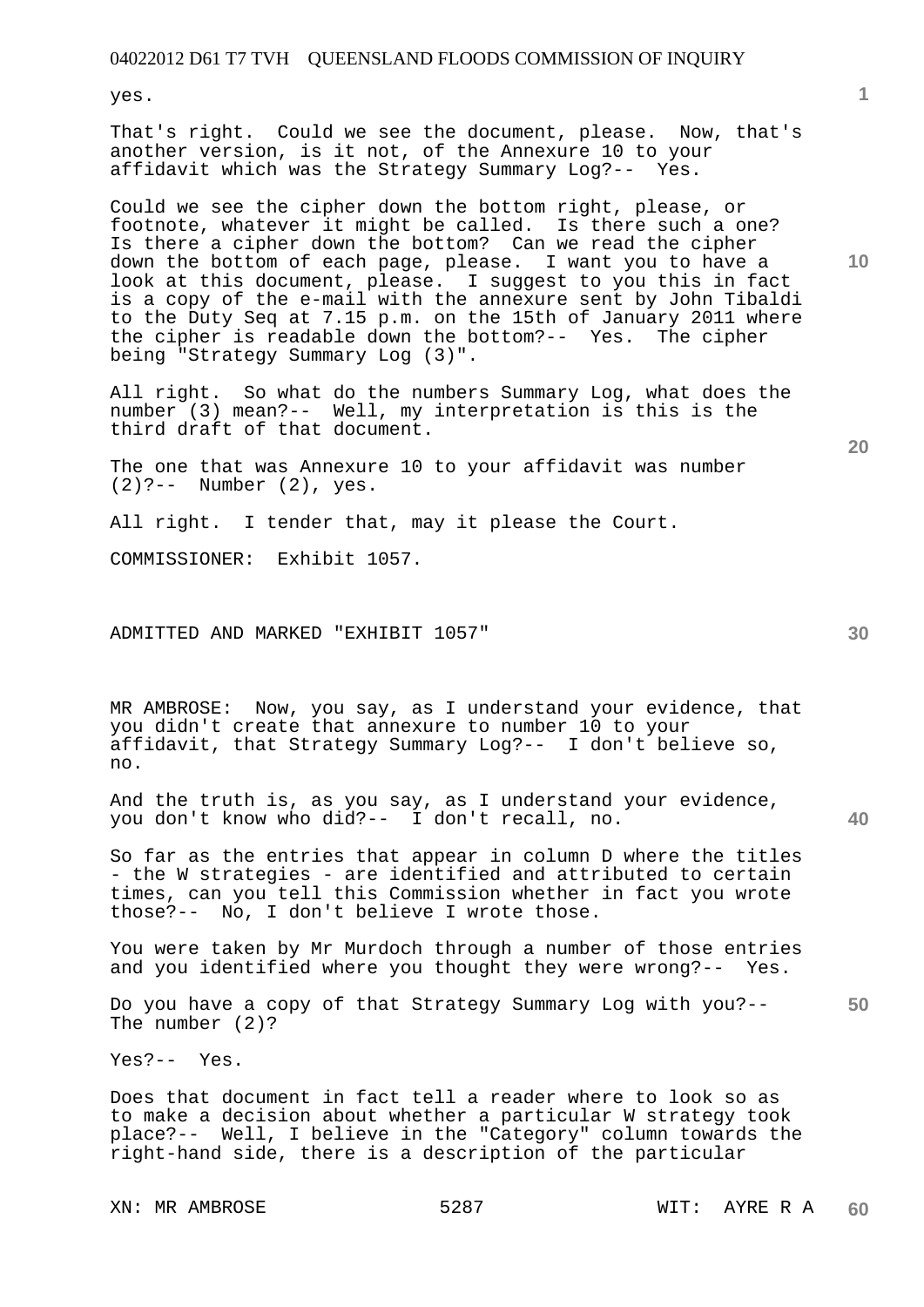yes.

That's right. Could we see the document, please. Now, that's another version, is it not, of the Annexure 10 to your affidavit which was the Strategy Summary Log?-- Yes.

Could we see the cipher down the bottom right, please, or footnote, whatever it might be called. Is there such a one? Is there a cipher down the bottom? Can we read the cipher down the bottom of each page, please. I want you to have a look at this document, please. I suggest to you this in fact is a copy of the e-mail with the annexure sent by John Tibaldi to the Duty Seq at 7.15 p.m. on the 15th of January 2011 where the cipher is readable down the bottom?-- Yes. The cipher being "Strategy Summary Log (3)".

All right. So what do the numbers Summary Log, what does the number (3) mean?-- Well, my interpretation is this is the third draft of that document.

The one that was Annexure 10 to your affidavit was number (2)?-- Number (2), yes.

All right. I tender that, may it please the Court.

COMMISSIONER: Exhibit 1057.

ADMITTED AND MARKED "EXHIBIT 1057"

MR AMBROSE: Now, you say, as I understand your evidence, that you didn't create that annexure to number 10 to your affidavit, that Strategy Summary Log?-- I don't believe so, no.

And the truth is, as you say, as I understand your evidence, you don't know who did?-- I don't recall, no.

So far as the entries that appear in column D where the titles - the W strategies - are identified and attributed to certain times, can you tell this Commission whether in fact you wrote those?-- No, I don't believe I wrote those.

You were taken by Mr Murdoch through a number of those entries and you identified where you thought they were wrong?-- Yes.

Do you have a copy of that Strategy Summary Log with you?-- The number (2)?

Yes?-- Yes.

Does that document in fact tell a reader where to look so as to make a decision about whether a particular W strategy took place?-- Well, I believe in the "Category" column towards the right-hand side, there is a description of the particular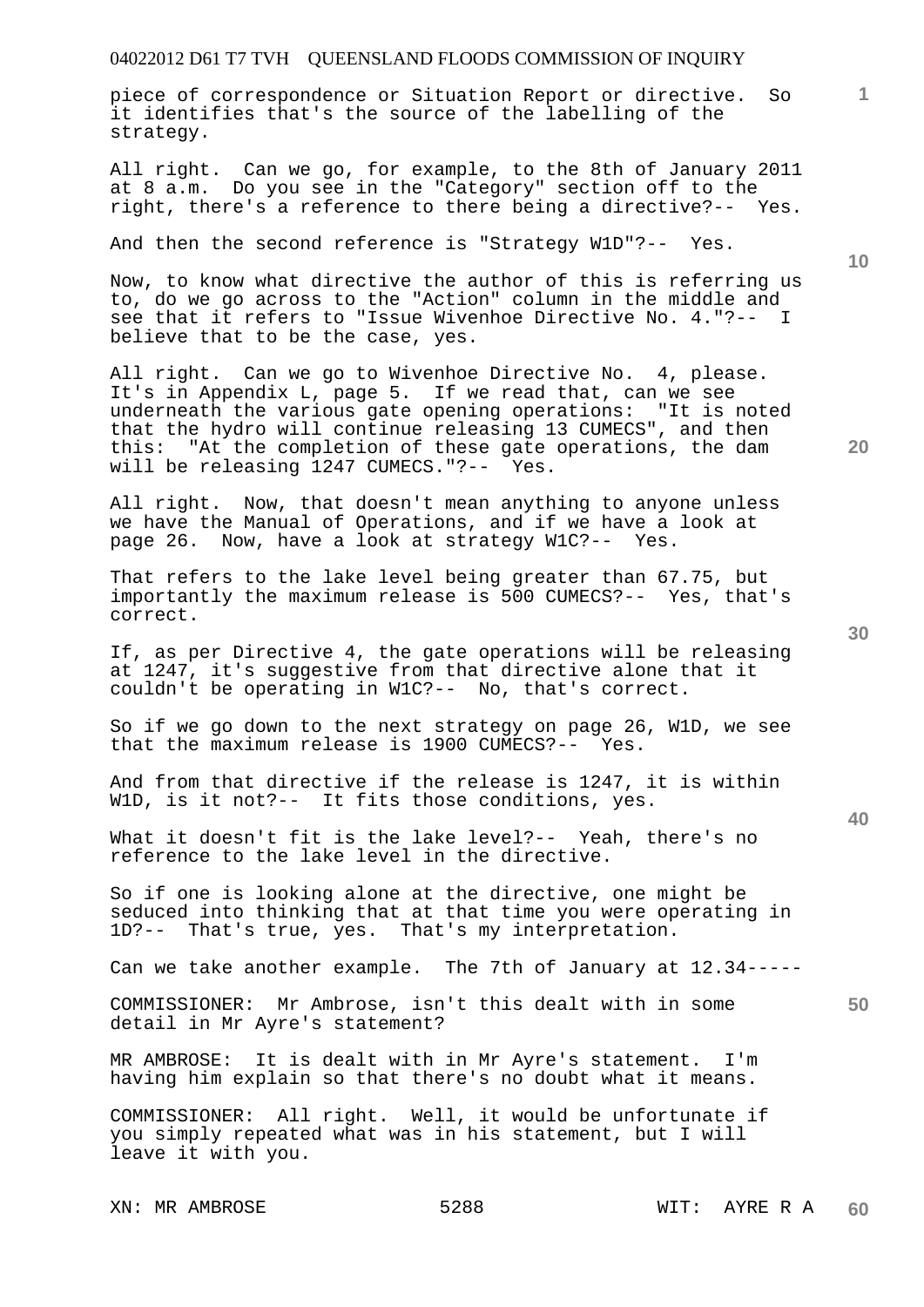piece of correspondence or Situation Report or directive. So it identifies that's the source of the labelling of the strategy.

All right. Can we go, for example, to the 8th of January 2011 at 8 a.m. Do you see in the "Category" section off to the right, there's a reference to there being a directive?-- Yes.

And then the second reference is "Strategy W1D"?-- Yes.

Now, to know what directive the author of this is referring us to, do we go across to the "Action" column in the middle and see that it refers to "Issue Wivenhoe Directive No. 4."?-- I believe that to be the case, yes.

All right. Can we go to Wivenhoe Directive No. 4, please. It's in Appendix L, page 5. If we read that, can we see underneath the various gate opening operations: "It is noted that the hydro will continue releasing 13 CUMECS", and then this: "At the completion of these gate operations, the dam will be releasing 1247 CUMECS."?-- Yes.

All right. Now, that doesn't mean anything to anyone unless we have the Manual of Operations, and if we have a look at page 26. Now, have a look at strategy W1C?-- Yes.

That refers to the lake level being greater than 67.75, but importantly the maximum release is 500 CUMECS?-- Yes, that's correct.

If, as per Directive 4, the gate operations will be releasing at 1247, it's suggestive from that directive alone that it couldn't be operating in W1C?-- No, that's correct.

So if we go down to the next strategy on page 26, W1D, we see that the maximum release is 1900 CUMECS?-- Yes.

And from that directive if the release is 1247, it is within W1D, is it not?-- It fits those conditions, yes.

What it doesn't fit is the lake level?-- Yeah, there's no reference to the lake level in the directive.

So if one is looking alone at the directive, one might be seduced into thinking that at that time you were operating in 1D?-- That's true, yes. That's my interpretation.

Can we take another example. The 7th of January at 12.34-----

COMMISSIONER: Mr Ambrose, isn't this dealt with in some detail in Mr Ayre's statement?

MR AMBROSE: It is dealt with in Mr Ayre's statement. I'm having him explain so that there's no doubt what it means.

COMMISSIONER: All right. Well, it would be unfortunate if you simply repeated what was in his statement, but I will leave it with you.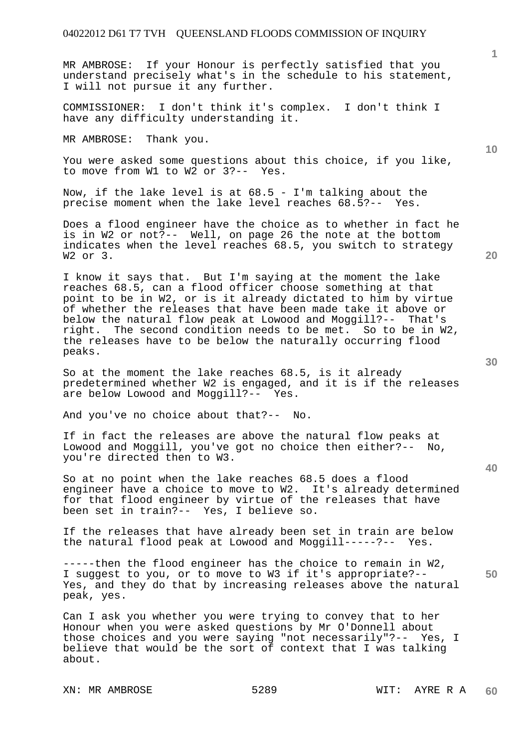MR AMBROSE: If your Honour is perfectly satisfied that you understand precisely what's in the schedule to his statement, I will not pursue it any further.

COMMISSIONER: I don't think it's complex. I don't think I have any difficulty understanding it.

MR AMBROSE: Thank you.

You were asked some questions about this choice, if you like, to move from W1 to W2 or 3?-- Yes.

Now, if the lake level is at 68.5 - I'm talking about the precise moment when the lake level reaches 68.5?-- Yes.

Does a flood engineer have the choice as to whether in fact he is in W2 or not?-- Well, on page 26 the note at the bottom indicates when the level reaches 68.5, you switch to strategy W2 or 3.

I know it says that. But I'm saying at the moment the lake reaches 68.5, can a flood officer choose something at that point to be in W2, or is it already dictated to him by virtue of whether the releases that have been made take it above or below the natural flow peak at Lowood and Moggill?-- That's right. The second condition needs to be met. So to be in W2, the releases have to be below the naturally occurring flood peaks.

So at the moment the lake reaches 68.5, is it already predetermined whether W2 is engaged, and it is if the releases are below Lowood and Moggill?-- Yes.

And you've no choice about that?-- No.

If in fact the releases are above the natural flow peaks at Lowood and Moggill, you've got no choice then either?-- No, you're directed then to W3.

So at no point when the lake reaches 68.5 does a flood engineer have a choice to move to W2. It's already determined for that flood engineer by virtue of the releases that have been set in train?-- Yes, I believe so.

If the releases that have already been set in train are below the natural flood peak at Lowood and Moggill-----?-- Yes.

-----then the flood engineer has the choice to remain in W2, I suggest to you, or to move to W3 if it's appropriate?-- Yes, and they do that by increasing releases above the natural peak, yes.

Can I ask you whether you were trying to convey that to her Honour when you were asked questions by Mr O'Donnell about those choices and you were saying "not necessarily"?-- Yes, I believe that would be the sort of context that I was talking about.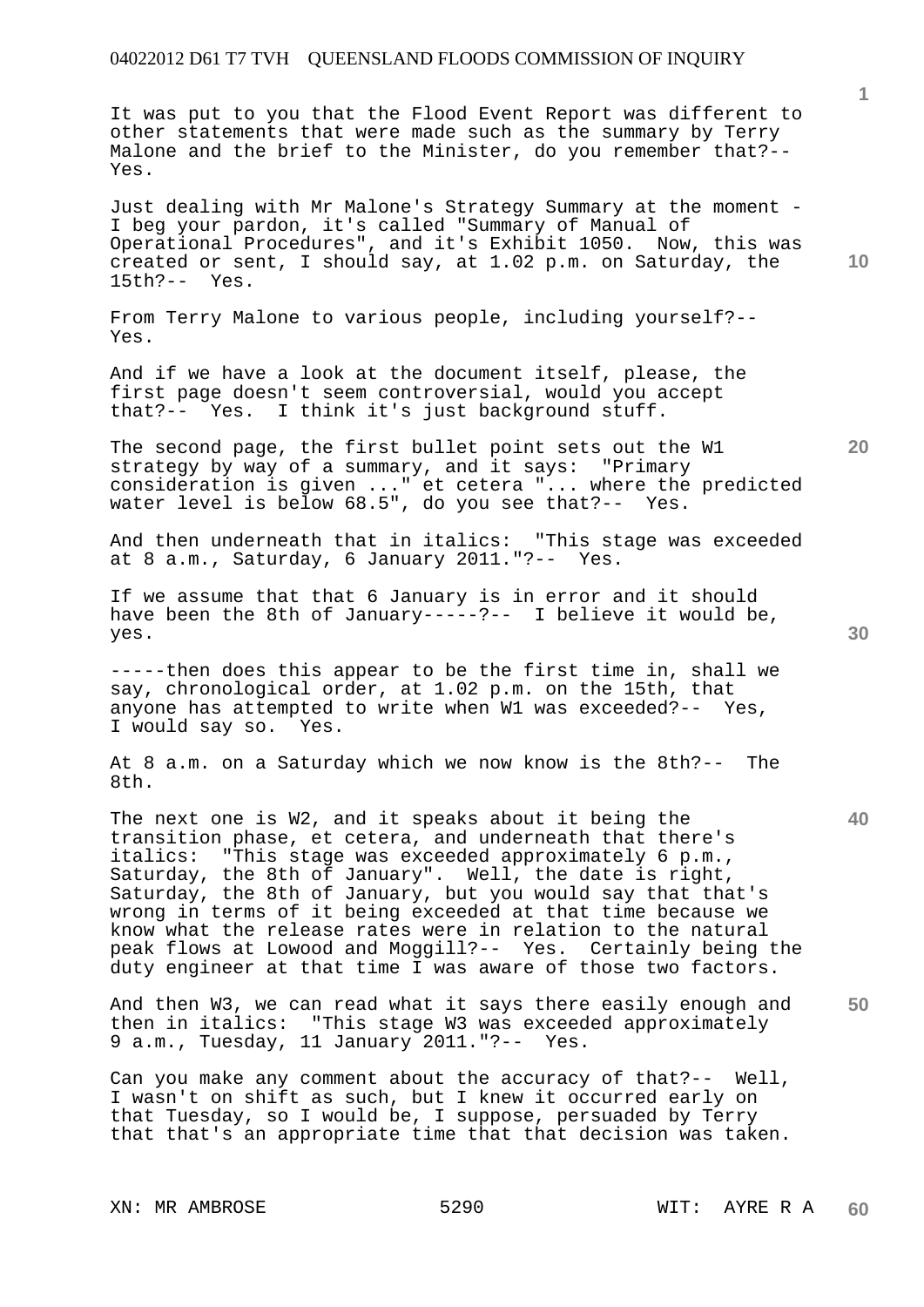It was put to you that the Flood Event Report was different to other statements that were made such as the summary by Terry Malone and the brief to the Minister, do you remember that?-- Yes.

Just dealing with Mr Malone's Strategy Summary at the moment - I beg your pardon, it's called "Summary of Manual of Operational Procedures", and it's Exhibit 1050. Now, this was created or sent, I should say, at 1.02 p.m. on Saturday, the 15th?-- Yes.

From Terry Malone to various people, including yourself?-- Yes.

And if we have a look at the document itself, please, the first page doesn't seem controversial, would you accept that?-- Yes. I think it's just background stuff.

The second page, the first bullet point sets out the W1 strategy by way of a summary, and it says: "Primary consideration is given ..." et cetera "... where the predicted water level is below 68.5", do you see that?-- Yes.

And then underneath that in italics: "This stage was exceeded at 8 a.m., Saturday, 6 January 2011."?-- Yes.

If we assume that that 6 January is in error and it should have been the 8th of January-----?-- I believe it would be, yes.

-----then does this appear to be the first time in, shall we say, chronological order, at 1.02 p.m. on the 15th, that anyone has attempted to write when W1 was exceeded?-- Yes, I would say so. Yes.

At 8 a.m. on a Saturday which we now know is the 8th?-- The 8th.

The next one is W2, and it speaks about it being the transition phase, et cetera, and underneath that there's italics: "This stage was exceeded approximately 6 p.m., Saturday, the 8th of January". Well, the date is right, Saturday, the 8th of January, but you would say that that's wrong in terms of it being exceeded at that time because we know what the release rates were in relation to the natural peak flows at Lowood and Moggill?-- Yes. Certainly being the duty engineer at that time I was aware of those two factors.

And then W3, we can read what it says there easily enough and then in italics: "This stage W3 was exceeded approximately 9 a.m., Tuesday, 11 January 2011."?-- Yes.

Can you make any comment about the accuracy of that?-- Well, I wasn't on shift as such, but I knew it occurred early on that Tuesday, so I would be, I suppose, persuaded by Terry that that's an appropriate time that that decision was taken.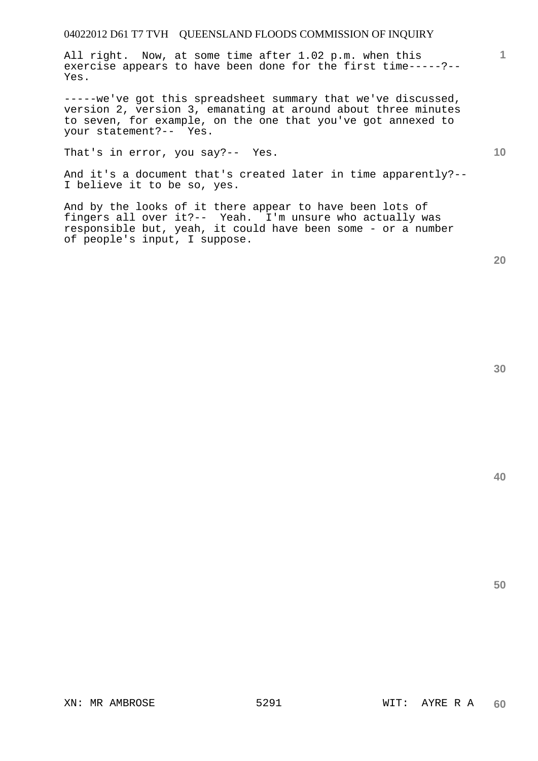All right. Now, at some time after 1.02 p.m. when this exercise appears to have been done for the first time-----?-- Yes.

-----we've got this spreadsheet summary that we've discussed, version 2, version 3, emanating at around about three minutes to seven, for example, on the one that you've got annexed to your statement?-- Yes.

That's in error, you say?-- Yes.

And it's a document that's created later in time apparently?-- I believe it to be so, yes.

And by the looks of it there appear to have been lots of fingers all over it?-- Yeah. I'm unsure who actually was responsible but, yeah, it could have been some - or a number of people's input, I suppose.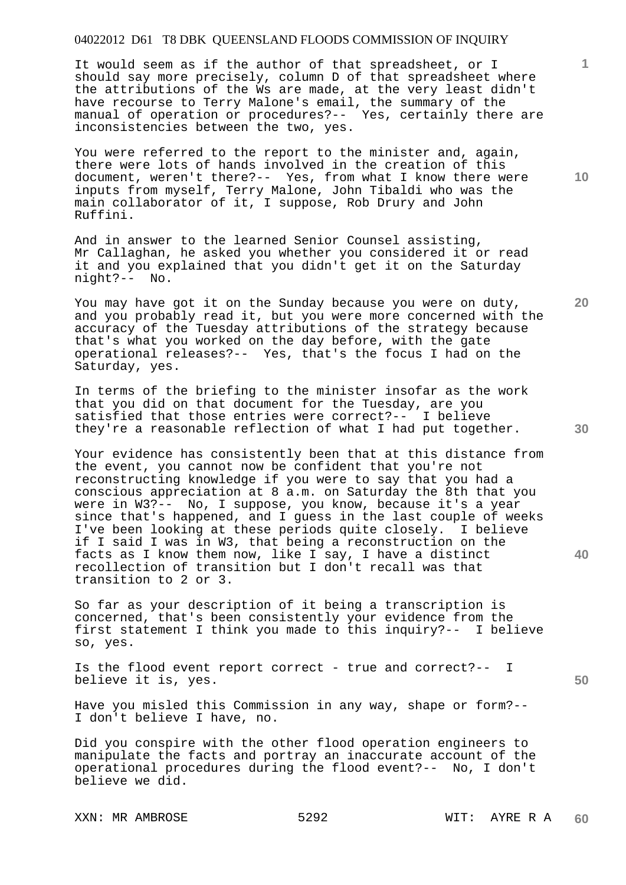It would seem as if the author of that spreadsheet, or I should say more precisely, column D of that spreadsheet where the attributions of the Ws are made, at the very least didn't have recourse to Terry Malone's email, the summary of the manual of operation or procedures?-- Yes, certainly there are inconsistencies between the two, yes.

You were referred to the report to the minister and, again, there were lots of hands involved in the creation of this document, weren't there?-- Yes, from what I know there were inputs from myself, Terry Malone, John Tibaldi who was the main collaborator of it, I suppose, Rob Drury and John Ruffini.

And in answer to the learned Senior Counsel assisting, Mr Callaghan, he asked you whether you considered it or read it and you explained that you didn't get it on the Saturday night?-- No.

You may have got it on the Sunday because you were on duty, and you probably read it, but you were more concerned with the accuracy of the Tuesday attributions of the strategy because that's what you worked on the day before, with the gate operational releases?-- Yes, that's the focus I had on the Saturday, yes.

In terms of the briefing to the minister insofar as the work that you did on that document for the Tuesday, are you satisfied that those entries were correct?-- I believe they're a reasonable reflection of what I had put together.

Your evidence has consistently been that at this distance from the event, you cannot now be confident that you're not reconstructing knowledge if you were to say that you had a conscious appreciation at 8 a.m. on Saturday the 8th that you were in W3?-- No, I suppose, you know, because it's a year since that's happened, and I guess in the last couple of weeks I've been looking at these periods quite closely. I believe if I said I was in W3, that being a reconstruction on the facts as I know them now, like I say, I have a distinct recollection of transition but I don't recall was that transition to 2 or 3.

So far as your description of it being a transcription is concerned, that's been consistently your evidence from the first statement I think you made to this inquiry?-- I believe so, yes.

Is the flood event report correct - true and correct?-- I believe it is, yes.

Have you misled this Commission in any way, shape or form?-- I don't believe I have, no.

Did you conspire with the other flood operation engineers to manipulate the facts and portray an inaccurate account of the operational procedures during the flood event?-- No, I don't believe we did.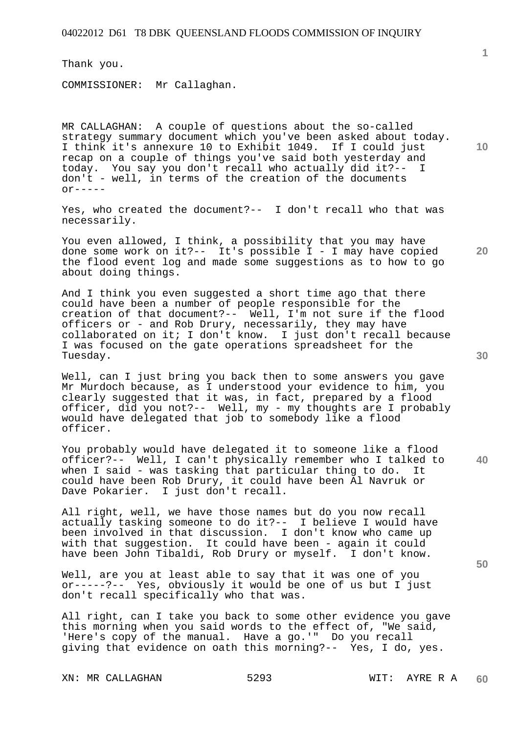Thank you.

COMMISSIONER: Mr Callaghan.

MR CALLAGHAN: A couple of questions about the so-called strategy summary document which you've been asked about today. I think it's annexure 10 to Exhibit 1049. If I could just recap on a couple of things you've said both yesterday and today. You say you don't recall who actually did it?-- I don't - well, in terms of the creation of the documents or-----

Yes, who created the document?-- I don't recall who that was necessarily.

You even allowed, I think, a possibility that you may have done some work on it?-- It's possible I - I may have copied the flood event log and made some suggestions as to how to go about doing things.

And I think you even suggested a short time ago that there could have been a number of people responsible for the creation of that document?-- Well, I'm not sure if the flood officers or - and Rob Drury, necessarily, they may have collaborated on it; I don't know. I just don't recall because I was focused on the gate operations spreadsheet for the Tuesday.

Well, can I just bring you back then to some answers you gave Mr Murdoch because, as I understood your evidence to him, you clearly suggested that it was, in fact, prepared by a flood officer, did you not?-- Well, my - my thoughts are I probably would have delegated that job to somebody like a flood officer.

You probably would have delegated it to someone like a flood officer?-- Well, I can't physically remember who I talked to when I said - was tasking that particular thing to do. It could have been Rob Drury, it could have been Al Navruk or Dave Pokarier. I just don't recall.

All right, well, we have those names but do you now recall actually tasking someone to do it?-- I believe I would have been involved in that discussion. I don't know who came up with that suggestion. It could have been - again it could have been John Tibaldi, Rob Drury or myself. I don't know.

Well, are you at least able to say that it was one of you or-----?-- Yes, obviously it would be one of us but I just don't recall specifically who that was.

All right, can I take you back to some other evidence you gave this morning when you said words to the effect of, "We said, 'Here's copy of the manual. Have a go.'" Do you recall giving that evidence on oath this morning?-- Yes, I do, yes.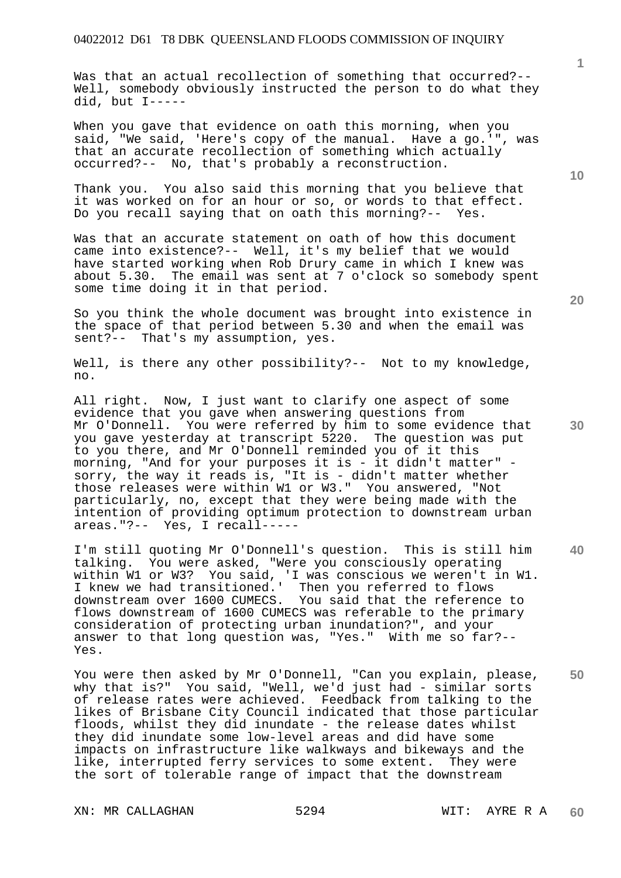Was that an actual recollection of something that occurred?-- Well, somebody obviously instructed the person to do what they did, but I-----

When you gave that evidence on oath this morning, when you said, "We said, 'Here's copy of the manual. Have a go.'", was that an accurate recollection of something which actually occurred?-- No, that's probably a reconstruction.

Thank you. You also said this morning that you believe that it was worked on for an hour or so, or words to that effect. Do you recall saying that on oath this morning?-- Yes.

Was that an accurate statement on oath of how this document came into existence?-- Well, it's my belief that we would have started working when Rob Drury came in which I knew was about 5.30. The email was sent at 7 o'clock so somebody spent some time doing it in that period.

So you think the whole document was brought into existence in the space of that period between 5.30 and when the email was sent?-- That's my assumption, yes.

Well, is there any other possibility?-- Not to my knowledge, no.

All right. Now, I just want to clarify one aspect of some evidence that you gave when answering questions from Mr O'Donnell. You were referred by him to some evidence that you gave yesterday at transcript 5220. The question was put to you there, and Mr O'Donnell reminded you of it this morning, "And for your purposes it is - it didn't matter" - sorry, the way it reads is, "It is - didn't matter whether those releases were within W1 or W3." You answered, "Not particularly, no, except that they were being made with the intention of providing optimum protection to downstream urban areas."?-- Yes, I recall-----

I'm still quoting Mr O'Donnell's question. This is still him talking. You were asked, "Were you consciously operating within W1 or W3? You said, 'I was conscious we weren't in W1. I knew we had transitioned.' Then you referred to flows downstream over 1600 CUMECS. You said that the reference to flows downstream of 1600 CUMECS was referable to the primary consideration of protecting urban inundation?", and your answer to that long question was, "Yes." With me so far?-- Yes.

You were then asked by Mr O'Donnell, "Can you explain, please, why that is?" You said, "Well, we'd just had - similar sorts of release rates were achieved. Feedback from talking to the likes of Brisbane City Council indicated that those particular floods, whilst they did inundate - the release dates whilst they did inundate some low-level areas and did have some impacts on infrastructure like walkways and bikeways and the like, interrupted ferry services to some extent. They were the sort of tolerable range of impact that the downstream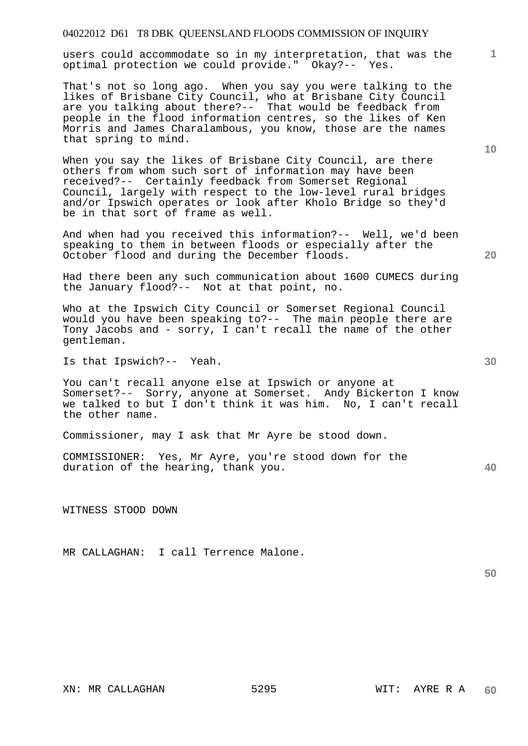users could accommodate so in my interpretation, that was the optimal protection we could provide." Okay?-- Yes.

That's not so long ago. When you say you were talking to the likes of Brisbane City Council, who at Brisbane City Council are you talking about there?-- That would be feedback from people in the flood information centres, so the likes of Ken Morris and James Charalambous, you know, those are the names that spring to mind.

When you say the likes of Brisbane City Council, are there others from whom such sort of information may have been received?-- Certainly feedback from Somerset Regional Council, largely with respect to the low-level rural bridges and/or Ipswich operates or look after Kholo Bridge so they'd be in that sort of frame as well.

And when had you received this information?-- Well, we'd been speaking to them in between floods or especially after the October flood and during the December floods.

Had there been any such communication about 1600 CUMECS during the January flood?-- Not at that point, no.

Who at the Ipswich City Council or Somerset Regional Council would you have been speaking to?-- The main people there are Tony Jacobs and - sorry, I can't recall the name of the other gentleman.

Is that Ipswich?-- Yeah.

You can't recall anyone else at Ipswich or anyone at Somerset?-- Sorry, anyone at Somerset. Andy Bickerton I know we talked to but I don't think it was him. No, I can't recall the other name.

Commissioner, may I ask that Mr Ayre be stood down.

COMMISSIONER: Yes, Mr Ayre, you're stood down for the duration of the hearing, thank you.

WITNESS STOOD DOWN

MR CALLAGHAN: I call Terrence Malone.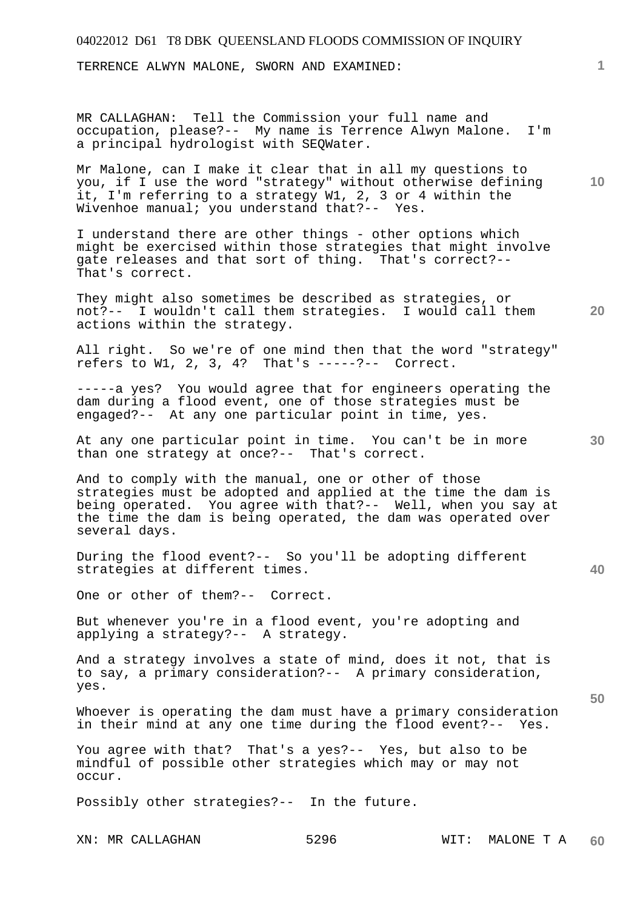TERRENCE ALWYN MALONE, SWORN AND EXAMINED:

MR CALLAGHAN: Tell the Commission your full name and occupation, please?-- My name is Terrence Alwyn Malone. I'm a principal hydrologist with SEQWater.

Mr Malone, can I make it clear that in all my questions to you, if I use the word "strategy" without otherwise defining it, I'm referring to a strategy W1, 2, 3 or 4 within the Wivenhoe manual; you understand that?-- Yes.

I understand there are other things - other options which might be exercised within those strategies that might involve gate releases and that sort of thing. That's correct?-- That's correct.

They might also sometimes be described as strategies, or not?-- I wouldn't call them strategies. I would call them actions within the strategy.

All right. So we're of one mind then that the word "strategy" refers to W1, 2, 3, 4? That's -----?-- Correct.

-----a yes? You would agree that for engineers operating the dam during a flood event, one of those strategies must be engaged?-- At any one particular point in time, yes.

At any one particular point in time. You can't be in more than one strategy at once?-- That's correct.

And to comply with the manual, one or other of those strategies must be adopted and applied at the time the dam is being operated. You agree with that?-- Well, when you say at the time the dam is being operated, the dam was operated over several days.

During the flood event?-- So you'll be adopting different strategies at different times.

One or other of them?-- Correct.

But whenever you're in a flood event, you're adopting and applying a strategy?-- A strategy.

And a strategy involves a state of mind, does it not, that is to say, a primary consideration?-- A primary consideration, yes.

Whoever is operating the dam must have a primary consideration in their mind at any one time during the flood event?-- Yes.

You agree with that? That's a yes?-- Yes, but also to be mindful of possible other strategies which may or may not occur.

Possibly other strategies?-- In the future.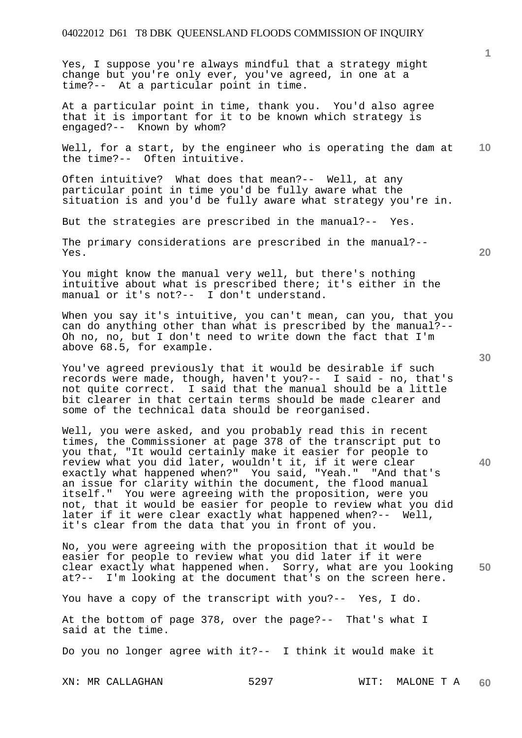Yes, I suppose you're always mindful that a strategy might change but you're only ever, you've agreed, in one at a time?-- At a particular point in time.

At a particular point in time, thank you. You'd also agree that it is important for it to be known which strategy is engaged?-- Known by whom?

Well, for a start, by the engineer who is operating the dam at the time?-- Often intuitive.

Often intuitive? What does that mean?-- Well, at any particular point in time you'd be fully aware what the situation is and you'd be fully aware what strategy you're in.

But the strategies are prescribed in the manual?-- Yes.

The primary considerations are prescribed in the manual?-- Yes.

You might know the manual very well, but there's nothing intuitive about what is prescribed there; it's either in the manual or it's not?-- I don't understand.

When you say it's intuitive, you can't mean, can you, that you can do anything other than what is prescribed by the manual?-- Oh no, no, but I don't need to write down the fact that I'm above 68.5, for example.

You've agreed previously that it would be desirable if such records were made, though, haven't you?-- I said - no, that's not quite correct. I said that the manual should be a little bit clearer in that certain terms should be made clearer and some of the technical data should be reorganised.

Well, you were asked, and you probably read this in recent times, the Commissioner at page 378 of the transcript put to you that, "It would certainly make it easier for people to review what you did later, wouldn't it, if it were clear exactly what happened when?" You said, "Yeah." "And that's an issue for clarity within the document, the flood manual itself." You were agreeing with the proposition, were you not, that it would be easier for people to review what you did later if it were clear exactly what happened when?-- Well, it's clear from the data that you in front of you.

No, you were agreeing with the proposition that it would be easier for people to review what you did later if it were clear exactly what happened when. Sorry, what are you looking at?-- I'm looking at the document that's on the screen here.

You have a copy of the transcript with you?-- Yes, I do.

At the bottom of page 378, over the page?-- That's what I said at the time.

Do you no longer agree with it?-- I think it would make it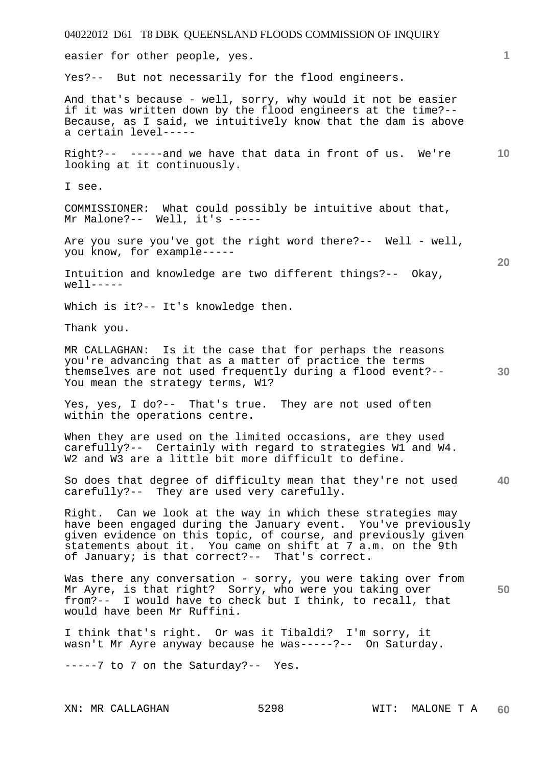easier for other people, yes.

Yes?-- But not necessarily for the flood engineers.

And that's because - well, sorry, why would it not be easier if it was written down by the flood engineers at the time?-- Because, as I said, we intuitively know that the dam is above a certain level-----

Right?-- -----and we have that data in front of us. We're looking at it continuously.

I see.

COMMISSIONER: What could possibly be intuitive about that, Mr Malone?-- Well, it's -----

Are you sure you've got the right word there?-- Well - well, you know, for example-----

Intuition and knowledge are two different things?-- Okay, well-----

Which is it?-- It's knowledge then.

Thank you.

MR CALLAGHAN: Is it the case that for perhaps the reasons you're advancing that as a matter of practice the terms themselves are not used frequently during a flood event?-- You mean the strategy terms, W1?

Yes, yes, I do?-- That's true. They are not used often within the operations centre.

When they are used on the limited occasions, are they used carefully?-- Certainly with regard to strategies W1 and W4. W2 and W3 are a little bit more difficult to define.

So does that degree of difficulty mean that they're not used carefully?-- They are used very carefully.

Right. Can we look at the way in which these strategies may have been engaged during the January event. You've previously given evidence on this topic, of course, and previously given statements about it. You came on shift at 7 a.m. on the 9th of January; is that correct?-- That's correct.

Was there any conversation - sorry, you were taking over from Mr Ayre, is that right? Sorry, who were you taking over from?-- I would have to check but I think, to recall, that would have been Mr Ruffini.

I think that's right. Or was it Tibaldi? I'm sorry, it wasn't Mr Ayre anyway because he was-----?-- On Saturday.

-----7 to 7 on the Saturday?-- Yes.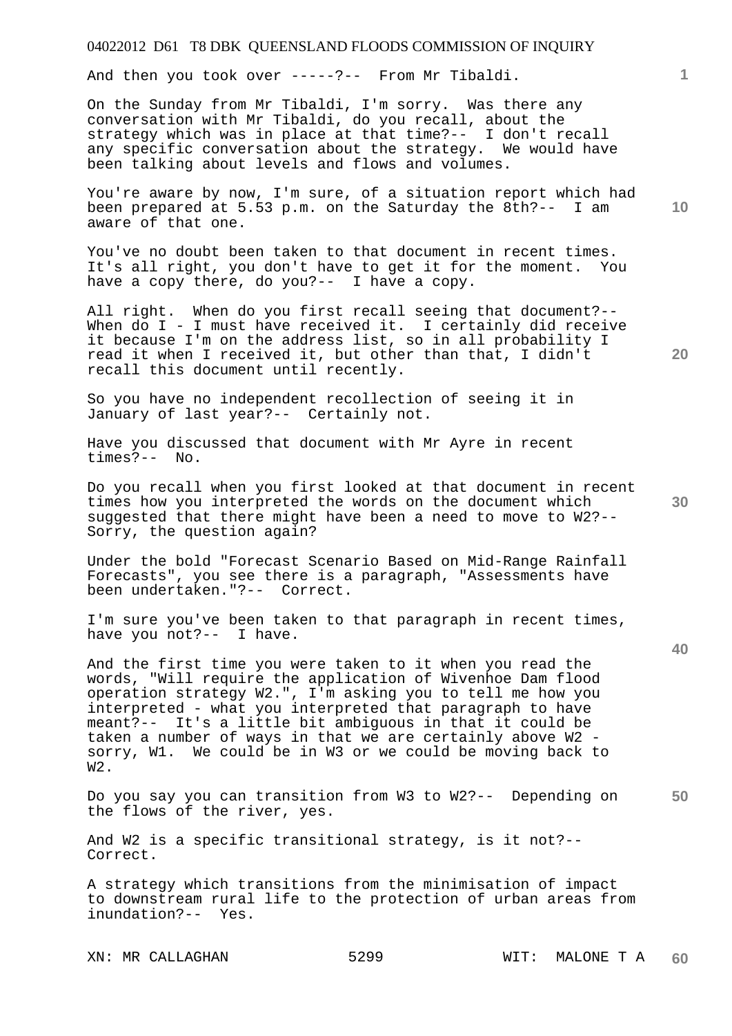And then you took over -----?-- From Mr Tibaldi.

On the Sunday from Mr Tibaldi, I'm sorry. Was there any conversation with Mr Tibaldi, do you recall, about the strategy which was in place at that time?-- I don't recall any specific conversation about the strategy. We would have been talking about levels and flows and volumes.

You're aware by now, I'm sure, of a situation report which had been prepared at 5.53 p.m. on the Saturday the 8th?-- I am aware of that one.

You've no doubt been taken to that document in recent times. It's all right, you don't have to get it for the moment. You have a copy there, do you?-- I have a copy.

All right. When do you first recall seeing that document?-- When do I - I must have received it. I certainly did receive it because I'm on the address list, so in all probability I read it when I received it, but other than that, I didn't recall this document until recently.

So you have no independent recollection of seeing it in January of last year?-- Certainly not.

Have you discussed that document with Mr Ayre in recent times?-- No.

Do you recall when you first looked at that document in recent times how you interpreted the words on the document which suggested that there might have been a need to move to W2?-- Sorry, the question again?

Under the bold "Forecast Scenario Based on Mid-Range Rainfall Forecasts", you see there is a paragraph, "Assessments have been undertaken."?-- Correct.

I'm sure you've been taken to that paragraph in recent times, have you not?-- I have.

And the first time you were taken to it when you read the words, "Will require the application of Wivenhoe Dam flood operation strategy W2.", I'm asking you to tell me how you interpreted - what you interpreted that paragraph to have meant?-- It's a little bit ambiguous in that it could be taken a number of ways in that we are certainly above W2 - sorry, W1. We could be in W3 or we could be moving back to W2.

Do you say you can transition from W3 to W2?-- Depending on the flows of the river, yes.

And W2 is a specific transitional strategy, is it not?-- Correct.

A strategy which transitions from the minimisation of impact to downstream rural life to the protection of urban areas from inundation?-- Yes.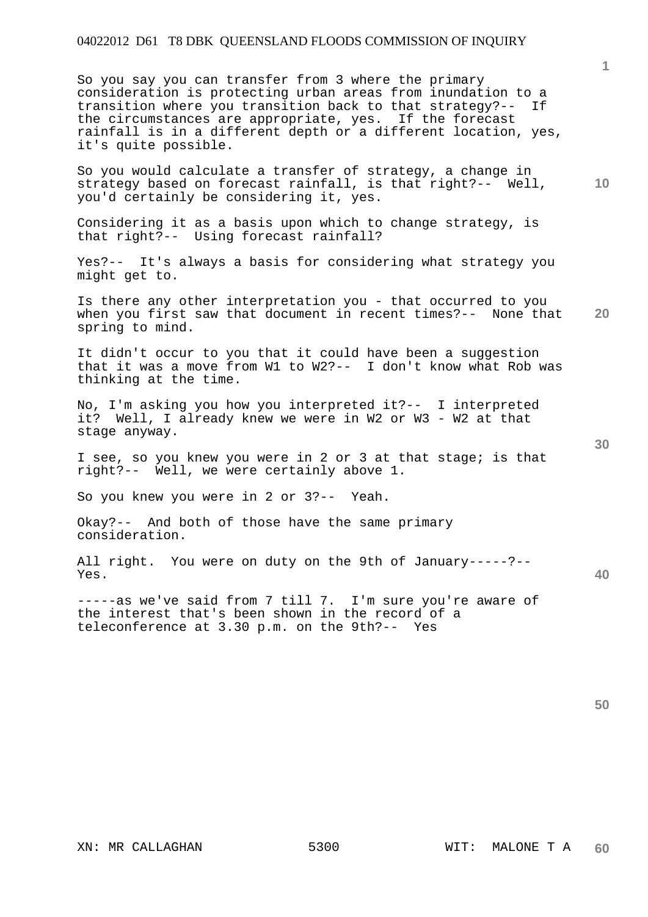So you say you can transfer from 3 where the primary consideration is protecting urban areas from inundation to a transition where you transition back to that strategy?-- If the circumstances are appropriate, yes. If the forecast rainfall is in a different depth or a different location, yes, it's quite possible.

So you would calculate a transfer of strategy, a change in strategy based on forecast rainfall, is that right?-- Well, you'd certainly be considering it, yes.

Considering it as a basis upon which to change strategy, is that right?-- Using forecast rainfall?

Yes?-- It's always a basis for considering what strategy you might get to.

Is there any other interpretation you - that occurred to you when you first saw that document in recent times?-- None that spring to mind.

It didn't occur to you that it could have been a suggestion that it was a move from W1 to W2?-- I don't know what Rob was thinking at the time.

No, I'm asking you how you interpreted it?-- I interpreted it? Well, I already knew we were in W2 or W3 - W2 at that stage anyway.

I see, so you knew you were in 2 or 3 at that stage; is that right?-- Well, we were certainly above 1.

So you knew you were in 2 or 3?-- Yeah.

Okay?-- And both of those have the same primary consideration.

All right. You were on duty on the 9th of January-----?-- Yes.

-----as we've said from 7 till 7. I'm sure you're aware of the interest that's been shown in the record of a teleconference at 3.30 p.m. on the 9th?-- Yes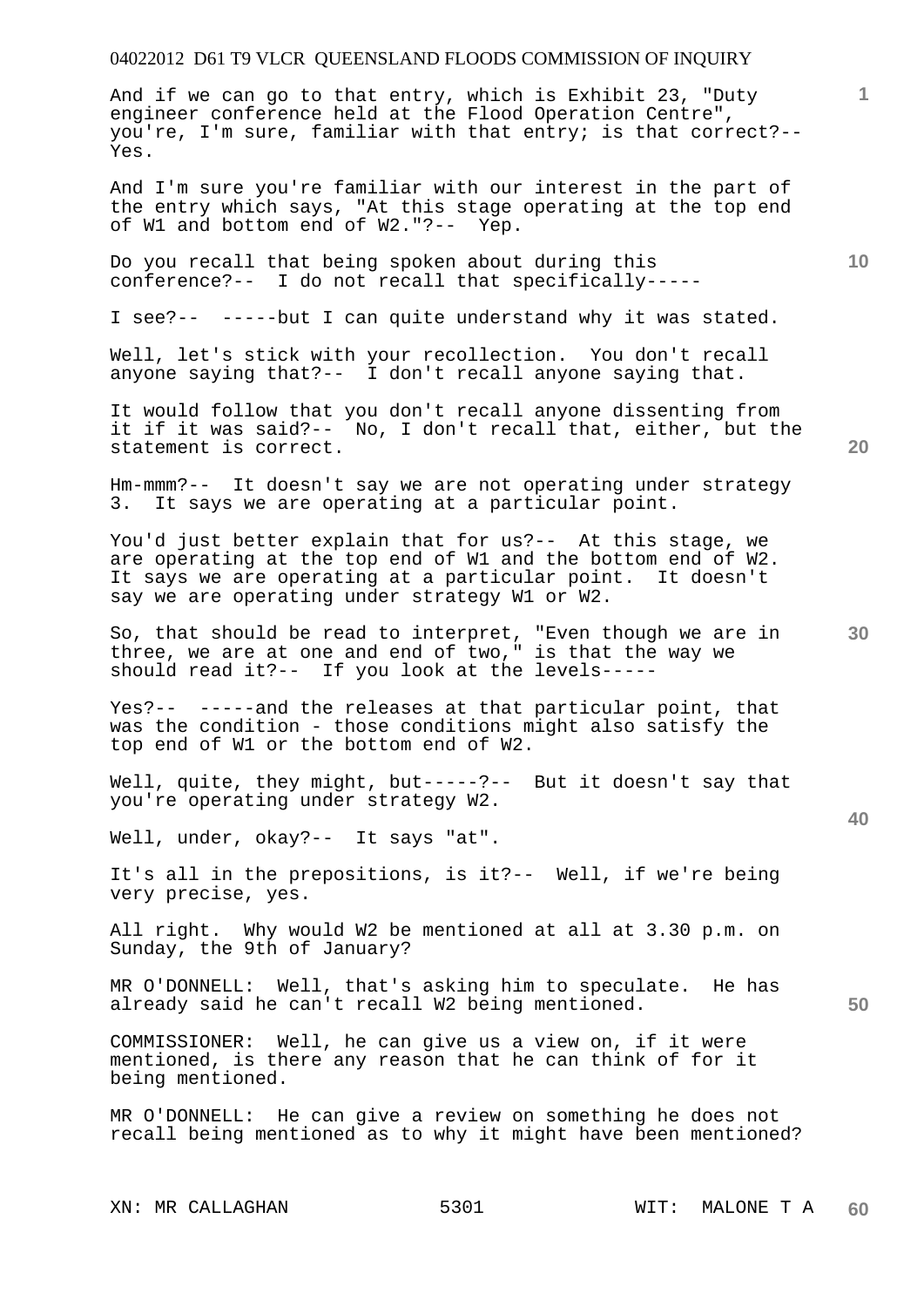And if we can go to that entry, which is Exhibit 23, "Duty engineer conference held at the Flood Operation Centre", you're, I'm sure, familiar with that entry; is that correct?-- Yes.

And I'm sure you're familiar with our interest in the part of the entry which says, "At this stage operating at the top end of W1 and bottom end of W2."?-- Yep.

Do you recall that being spoken about during this conference?-- I do not recall that specifically-----

I see?-- -----but I can quite understand why it was stated.

Well, let's stick with your recollection. You don't recall anyone saying that?-- I don't recall anyone saying that.

It would follow that you don't recall anyone dissenting from it if it was said?-- No, I don't recall that, either, but the statement is correct.

Hm-mmm?-- It doesn't say we are not operating under strategy 3. It says we are operating at a particular point.

You'd just better explain that for us?-- At this stage, we are operating at the top end of W1 and the bottom end of W2. It says we are operating at a particular point. It doesn't say we are operating under strategy W1 or W2.

So, that should be read to interpret, "Even though we are in three, we are at one and end of two," is that the way we should read it?-- If you look at the levels-----

Yes?-- -----and the releases at that particular point, that was the condition - those conditions might also satisfy the top end of W1 or the bottom end of W2.

Well, quite, they might, but-----?-- But it doesn't say that you're operating under strategy W2.

Well, under, okay?-- It says "at".

It's all in the prepositions, is it?-- Well, if we're being very precise, yes.

All right. Why would W2 be mentioned at all at 3.30 p.m. on Sunday, the 9th of January?

MR O'DONNELL: Well, that's asking him to speculate. He has already said he can't recall W2 being mentioned.

COMMISSIONER: Well, he can give us a view on, if it were mentioned, is there any reason that he can think of for it being mentioned.

MR O'DONNELL: He can give a review on something he does not recall being mentioned as to why it might have been mentioned?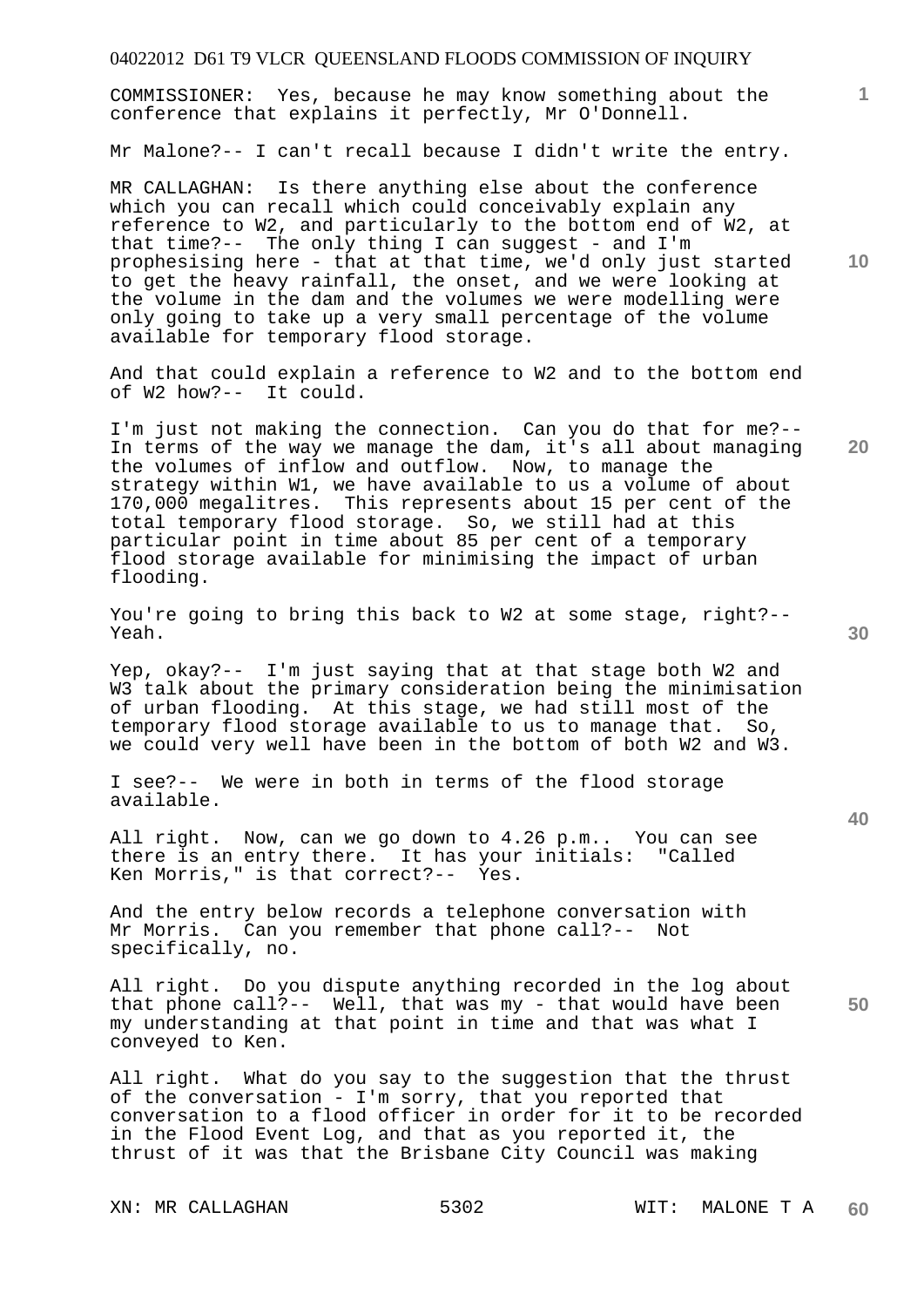COMMISSIONER: Yes, because he may know something about the conference that explains it perfectly, Mr O'Donnell.

Mr Malone?-- I can't recall because I didn't write the entry.

MR CALLAGHAN: Is there anything else about the conference which you can recall which could conceivably explain any reference to W2, and particularly to the bottom end of W2, at that time?-- The only thing I can suggest - and I'm prophesising here - that at that time, we'd only just started to get the heavy rainfall, the onset, and we were looking at the volume in the dam and the volumes we were modelling were only going to take up a very small percentage of the volume available for temporary flood storage.

And that could explain a reference to W2 and to the bottom end of W2 how?-- It could.

I'm just not making the connection. Can you do that for me?-- In terms of the way we manage the dam, it's all about managing the volumes of inflow and outflow. Now, to manage the strategy within W1, we have available to us a volume of about 170,000 megalitres. This represents about 15 per cent of the total temporary flood storage. So, we still had at this particular point in time about 85 per cent of a temporary flood storage available for minimising the impact of urban flooding.

You're going to bring this back to W2 at some stage, right?-- Yeah.

Yep, okay?-- I'm just saying that at that stage both W2 and W3 talk about the primary consideration being the minimisation of urban flooding. At this stage, we had still most of the temporary flood storage available to us to manage that. So, we could very well have been in the bottom of both W2 and W3.

I see?-- We were in both in terms of the flood storage available.

All right. Now, can we go down to 4.26 p.m.. You can see there is an entry there. It has your initials: "Called Ken Morris," is that correct?-- Yes.

And the entry below records a telephone conversation with Mr Morris. Can you remember that phone call?-- Not specifically, no.

All right. Do you dispute anything recorded in the log about that phone call?-- Well, that was my - that would have been my understanding at that point in time and that was what I conveyed to Ken.

All right. What do you say to the suggestion that the thrust of the conversation - I'm sorry, that you reported that conversation to a flood officer in order for it to be recorded in the Flood Event Log, and that as you reported it, the thrust of it was that the Brisbane City Council was making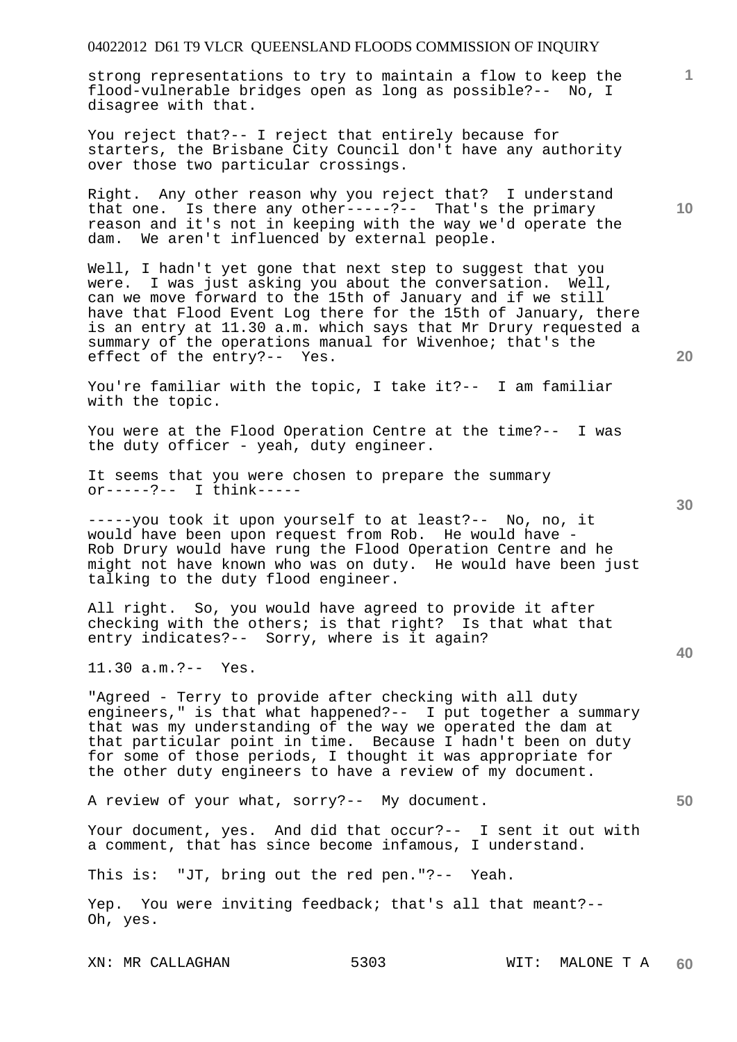strong representations to try to maintain a flow to keep the flood-vulnerable bridges open as long as possible?-- No, I disagree with that.

You reject that?-- I reject that entirely because for starters, the Brisbane City Council don't have any authority over those two particular crossings.

Right. Any other reason why you reject that? I understand that one. Is there any other-----?-- That's the primary reason and it's not in keeping with the way we'd operate the dam. We aren't influenced by external people.

Well, I hadn't yet gone that next step to suggest that you were. I was just asking you about the conversation. Well, can we move forward to the 15th of January and if we still have that Flood Event Log there for the 15th of January, there is an entry at 11.30 a.m. which says that Mr Drury requested a summary of the operations manual for Wivenhoe; that's the effect of the entry?-- Yes.

You're familiar with the topic, I take it?-- I am familiar with the topic.

You were at the Flood Operation Centre at the time?-- I was the duty officer - yeah, duty engineer.

It seems that you were chosen to prepare the summary or-----?-- I think-----

-----you took it upon yourself to at least?-- No, no, it would have been upon request from Rob. He would have - Rob Drury would have rung the Flood Operation Centre and he might not have known who was on duty. He would have been just talking to the duty flood engineer.

All right. So, you would have agreed to provide it after checking with the others; is that right? Is that what that entry indicates?-- Sorry, where is it again?

11.30 a.m.?-- Yes.

"Agreed - Terry to provide after checking with all duty engineers," is that what happened?-- I put together a summary that was my understanding of the way we operated the dam at that particular point in time. Because I hadn't been on duty for some of those periods, I thought it was appropriate for the other duty engineers to have a review of my document.

A review of your what, sorry?-- My document.

Your document, yes. And did that occur?-- I sent it out with a comment, that has since become infamous, I understand.

This is: "JT, bring out the red pen."?-- Yeah.

Yep. You were inviting feedback; that's all that meant?-- Oh, yes.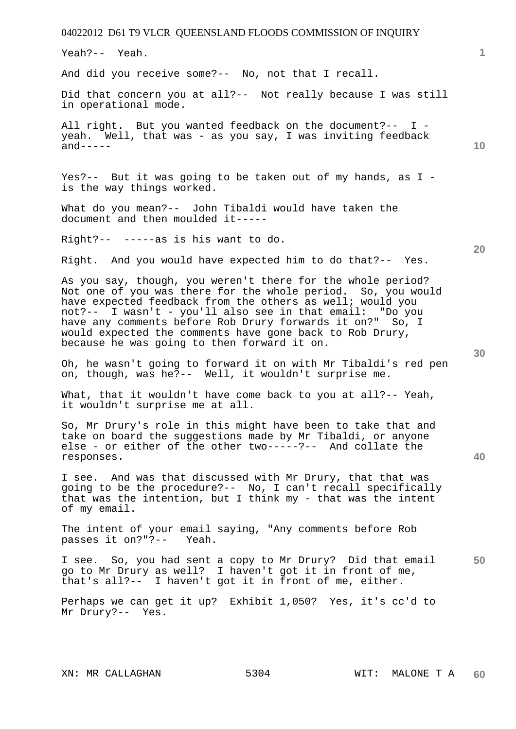Yeah?-- Yeah.

And did you receive some?-- No, not that I recall.

Did that concern you at all?-- Not really because I was still in operational mode.

All right. But you wanted feedback on the document?-- I - yeah. Well, that was - as you say, I was inviting feedback and-----

Yes?-- But it was going to be taken out of my hands, as I - is the way things worked.

What do you mean?-- John Tibaldi would have taken the document and then moulded it-----

Right?-- -----as is his want to do.

Right. And you would have expected him to do that?-- Yes.

As you say, though, you weren't there for the whole period? Not one of you was there for the whole period. So, you would have expected feedback from the others as well; would you not?-- I wasn't - you'll also see in that email: "Do you have any comments before Rob Drury forwards it on?" So, I would expected the comments have gone back to Rob Drury, because he was going to then forward it on.

Oh, he wasn't going to forward it on with Mr Tibaldi's red pen on, though, was he?-- Well, it wouldn't surprise me.

What, that it wouldn't have come back to you at all?-- Yeah, it wouldn't surprise me at all.

So, Mr Drury's role in this might have been to take that and take on board the suggestions made by Mr Tibaldi, or anyone else - or either of the other two-----?-- And collate the responses.

I see. And was that discussed with Mr Drury, that that was going to be the procedure?-- No, I can't recall specifically that was the intention, but I think my - that was the intent of my email.

The intent of your email saying, "Any comments before Rob passes it on?"?-- Yeah.

I see. So, you had sent a copy to Mr Drury? Did that email go to Mr Drury as well? I haven't got it in front of me, that's all?-- I haven't got it in front of me, either.

Perhaps we can get it up? Exhibit 1,050? Yes, it's cc'd to Mr Drury?-- Yes.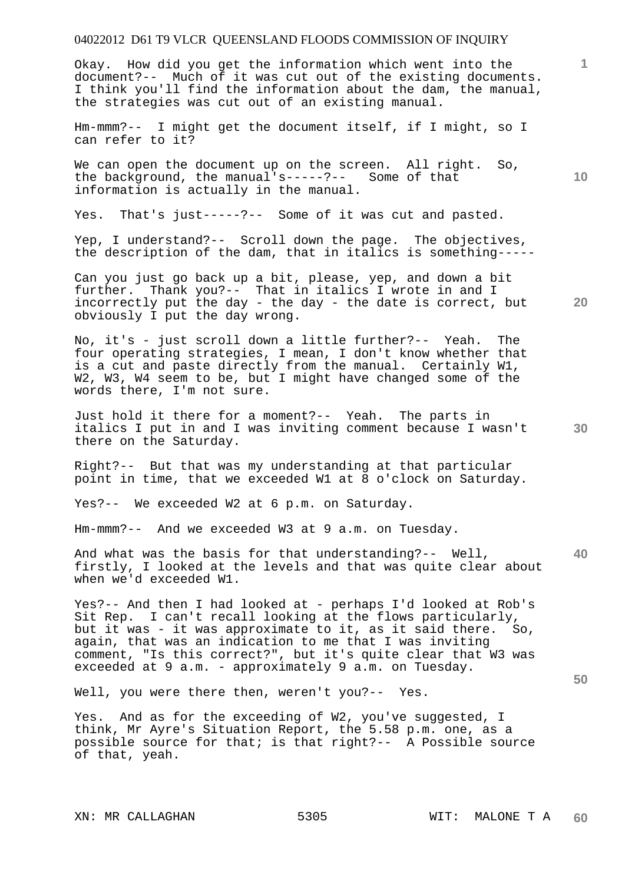Okay. How did you get the information which went into the document?-- Much of it was cut out of the existing documents. I think you'll find the information about the dam, the manual, the strategies was cut out of an existing manual.

Hm-mmm?-- I might get the document itself, if I might, so I can refer to it?

We can open the document up on the screen. All right. So, the background, the manual's-----?-- Some of that information is actually in the manual.

Yes. That's just-----?-- Some of it was cut and pasted.

Yep, I understand?-- Scroll down the page. The objectives, the description of the dam, that in italics is something-----

Can you just go back up a bit, please, yep, and down a bit further. Thank you?-- That in italics I wrote in and I incorrectly put the day - the day - the date is correct, but obviously I put the day wrong.

No, it's - just scroll down a little further?-- Yeah. The four operating strategies, I mean, I don't know whether that is a cut and paste directly from the manual. Certainly W1, W2, W3, W4 seem to be, but I might have changed some of the words there, I'm not sure.

Just hold it there for a moment?-- Yeah. The parts in italics I put in and I was inviting comment because I wasn't there on the Saturday.

Right?-- But that was my understanding at that particular point in time, that we exceeded W1 at 8 o'clock on Saturday.

Yes?-- We exceeded W2 at 6 p.m. on Saturday.

Hm-mmm?-- And we exceeded W3 at 9 a.m. on Tuesday.

And what was the basis for that understanding?-- Well, firstly, I looked at the levels and that was quite clear about when we'd exceeded W1.

Yes?-- And then I had looked at - perhaps I'd looked at Rob's Sit Rep. I can't recall looking at the flows particularly, but it was - it was approximate to it, as it said there. So, again, that was an indication to me that I was inviting comment, "Is this correct?", but it's quite clear that W3 was exceeded at 9 a.m. - approximately 9 a.m. on Tuesday.

Well, you were there then, weren't you?-- Yes.

Yes. And as for the exceeding of W2, you've suggested, I think, Mr Ayre's Situation Report, the 5.58 p.m. one, as a possible source for that; is that right?-- A Possible source of that, yeah.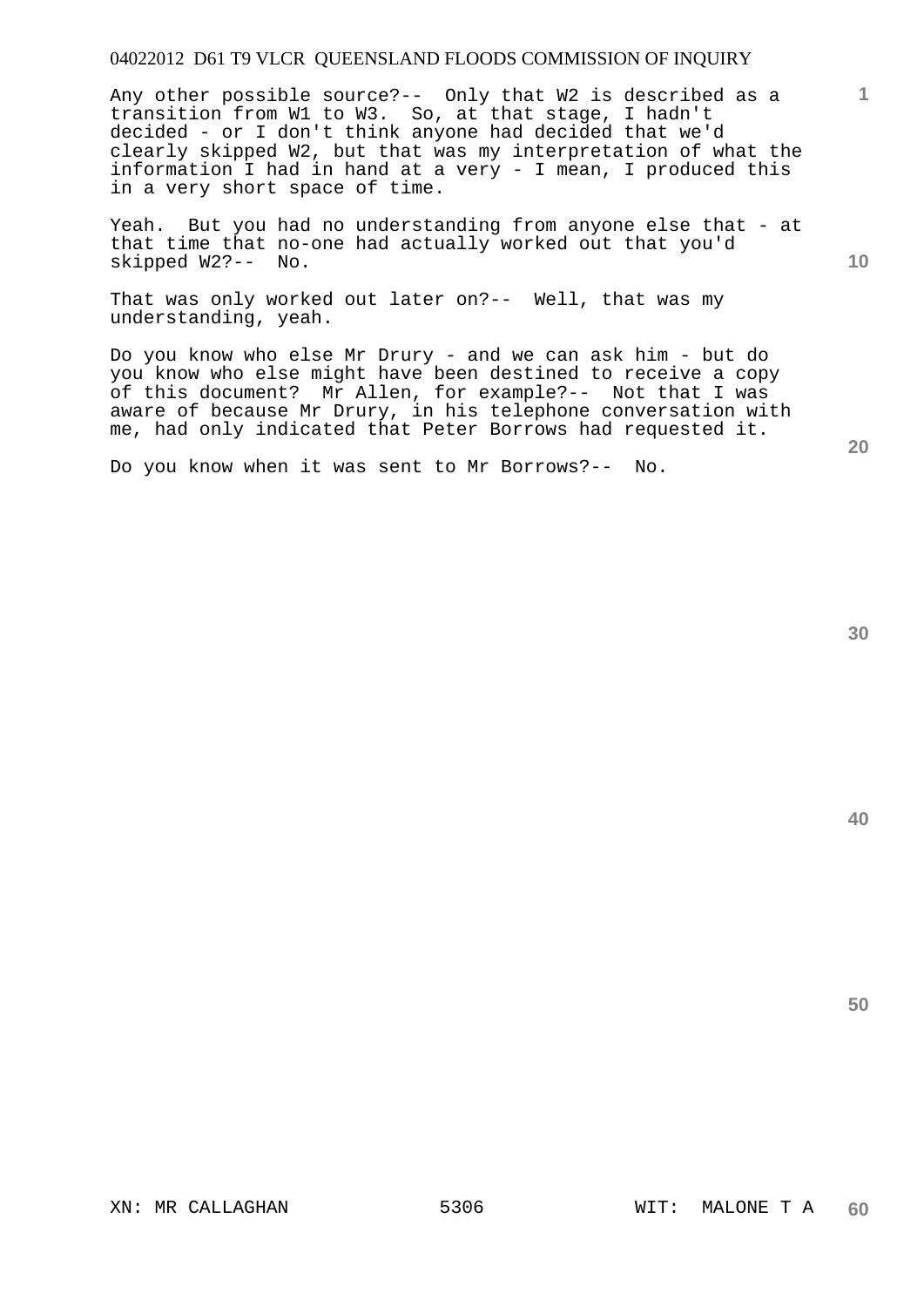Any other possible source?-- Only that W2 is described as a transition from W1 to W3. So, at that stage, I hadn't decided - or I don't think anyone had decided that we'd clearly skipped W2, but that was my interpretation of what the information I had in hand at a very - I mean, I produced this in a very short space of time.

Yeah. But you had no understanding from anyone else that - at that time that no-one had actually worked out that you'd skipped W2?-- No.

That was only worked out later on?-- Well, that was my understanding, yeah.

Do you know who else Mr Drury - and we can ask him - but do you know who else might have been destined to receive a copy of this document? Mr Allen, for example?-- Not that I was aware of because Mr Drury, in his telephone conversation with me, had only indicated that Peter Borrows had requested it.

Do you know when it was sent to Mr Borrows?-- No.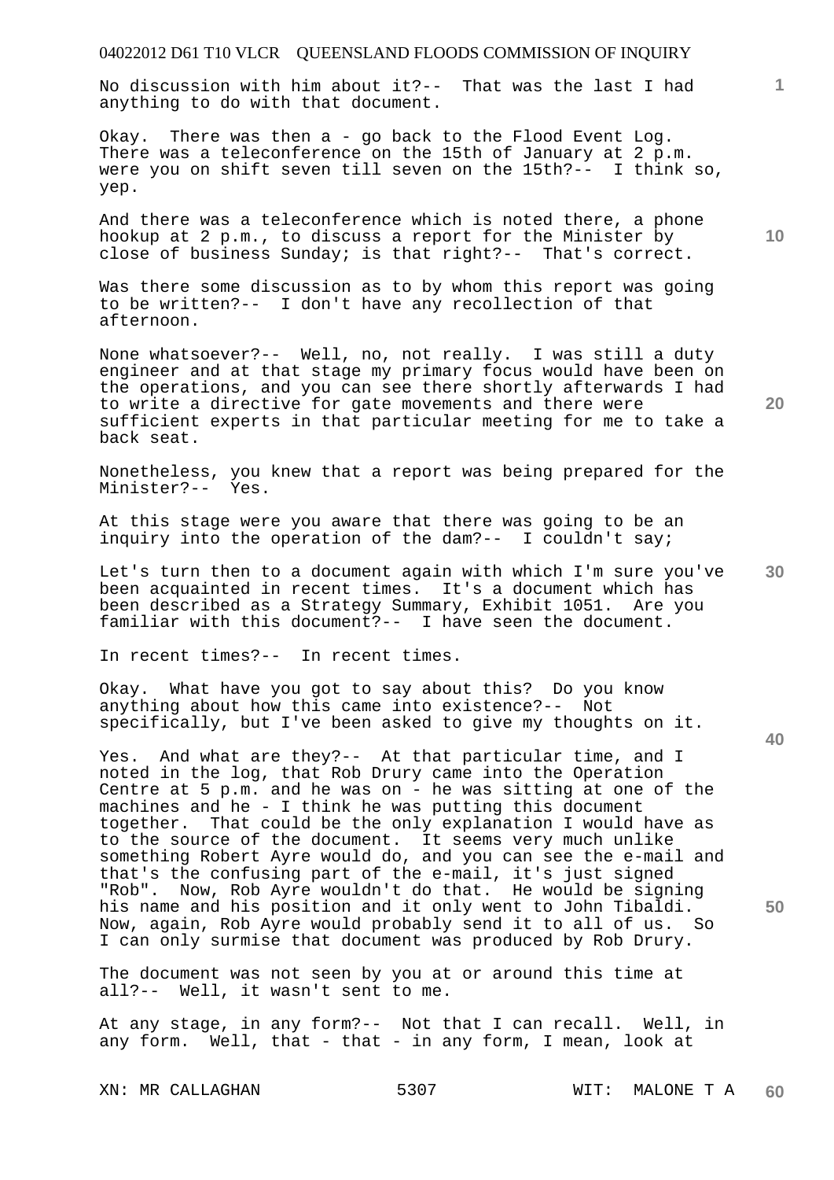No discussion with him about it?-- That was the last I had anything to do with that document.

Okay. There was then a - go back to the Flood Event Log. There was a teleconference on the 15th of January at 2 p.m. were you on shift seven till seven on the 15th?-- I think so, yep.

And there was a teleconference which is noted there, a phone hookup at 2 p.m., to discuss a report for the Minister by close of business Sunday; is that right?-- That's correct.

Was there some discussion as to by whom this report was going to be written?-- I don't have any recollection of that afternoon.

None whatsoever?-- Well, no, not really. I was still a duty engineer and at that stage my primary focus would have been on the operations, and you can see there shortly afterwards I had to write a directive for gate movements and there were sufficient experts in that particular meeting for me to take a back seat.

Nonetheless, you knew that a report was being prepared for the Minister?-- Yes.

At this stage were you aware that there was going to be an inquiry into the operation of the dam?-- I couldn't say;

Let's turn then to a document again with which I'm sure you've been acquainted in recent times. It's a document which has been described as a Strategy Summary, Exhibit 1051. Are you familiar with this document?-- I have seen the document.

In recent times?-- In recent times.

Okay. What have you got to say about this? Do you know anything about how this came into existence?-- Not specifically, but I've been asked to give my thoughts on it.

Yes. And what are they?-- At that particular time, and I noted in the log, that Rob Drury came into the Operation Centre at 5 p.m. and he was on - he was sitting at one of the machines and he - I think he was putting this document together. That could be the only explanation I would have as to the source of the document. It seems very much unlike something Robert Ayre would do, and you can see the e-mail and that's the confusing part of the e-mail, it's just signed "Rob". Now, Rob Ayre wouldn't do that. He would be signing his name and his position and it only went to John Tibaldi. Now, again, Rob Ayre would probably send it to all of us. So I can only surmise that document was produced by Rob Drury.

The document was not seen by you at or around this time at all?-- Well, it wasn't sent to me.

At any stage, in any form?-- Not that I can recall. Well, in any form. Well, that - that - in any form, I mean, look at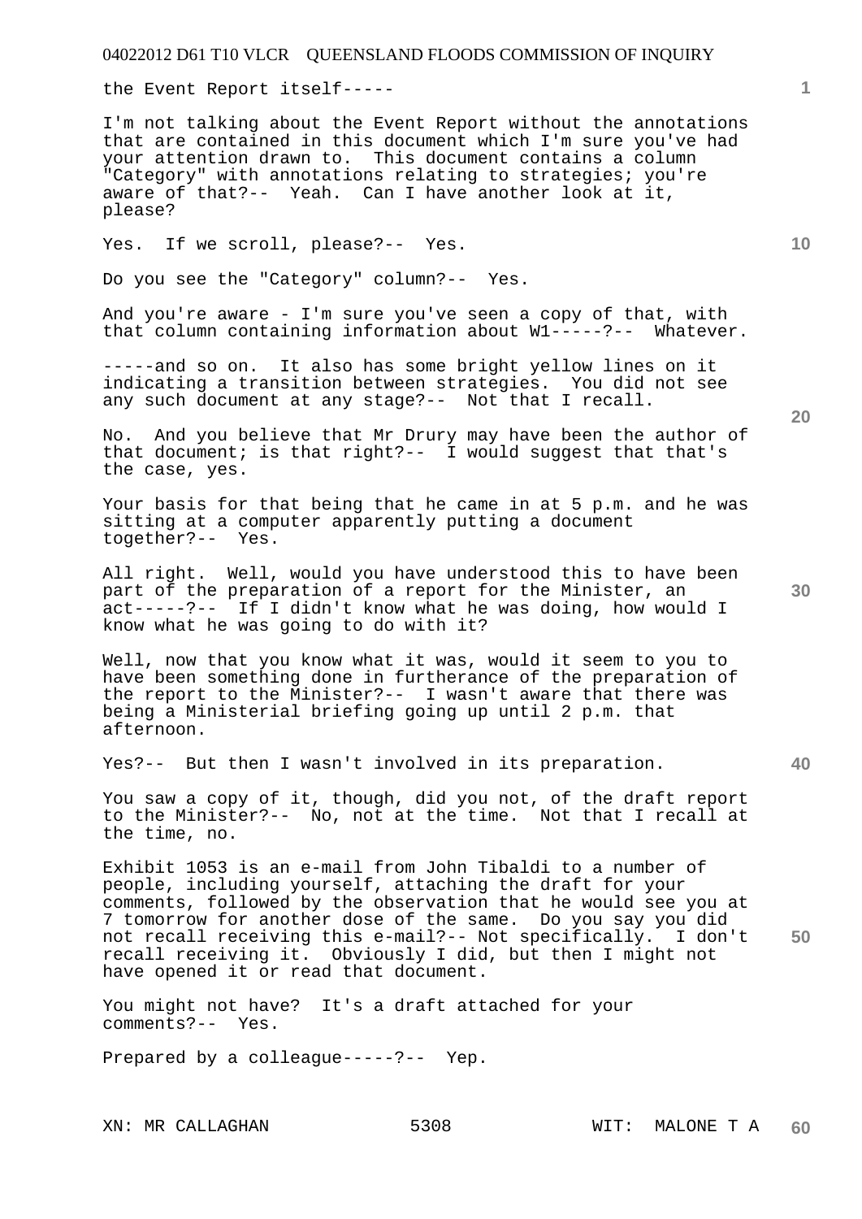the Event Report itself-----

I'm not talking about the Event Report without the annotations that are contained in this document which I'm sure you've had your attention drawn to. This document contains a column "Category" with annotations relating to strategies; you're aware of that?-- Yeah. Can I have another look at it, please?

Yes. If we scroll, please?-- Yes.

Do you see the "Category" column?-- Yes.

And you're aware - I'm sure you've seen a copy of that, with that column containing information about W1-----?-- Whatever.

-----and so on. It also has some bright yellow lines on it indicating a transition between strategies. You did not see any such document at any stage?-- Not that I recall.

No. And you believe that Mr Drury may have been the author of that document; is that right?-- I would suggest that that's the case, yes.

Your basis for that being that he came in at 5 p.m. and he was sitting at a computer apparently putting a document together?-- Yes.

All right. Well, would you have understood this to have been part of the preparation of a report for the Minister, an act-----?-- If I didn't know what he was doing, how would I know what he was going to do with it?

Well, now that you know what it was, would it seem to you to have been something done in furtherance of the preparation of the report to the Minister?-- I wasn't aware that there was being a Ministerial briefing going up until 2 p.m. that afternoon.

Yes?-- But then I wasn't involved in its preparation.

You saw a copy of it, though, did you not, of the draft report to the Minister?-- No, not at the time. Not that I recall at the time, no.

Exhibit 1053 is an e-mail from John Tibaldi to a number of people, including yourself, attaching the draft for your comments, followed by the observation that he would see you at 7 tomorrow for another dose of the same. Do you say you did not recall receiving this e-mail?-- Not specifically. I don't recall receiving it. Obviously I did, but then I might not have opened it or read that document.

You might not have? It's a draft attached for your comments?-- Yes.

Prepared by a colleague-----?-- Yep.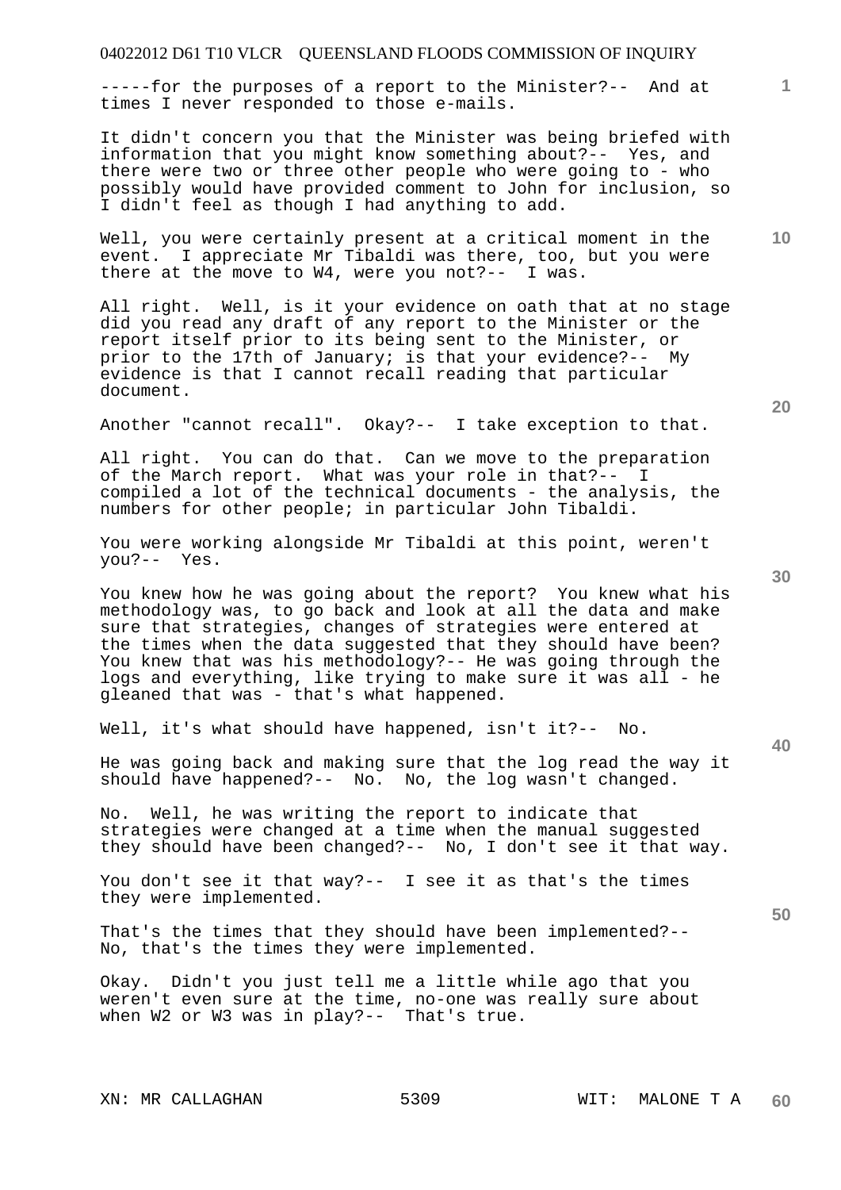-----for the purposes of a report to the Minister?-- And at times I never responded to those e-mails.

It didn't concern you that the Minister was being briefed with information that you might know something about?-- Yes, and there were two or three other people who were going to - who possibly would have provided comment to John for inclusion, so I didn't feel as though I had anything to add.

Well, you were certainly present at a critical moment in the event. I appreciate Mr Tibaldi was there, too, but you were there at the move to W4, were you not?-- I was.

All right. Well, is it your evidence on oath that at no stage did you read any draft of any report to the Minister or the report itself prior to its being sent to the Minister, or prior to the 17th of January; is that your evidence?-- My evidence is that I cannot recall reading that particular document.

Another "cannot recall". Okay?-- I take exception to that.

All right. You can do that. Can we move to the preparation of the March report. What was your role in that?-- I compiled a lot of the technical documents - the analysis, the numbers for other people; in particular John Tibaldi.

You were working alongside Mr Tibaldi at this point, weren't you?-- Yes.

You knew how he was going about the report? You knew what his methodology was, to go back and look at all the data and make sure that strategies, changes of strategies were entered at the times when the data suggested that they should have been? You knew that was his methodology?-- He was going through the logs and everything, like trying to make sure it was all - he gleaned that was - that's what happened.

Well, it's what should have happened, isn't it?-- No.

He was going back and making sure that the log read the way it should have happened?-- No. No, the log wasn't changed.

No. Well, he was writing the report to indicate that strategies were changed at a time when the manual suggested they should have been changed?-- No, I don't see it that way.

You don't see it that way?-- I see it as that's the times they were implemented.

That's the times that they should have been implemented?-- No, that's the times they were implemented.

Okay. Didn't you just tell me a little while ago that you weren't even sure at the time, no-one was really sure about when W2 or W3 was in play?-- That's true.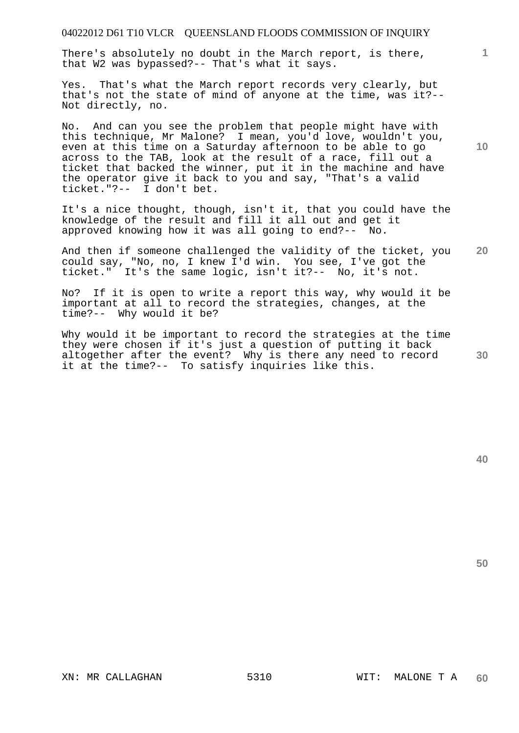There's absolutely no doubt in the March report, is there, that W2 was bypassed?-- That's what it says.

Yes. That's what the March report records very clearly, but that's not the state of mind of anyone at the time, was it?-- Not directly, no.

No. And can you see the problem that people might have with this technique, Mr Malone? I mean, you'd love, wouldn't you, even at this time on a Saturday afternoon to be able to go across to the TAB, look at the result of a race, fill out a ticket that backed the winner, put it in the machine and have the operator give it back to you and say, "That's a valid ticket."?-- I don't bet.

It's a nice thought, though, isn't it, that you could have the knowledge of the result and fill it all out and get it approved knowing how it was all going to end?-- No.

And then if someone challenged the validity of the ticket, you could say, "No, no, I knew I'd win. You see, I've got the ticket." It's the same logic, isn't it?-- No, it's not.

No? If it is open to write a report this way, why would it be important at all to record the strategies, changes, at the time?-- Why would it be?

Why would it be important to record the strategies at the time they were chosen if it's just a question of putting it back altogether after the event? Why is there any need to record it at the time?-- To satisfy inquiries like this.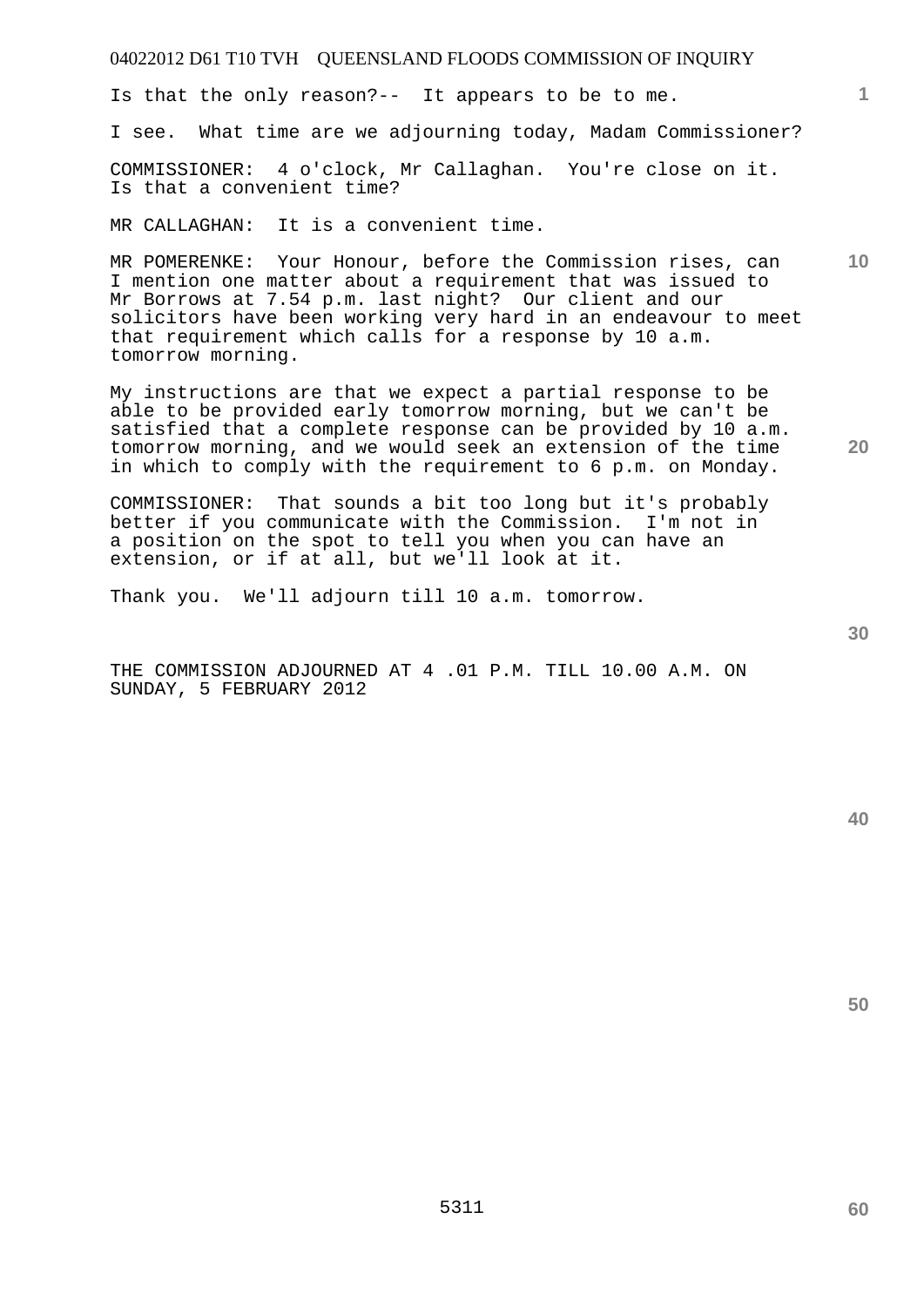Is that the only reason?-- It appears to be to me.

I see. What time are we adjourning today, Madam Commissioner?

COMMISSIONER: 4 o'clock, Mr Callaghan. You're close on it. Is that a convenient time?

MR CALLAGHAN: It is a convenient time.

MR POMERENKE: Your Honour, before the Commission rises, can I mention one matter about a requirement that was issued to Mr Borrows at 7.54 p.m. last night? Our client and our solicitors have been working very hard in an endeavour to meet that requirement which calls for a response by 10 a.m. tomorrow morning.

My instructions are that we expect a partial response to be able to be provided early tomorrow morning, but we can't be satisfied that a complete response can be provided by 10 a.m. tomorrow morning, and we would seek an extension of the time in which to comply with the requirement to 6 p.m. on Monday.

COMMISSIONER: That sounds a bit too long but it's probably better if you communicate with the Commission. I'm not in a position on the spot to tell you when you can have an extension, or if at all, but we'll look at it.

Thank you. We'll adjourn till 10 a.m. tomorrow.

THE COMMISSION ADJOURNED AT 4 .01 P.M. TILL 10.00 A.M. ON SUNDAY, 5 FEBRUARY 2012